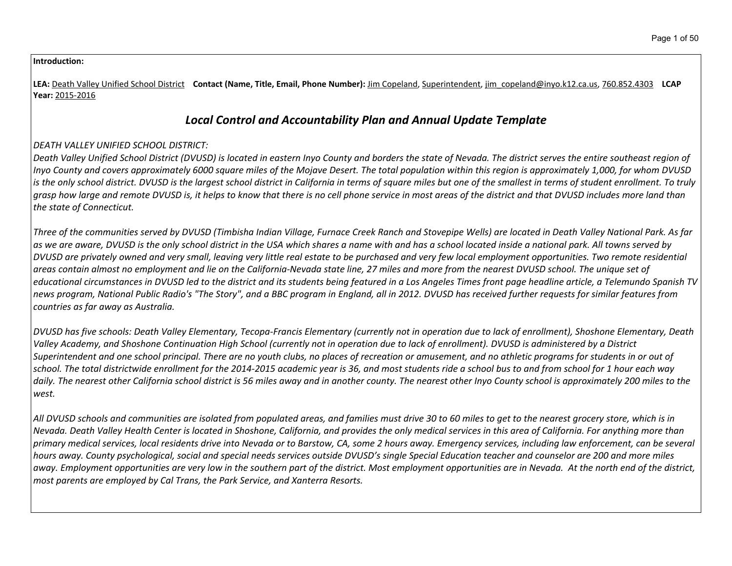**Introduction:**

**LEA:** Death Valley Unified School District **Contact (Name, Title, Email, Phone Number):** Jim Copeland, Superintendent, jim_copeland@inyo.k12.ca.us, 760.852.4303 **LCAP Year:** 2015-2016

## *Local Control and Accountability Plan and Annual Update Template*

*DEATH VALLEY UNIFIED SCHOOL DISTRICT:*
*Death Valley Unified School District (DVUSD) is located in eastern Inyo County and borders the state of Nevada. The district serves the entire southeast region of Inyo County and covers approximately 6000 square miles of the Mojave Desert. The total population within this region is approximately 1,000, for whom DVUSD is the only school district. DVUSD is the largest school district in California in terms of square miles but one of the smallest in terms of student enrollment. To truly grasp how large and remote DVUSD is, it helps to know that there is no cell phone service in most areas of the district and that DVUSD includes more land than the state of Connecticut.*

*Three of the communities served by DVUSD (Timbisha Indian Village, Furnace Creek Ranch and Stovepipe Wells) are located in Death Valley National Park. As far as we are aware, DVUSD is the only school district in the USA which shares a name with and has a school located inside a national park. All towns served by DVUSD are privately owned and very small, leaving very little real estate to be purchased and very few local employment opportunities. Two remote residential areas contain almost no employment and lie on the California-Nevada state line, 27 miles and more from the nearest DVUSD school. The unique set of educational circumstances in DVUSD led to the district and its students being featured in a Los Angeles Times front page headline article, a Telemundo Spanish TV news program, National Public Radio's "The Story", and a BBC program in England, all in 2012. DVUSD has received further requests for similar features from countries as far away as Australia.*

*DVUSD has five schools: Death Valley Elementary, Tecopa-Francis Elementary (currently not in operation due to lack of enrollment), Shoshone Elementary, Death Valley Academy, and Shoshone Continuation High School (currently not in operation due to lack of enrollment). DVUSD is administered by a District Superintendent and one school principal. There are no youth clubs, no places of recreation or amusement, and no athletic programs for students in or out of school. The total districtwide enrollment for the 2014-2015 academic year is 36, and most students ride a school bus to and from school for 1 hour each way daily. The nearest other California school district is 56 miles away and in another county. The nearest other Inyo County school is approximately 200 miles to the west.*

*All DVUSD schools and communities are isolated from populated areas, and families must drive 30 to 60 miles to get to the nearest grocery store, which is in Nevada. Death Valley Health Center is located in Shoshone, California, and provides the only medical services in this area of California. For anything more than primary medical services, local residents drive into Nevada or to Barstow, CA, some 2 hours away. Emergency services, including law enforcement, can be several hours away. County psychological, social and special needs services outside DVUSD's single Special Education teacher and counselor are 200 and more miles away. Employment opportunities are very low in the southern part of the district. Most employment opportunities are in Nevada. At the north end of the district, most parents are employed by Cal Trans, the Park Service, and Xanterra Resorts.*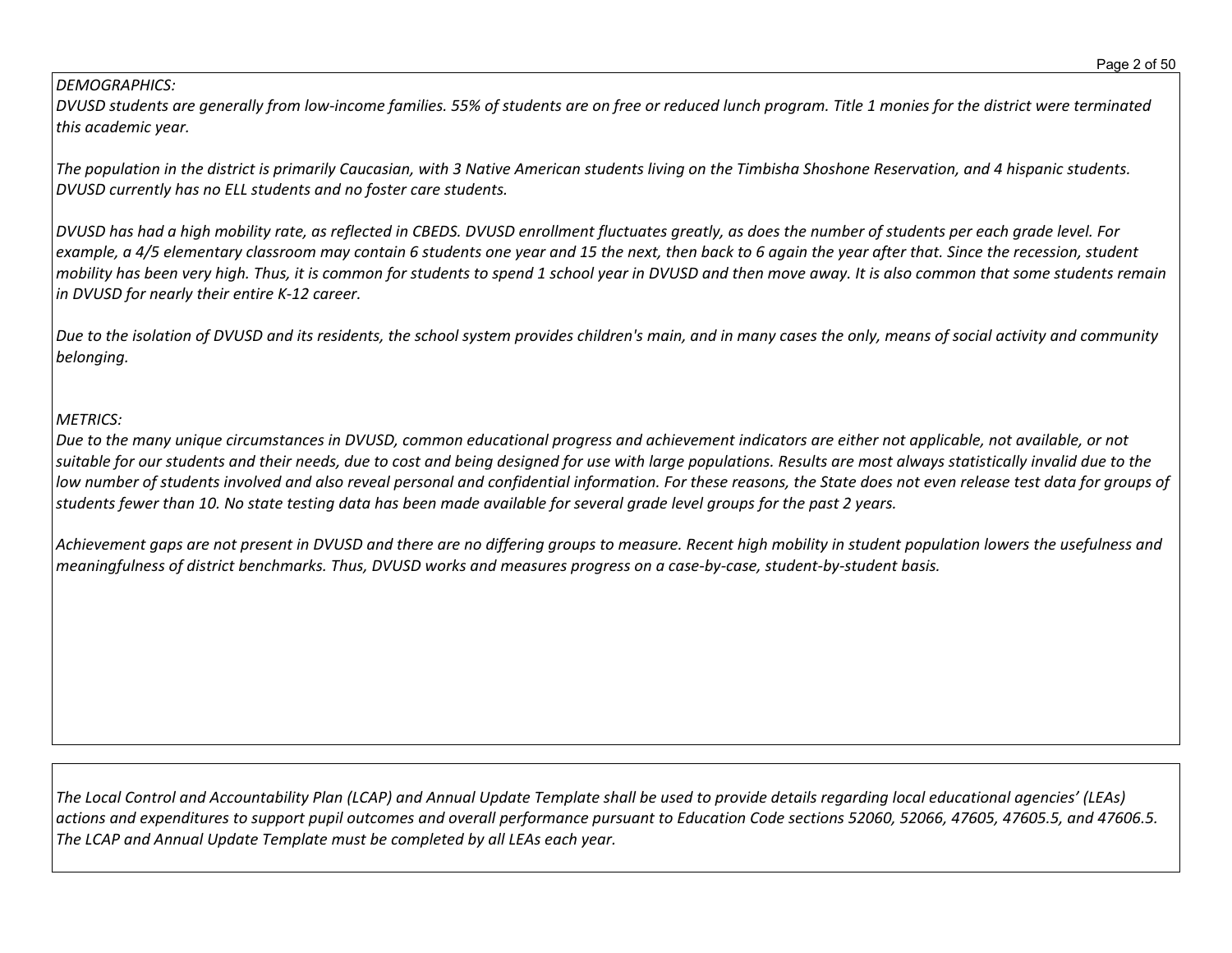*DEMOGRAPHICS:*
*DVUSD students are generally from low-income families. 55% of students are on free or reduced lunch program. Title 1 monies for the district were terminated this academic year.*

*The population in the district is primarily Caucasian, with 3 Native American students living on the Timbisha Shoshone Reservation, and 4 hispanic students. DVUSD currently has no ELL students and no foster care students.*

*DVUSD has had a high mobility rate, as reflected in CBEDS. DVUSD enrollment fluctuates greatly, as does the number of students per each grade level. For example, a 4/5 elementary classroom may contain 6 students one year and 15 the next, then back to 6 again the year after that. Since the recession, student mobility has been very high. Thus, it is common for students to spend 1 school year in DVUSD and then move away. It is also common that some students remain in DVUSD for nearly their entire K-12 career.*

*Due to the isolation of DVUSD and its residents, the school system provides children's main, and in many cases the only, means of social activity and community belonging.*

*METRICS:*
*Due to the many unique circumstances in DVUSD, common educational progress and achievement indicators are either not applicable, not available, or not suitable for our students and their needs, due to cost and being designed for use with large populations. Results are most always statistically invalid due to the low number of students involved and also reveal personal and confidential information. For these reasons, the State does not even release test data for groups of students fewer than 10. No state testing data has been made available for several grade level groups for the past 2 years.*

*Achievement gaps are not present in DVUSD and there are no differing groups to measure. Recent high mobility in student population lowers the usefulness and meaningfulness of district benchmarks. Thus, DVUSD works and measures progress on a case-by-case, student-by-student basis.*

*The Local Control and Accountability Plan (LCAP) and Annual Update Template shall be used to provide details regarding local educational agencies' (LEAs) actions and expenditures to support pupil outcomes and overall performance pursuant to Education Code sections 52060, 52066, 47605, 47605.5, and 47606.5. The LCAP and Annual Update Template must be completed by all LEAs each year.*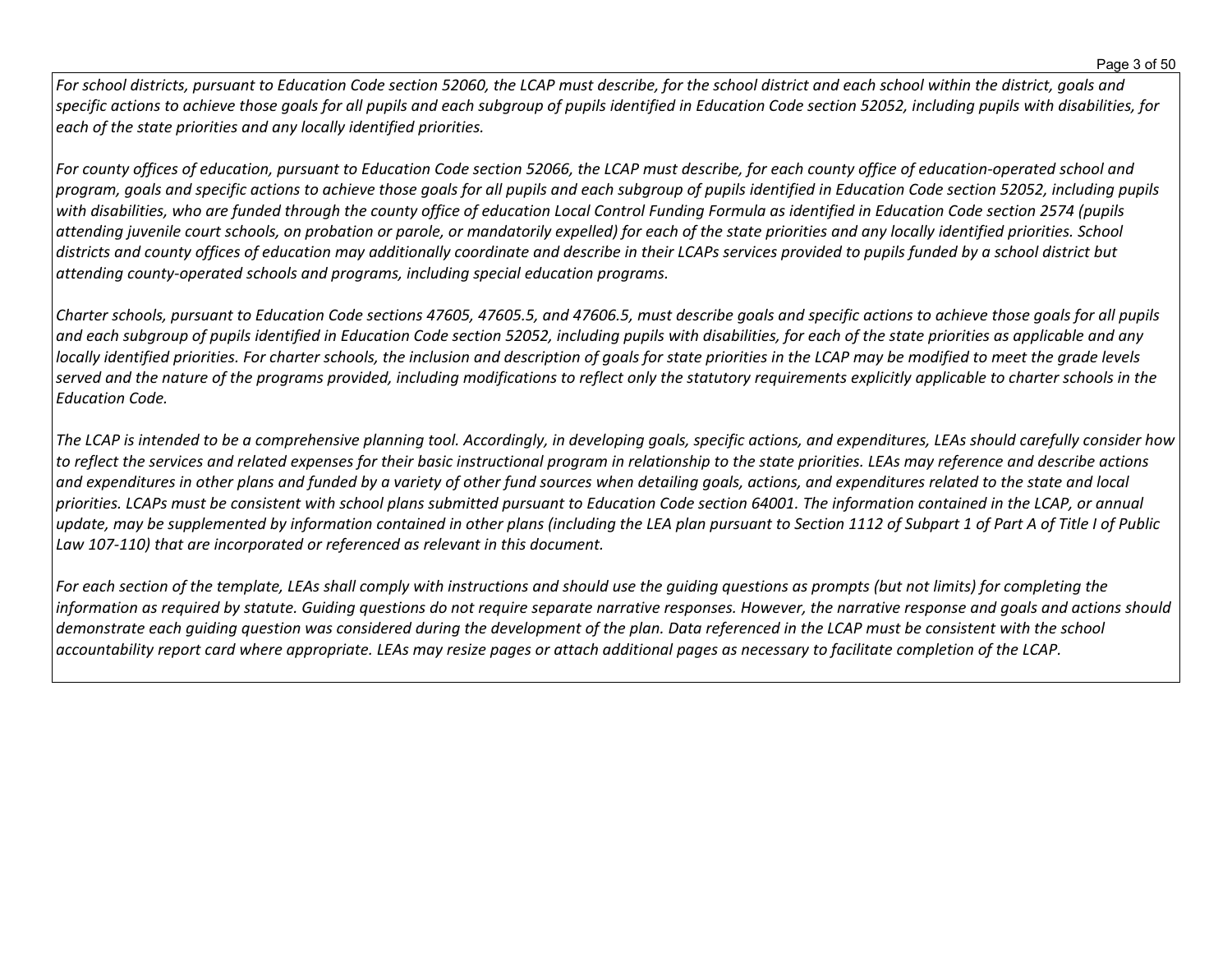*For school districts, pursuant to Education Code section 52060, the LCAP must describe, for the school district and each school within the district, goals and specific actions to achieve those goals for all pupils and each subgroup of pupils identified in Education Code section 52052, including pupils with disabilities, for each of the state priorities and any locally identified priorities.*

*For county offices of education, pursuant to Education Code section 52066, the LCAP must describe, for each county office of education-operated school and program, goals and specific actions to achieve those goals for all pupils and each subgroup of pupils identified in Education Code section 52052, including pupils with disabilities, who are funded through the county office of education Local Control Funding Formula as identified in Education Code section 2574 (pupils attending juvenile court schools, on probation or parole, or mandatorily expelled) for each of the state priorities and any locally identified priorities. School districts and county offices of education may additionally coordinate and describe in their LCAPs services provided to pupils funded by a school district but attending county-operated schools and programs, including special education programs.*

*Charter schools, pursuant to Education Code sections 47605, 47605.5, and 47606.5, must describe goals and specific actions to achieve those goals for all pupils and each subgroup of pupils identified in Education Code section 52052, including pupils with disabilities, for each of the state priorities as applicable and any locally identified priorities. For charter schools, the inclusion and description of goals for state priorities in the LCAP may be modified to meet the grade levels served and the nature of the programs provided, including modifications to reflect only the statutory requirements explicitly applicable to charter schools in the Education Code.*

*The LCAP is intended to be a comprehensive planning tool. Accordingly, in developing goals, specific actions, and expenditures, LEAs should carefully consider how to reflect the services and related expenses for their basic instructional program in relationship to the state priorities. LEAs may reference and describe actions and expenditures in other plans and funded by a variety of other fund sources when detailing goals, actions, and expenditures related to the state and local priorities. LCAPs must be consistent with school plans submitted pursuant to Education Code section 64001. The information contained in the LCAP, or annual update, may be supplemented by information contained in other plans (including the LEA plan pursuant to Section 1112 of Subpart 1 of Part A of Title I of Public Law 107-110) that are incorporated or referenced as relevant in this document.*

*For each section of the template, LEAs shall comply with instructions and should use the guiding questions as prompts (but not limits) for completing the information as required by statute. Guiding questions do not require separate narrative responses. However, the narrative response and goals and actions should demonstrate each guiding question was considered during the development of the plan. Data referenced in the LCAP must be consistent with the school accountability report card where appropriate. LEAs may resize pages or attach additional pages as necessary to facilitate completion of the LCAP.*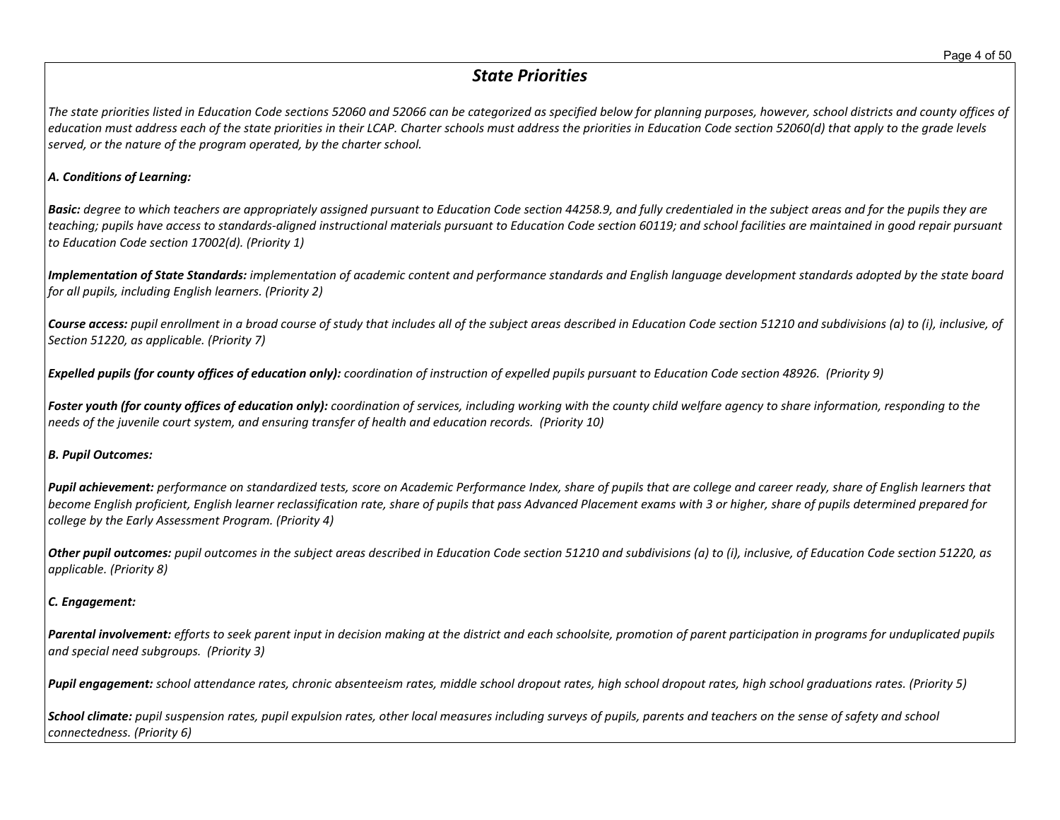# *State Priorities*

*The state priorities listed in Education Code sections 52060 and 52066 can be categorized as specified below for planning purposes, however, school districts and county offices of education must address each of the state priorities in their LCAP. Charter schools must address the priorities in Education Code section 52060(d) that apply to the grade levels served, or the nature of the program operated, by the charter school.*

***A. Conditions of Learning:***

***Basic:*** *degree to which teachers are appropriately assigned pursuant to Education Code section 44258.9, and fully credentialed in the subject areas and for the pupils they are teaching; pupils have access to standards-aligned instructional materials pursuant to Education Code section 60119; and school facilities are maintained in good repair pursuant to Education Code section 17002(d). (Priority 1)*

***Implementation of State Standards:*** *implementation of academic content and performance standards and English language development standards adopted by the state board for all pupils, including English learners. (Priority 2)*

***Course access:*** *pupil enrollment in a broad course of study that includes all of the subject areas described in Education Code section 51210 and subdivisions (a) to (i), inclusive, of Section 51220, as applicable. (Priority 7)*

***Expelled pupils (for county offices of education only):*** *coordination of instruction of expelled pupils pursuant to Education Code section 48926. (Priority 9)*

***Foster youth (for county offices of education only):*** *coordination of services, including working with the county child welfare agency to share information, responding to the needs of the juvenile court system, and ensuring transfer of health and education records. (Priority 10)*

***B. Pupil Outcomes:***

***Pupil achievement:*** *performance on standardized tests, score on Academic Performance Index, share of pupils that are college and career ready, share of English learners that become English proficient, English learner reclassification rate, share of pupils that pass Advanced Placement exams with 3 or higher, share of pupils determined prepared for college by the Early Assessment Program. (Priority 4)*

***Other pupil outcomes:*** *pupil outcomes in the subject areas described in Education Code section 51210 and subdivisions (a) to (i), inclusive, of Education Code section 51220, as applicable. (Priority 8)*

***C. Engagement:***

***Parental involvement:*** *efforts to seek parent input in decision making at the district and each schoolsite, promotion of parent participation in programs for unduplicated pupils and special need subgroups. (Priority 3)*

***Pupil engagement:*** *school attendance rates, chronic absenteeism rates, middle school dropout rates, high school dropout rates, high school graduations rates. (Priority 5)*

***School climate:*** *pupil suspension rates, pupil expulsion rates, other local measures including surveys of pupils, parents and teachers on the sense of safety and school connectedness. (Priority 6)*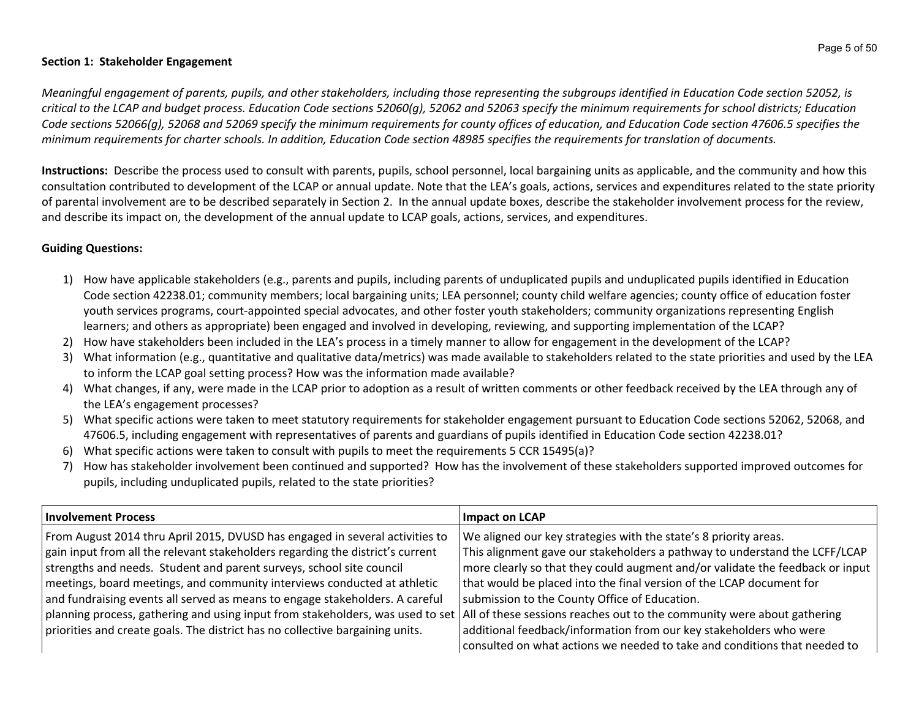**Section 1: Stakeholder Engagement**

*Meaningful engagement of parents, pupils, and other stakeholders, including those representing the subgroups identified in Education Code section 52052, is critical to the LCAP and budget process. Education Code sections 52060(g), 52062 and 52063 specify the minimum requirements for school districts; Education Code sections 52066(g), 52068 and 52069 specify the minimum requirements for county offices of education, and Education Code section 47606.5 specifies the minimum requirements for charter schools. In addition, Education Code section 48985 specifies the requirements for translation of documents.*

**Instructions:** Describe the process used to consult with parents, pupils, school personnel, local bargaining units as applicable, and the community and how this consultation contributed to development of the LCAP or annual update. Note that the LEA's goals, actions, services and expenditures related to the state priority of parental involvement are to be described separately in Section 2. In the annual update boxes, describe the stakeholder involvement process for the review, and describe its impact on, the development of the annual update to LCAP goals, actions, services, and expenditures.

**Guiding Questions:**

1) How have applicable stakeholders (e.g., parents and pupils, including parents of unduplicated pupils and unduplicated pupils identified in Education Code section 42238.01; community members; local bargaining units; LEA personnel; county child welfare agencies; county office of education foster youth services programs, court-appointed special advocates, and other foster youth stakeholders; community organizations representing English learners; and others as appropriate) been engaged and involved in developing, reviewing, and supporting implementation of the LCAP?
2) How have stakeholders been included in the LEA's process in a timely manner to allow for engagement in the development of the LCAP?
3) What information (e.g., quantitative and qualitative data/metrics) was made available to stakeholders related to the state priorities and used by the LEA to inform the LCAP goal setting process? How was the information made available?
4) What changes, if any, were made in the LCAP prior to adoption as a result of written comments or other feedback received by the LEA through any of the LEA's engagement processes?
5) What specific actions were taken to meet statutory requirements for stakeholder engagement pursuant to Education Code sections 52062, 52068, and 47606.5, including engagement with representatives of parents and guardians of pupils identified in Education Code section 42238.01?
6) What specific actions were taken to consult with pupils to meet the requirements 5 CCR 15495(a)?
7) How has stakeholder involvement been continued and supported? How has the involvement of these stakeholders supported improved outcomes for pupils, including unduplicated pupils, related to the state priorities?

| Involvement Process | Impact on LCAP |
|---|---|
| From August 2014 thru April 2015, DVUSD has engaged in several activities to gain input from all the relevant stakeholders regarding the district's current strengths and needs. Student and parent surveys, school site council meetings, board meetings, and community interviews conducted at athletic and fundraising events all served as means to engage stakeholders. A careful planning process, gathering and using input from stakeholders, was used to set priorities and create goals. The district has no collective bargaining units. | We aligned our key strategies with the state's 8 priority areas.<br>This alignment gave our stakeholders a pathway to understand the LCFF/LCAP more clearly so that they could augment and/or validate the feedback or input that would be placed into the final version of the LCAP document for submission to the County Office of Education.<br>All of these sessions reaches out to the community were about gathering additional feedback/information from our key stakeholders who were consulted on what actions we needed to take and conditions that needed to |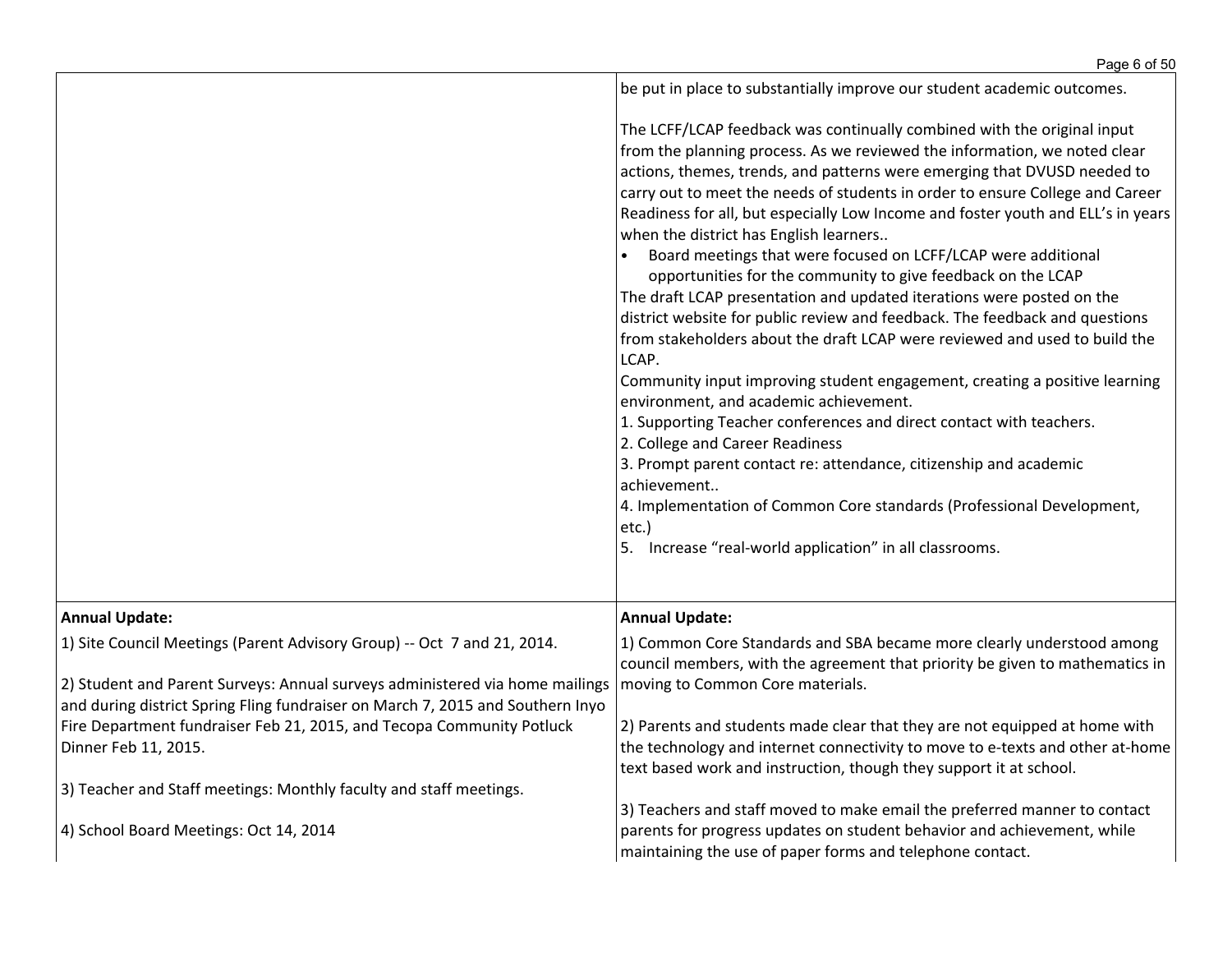| | |
|---|---|
| | be put in place to substantially improve our student academic outcomes.<br><br>The LCFF/LCAP feedback was continually combined with the original input from the planning process. As we reviewed the information, we noted clear actions, themes, trends, and patterns were emerging that DVUSD needed to carry out to meet the needs of students in order to ensure College and Career Readiness for all, but especially Low Income and foster youth and ELL's in years when the district has English learners..<br>• Board meetings that were focused on LCFF/LCAP were additional opportunities for the community to give feedback on the LCAP<br>The draft LCAP presentation and updated iterations were posted on the district website for public review and feedback. The feedback and questions from stakeholders about the draft LCAP were reviewed and used to build the LCAP.<br>Community input improving student engagement, creating a positive learning environment, and academic achievement.<br>1. Supporting Teacher conferences and direct contact with teachers.<br>2. College and Career Readiness<br>3. Prompt parent contact re: attendance, citizenship and academic achievement..<br>4. Implementation of Common Core standards (Professional Development, etc.)<br>5. Increase "real-world application" in all classrooms. |
| **Annual Update:**<br>1) Site Council Meetings (Parent Advisory Group) -- Oct 7 and 21, 2014.<br><br>2) Student and Parent Surveys: Annual surveys administered via home mailings and during district Spring Fling fundraiser on March 7, 2015 and Southern Inyo Fire Department fundraiser Feb 21, 2015, and Tecopa Community Potluck Dinner Feb 11, 2015.<br><br>3) Teacher and Staff meetings: Monthly faculty and staff meetings.<br><br>4) School Board Meetings: Oct 14, 2014 | **Annual Update:**<br>1) Common Core Standards and SBA became more clearly understood among council members, with the agreement that priority be given to mathematics in moving to Common Core materials.<br><br>2) Parents and students made clear that they are not equipped at home with the technology and internet connectivity to move to e-texts and other at-home text based work and instruction, though they support it at school.<br><br>3) Teachers and staff moved to make email the preferred manner to contact parents for progress updates on student behavior and achievement, while maintaining the use of paper forms and telephone contact. |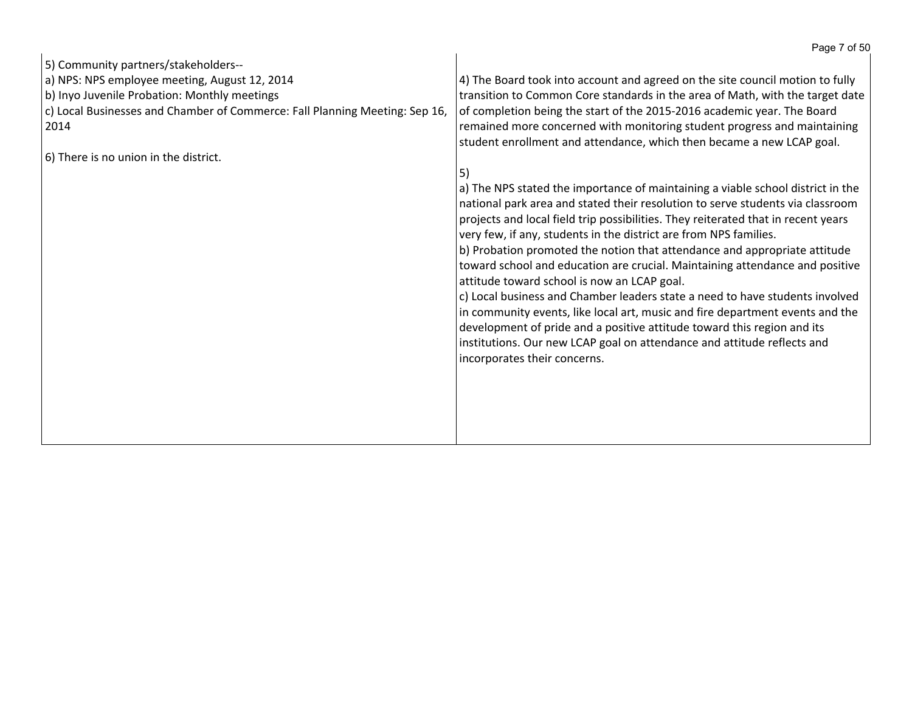| | |
|---|---|
| 5) Community partners/stakeholders--<br>a) NPS: NPS employee meeting, August 12, 2014<br>b) Inyo Juvenile Probation: Monthly meetings<br>c) Local Businesses and Chamber of Commerce: Fall Planning Meeting: Sep 16, 2014<br><br>6) There is no union in the district. | 4) The Board took into account and agreed on the site council motion to fully transition to Common Core standards in the area of Math, with the target date of completion being the start of the 2015-2016 academic year. The Board remained more concerned with monitoring student progress and maintaining student enrollment and attendance, which then became a new LCAP goal.<br><br>5)<br>a) The NPS stated the importance of maintaining a viable school district in the national park area and stated their resolution to serve students via classroom projects and local field trip possibilities. They reiterated that in recent years very few, if any, students in the district are from NPS families.<br>b) Probation promoted the notion that attendance and appropriate attitude toward school and education are crucial. Maintaining attendance and positive attitude toward school is now an LCAP goal.<br>c) Local business and Chamber leaders state a need to have students involved in community events, like local art, music and fire department events and the development of pride and a positive attitude toward this region and its institutions. Our new LCAP goal on attendance and attitude reflects and incorporates their concerns. |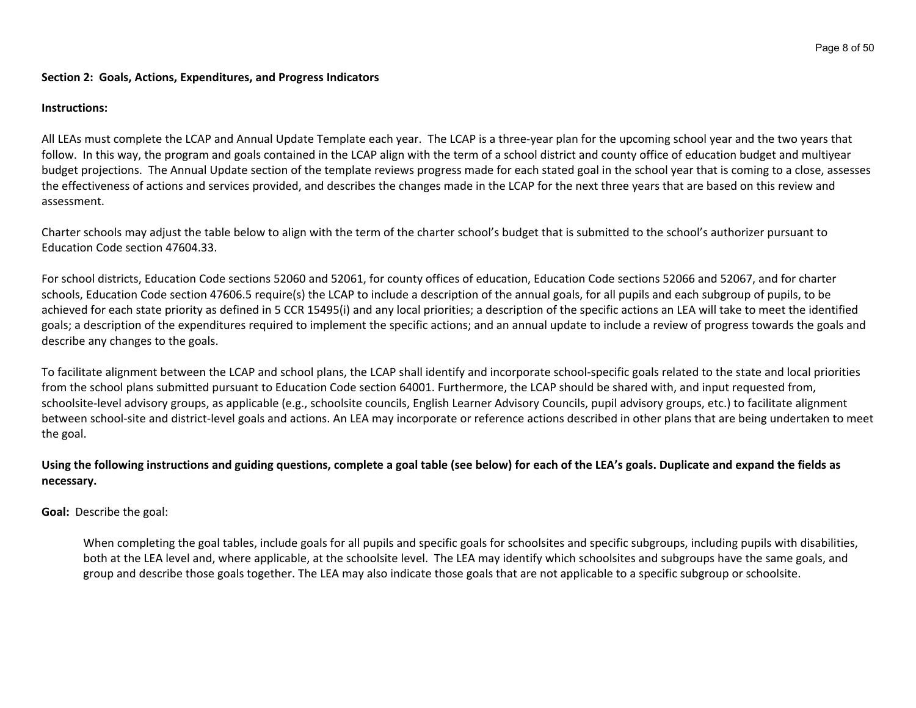**Section 2: Goals, Actions, Expenditures, and Progress Indicators**

**Instructions:**

All LEAs must complete the LCAP and Annual Update Template each year. The LCAP is a three-year plan for the upcoming school year and the two years that follow. In this way, the program and goals contained in the LCAP align with the term of a school district and county office of education budget and multiyear budget projections. The Annual Update section of the template reviews progress made for each stated goal in the school year that is coming to a close, assesses the effectiveness of actions and services provided, and describes the changes made in the LCAP for the next three years that are based on this review and assessment.

Charter schools may adjust the table below to align with the term of the charter school's budget that is submitted to the school's authorizer pursuant to Education Code section 47604.33.

For school districts, Education Code sections 52060 and 52061, for county offices of education, Education Code sections 52066 and 52067, and for charter schools, Education Code section 47606.5 require(s) the LCAP to include a description of the annual goals, for all pupils and each subgroup of pupils, to be achieved for each state priority as defined in 5 CCR 15495(i) and any local priorities; a description of the specific actions an LEA will take to meet the identified goals; a description of the expenditures required to implement the specific actions; and an annual update to include a review of progress towards the goals and describe any changes to the goals.

To facilitate alignment between the LCAP and school plans, the LCAP shall identify and incorporate school-specific goals related to the state and local priorities from the school plans submitted pursuant to Education Code section 64001. Furthermore, the LCAP should be shared with, and input requested from, schoolsite-level advisory groups, as applicable (e.g., schoolsite councils, English Learner Advisory Councils, pupil advisory groups, etc.) to facilitate alignment between school-site and district-level goals and actions. An LEA may incorporate or reference actions described in other plans that are being undertaken to meet the goal.

**Using the following instructions and guiding questions, complete a goal table (see below) for each of the LEA's goals. Duplicate and expand the fields as necessary.**

**Goal:** Describe the goal:

> When completing the goal tables, include goals for all pupils and specific goals for schoolsites and specific subgroups, including pupils with disabilities, both at the LEA level and, where applicable, at the schoolsite level. The LEA may identify which schoolsites and subgroups have the same goals, and group and describe those goals together. The LEA may also indicate those goals that are not applicable to a specific subgroup or schoolsite.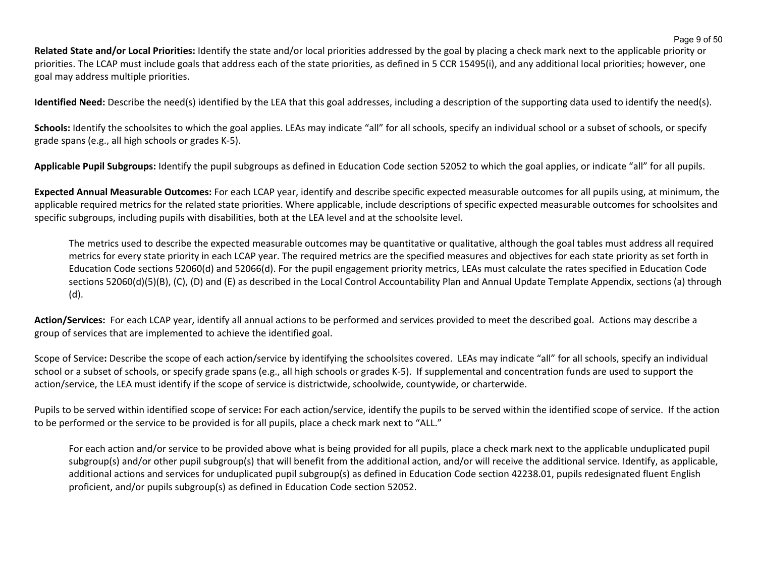**Related State and/or Local Priorities:** Identify the state and/or local priorities addressed by the goal by placing a check mark next to the applicable priority or priorities. The LCAP must include goals that address each of the state priorities, as defined in 5 CCR 15495(i), and any additional local priorities; however, one goal may address multiple priorities.

**Identified Need:** Describe the need(s) identified by the LEA that this goal addresses, including a description of the supporting data used to identify the need(s).

**Schools:** Identify the schoolsites to which the goal applies. LEAs may indicate "all" for all schools, specify an individual school or a subset of schools, or specify grade spans (e.g., all high schools or grades K-5).

**Applicable Pupil Subgroups:** Identify the pupil subgroups as defined in Education Code section 52052 to which the goal applies, or indicate "all" for all pupils.

**Expected Annual Measurable Outcomes:** For each LCAP year, identify and describe specific expected measurable outcomes for all pupils using, at minimum, the applicable required metrics for the related state priorities. Where applicable, include descriptions of specific expected measurable outcomes for schoolsites and specific subgroups, including pupils with disabilities, both at the LEA level and at the schoolsite level.

> The metrics used to describe the expected measurable outcomes may be quantitative or qualitative, although the goal tables must address all required metrics for every state priority in each LCAP year. The required metrics are the specified measures and objectives for each state priority as set forth in Education Code sections 52060(d) and 52066(d). For the pupil engagement priority metrics, LEAs must calculate the rates specified in Education Code sections 52060(d)(5)(B), (C), (D) and (E) as described in the Local Control Accountability Plan and Annual Update Template Appendix, sections (a) through (d).

**Action/Services:** For each LCAP year, identify all annual actions to be performed and services provided to meet the described goal. Actions may describe a group of services that are implemented to achieve the identified goal.

Scope of Service**:** Describe the scope of each action/service by identifying the schoolsites covered. LEAs may indicate "all" for all schools, specify an individual school or a subset of schools, or specify grade spans (e.g., all high schools or grades K-5). If supplemental and concentration funds are used to support the action/service, the LEA must identify if the scope of service is districtwide, schoolwide, countywide, or charterwide.

Pupils to be served within identified scope of service**:** For each action/service, identify the pupils to be served within the identified scope of service. If the action to be performed or the service to be provided is for all pupils, place a check mark next to "ALL."

> For each action and/or service to be provided above what is being provided for all pupils, place a check mark next to the applicable unduplicated pupil subgroup(s) and/or other pupil subgroup(s) that will benefit from the additional action, and/or will receive the additional service. Identify, as applicable, additional actions and services for unduplicated pupil subgroup(s) as defined in Education Code section 42238.01, pupils redesignated fluent English proficient, and/or pupils subgroup(s) as defined in Education Code section 52052.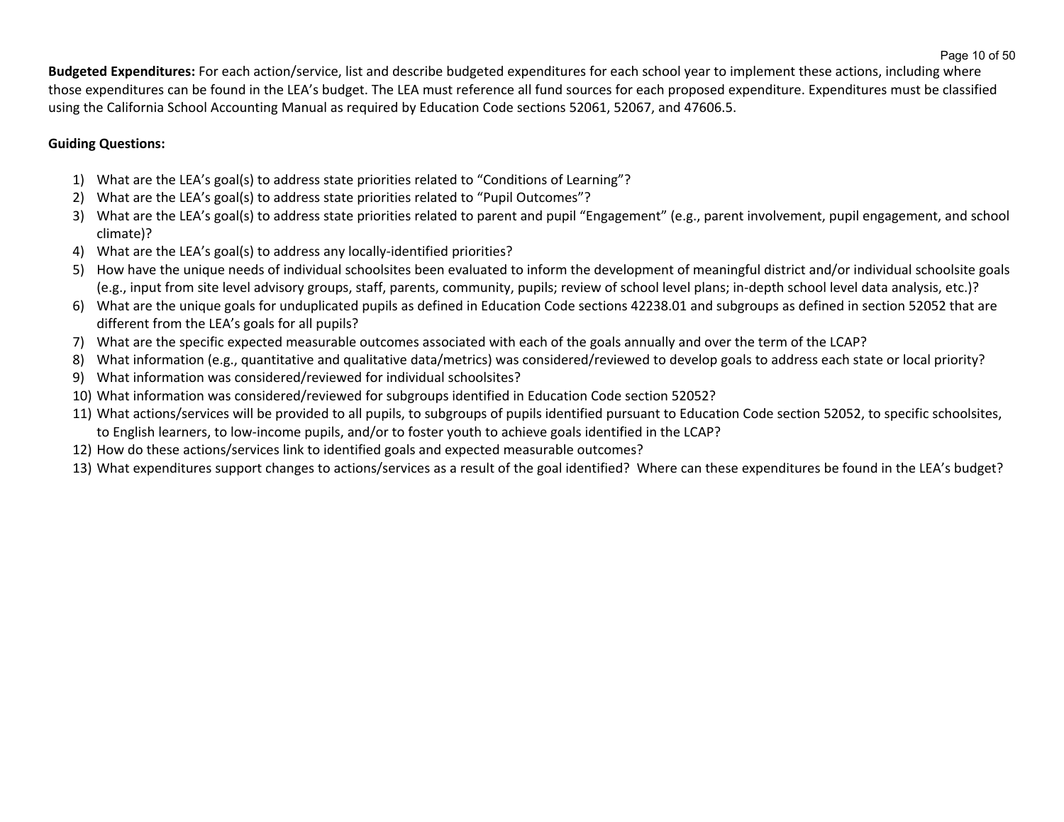**Budgeted Expenditures:** For each action/service, list and describe budgeted expenditures for each school year to implement these actions, including where those expenditures can be found in the LEA's budget. The LEA must reference all fund sources for each proposed expenditure. Expenditures must be classified using the California School Accounting Manual as required by Education Code sections 52061, 52067, and 47606.5.

**Guiding Questions:**

1) What are the LEA's goal(s) to address state priorities related to "Conditions of Learning"?
2) What are the LEA's goal(s) to address state priorities related to "Pupil Outcomes"?
3) What are the LEA's goal(s) to address state priorities related to parent and pupil "Engagement" (e.g., parent involvement, pupil engagement, and school climate)?
4) What are the LEA's goal(s) to address any locally-identified priorities?
5) How have the unique needs of individual schoolsites been evaluated to inform the development of meaningful district and/or individual schoolsite goals (e.g., input from site level advisory groups, staff, parents, community, pupils; review of school level plans; in-depth school level data analysis, etc.)?
6) What are the unique goals for unduplicated pupils as defined in Education Code sections 42238.01 and subgroups as defined in section 52052 that are different from the LEA's goals for all pupils?
7) What are the specific expected measurable outcomes associated with each of the goals annually and over the term of the LCAP?
8) What information (e.g., quantitative and qualitative data/metrics) was considered/reviewed to develop goals to address each state or local priority?
9) What information was considered/reviewed for individual schoolsites?
10) What information was considered/reviewed for subgroups identified in Education Code section 52052?
11) What actions/services will be provided to all pupils, to subgroups of pupils identified pursuant to Education Code section 52052, to specific schoolsites, to English learners, to low-income pupils, and/or to foster youth to achieve goals identified in the LCAP?
12) How do these actions/services link to identified goals and expected measurable outcomes?
13) What expenditures support changes to actions/services as a result of the goal identified? Where can these expenditures be found in the LEA's budget?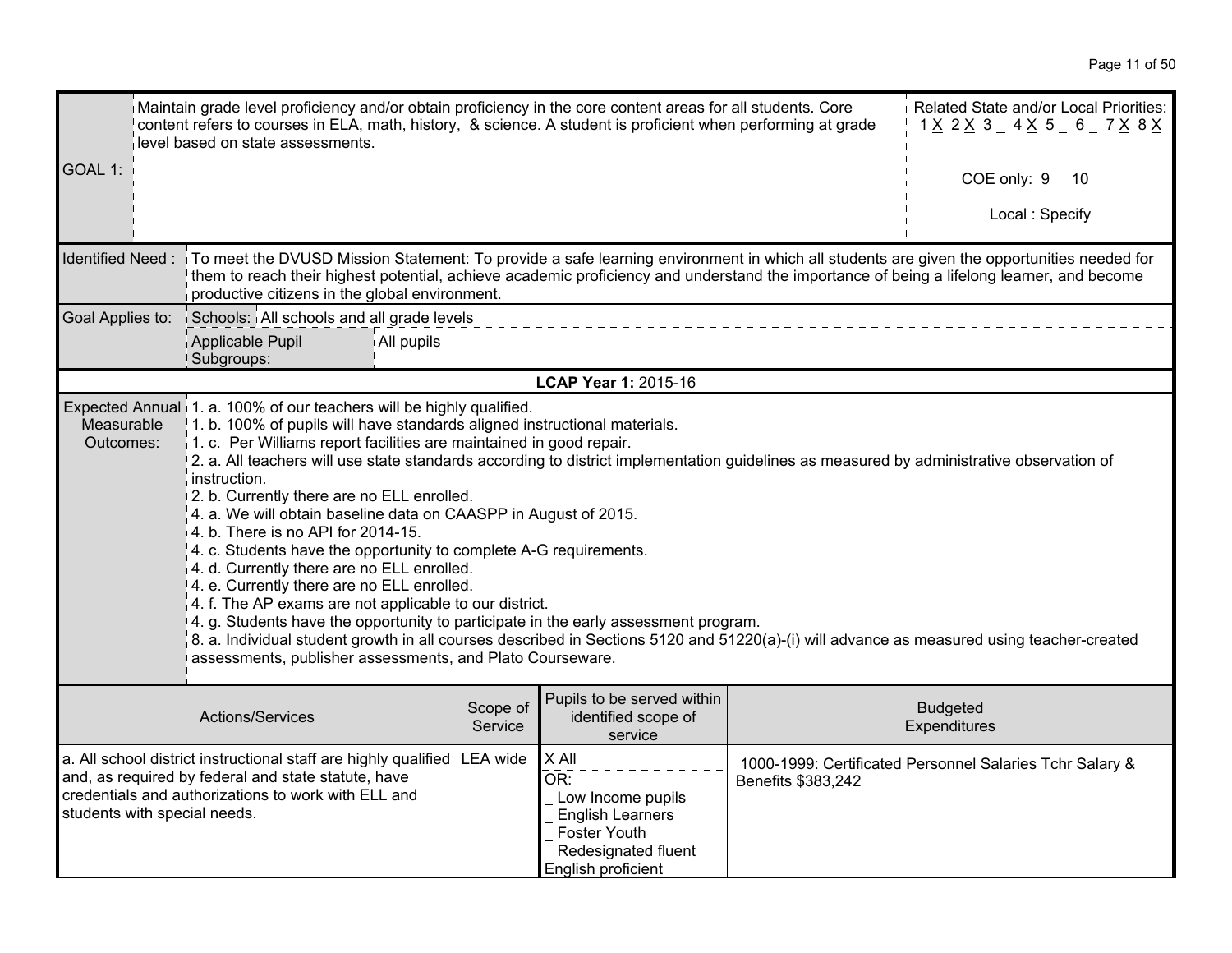| GOAL 1: | Maintain grade level proficiency and/or obtain proficiency in the core content areas for all students. Core content refers to courses in ELA, math, history, & science. A student is proficient when performing at grade level based on state assessments. | Related State and/or Local Priorities: 1 X 2 X 3 _ 4 X 5 _ 6 _ 7 X 8 X<br><br>COE only: 9 _ 10 _<br><br>Local : Specify |
|---|---|---|

| Identified Need : | To meet the DVUSD Mission Statement: To provide a safe learning environment in which all students are given the opportunities needed for them to reach their highest potential, achieve academic proficiency and understand the importance of being a lifelong learner, and become productive citizens in the global environment. | |
|---|---|---|
| Goal Applies to: | Schools: | All schools and all grade levels |
| | Applicable Pupil Subgroups: | All pupils |

**LCAP Year 1:** 2015-16

| Expected Annual Measurable Outcomes: | 1. a. 100% of our teachers will be highly qualified.<br>1. b. 100% of pupils will have standards aligned instructional materials.<br>1. c. Per Williams report facilities are maintained in good repair.<br>2. a. All teachers will use state standards according to district implementation guidelines as measured by administrative observation of instruction.<br>2. b. Currently there are no ELL enrolled.<br>4. a. We will obtain baseline data on CAASPP in August of 2015.<br>4. b. There is no API for 2014-15.<br>4. c. Students have the opportunity to complete A-G requirements.<br>4. d. Currently there are no ELL enrolled.<br>4. e. Currently there are no ELL enrolled.<br>4. f. The AP exams are not applicable to our district.<br>4. g. Students have the opportunity to participate in the early assessment program.<br>8. a. Individual student growth in all courses described in Sections 5120 and 51220(a)-(i) will advance as measured using teacher-created assessments, publisher assessments, and Plato Courseware. |
|---|---|

| Actions/Services | Scope of Service | Pupils to be served within identified scope of service | Budgeted Expenditures |
|---|---|---|---|
| a. All school district instructional staff are highly qualified and, as required by federal and state statute, have credentials and authorizations to work with ELL and students with special needs. | LEA wide | X All<br>OR:<br>_ Low Income pupils<br>_ English Learners<br>_ Foster Youth<br>_ Redesignated fluent English proficient | 1000-1999: Certificated Personnel Salaries Tchr Salary & Benefits $383,242 |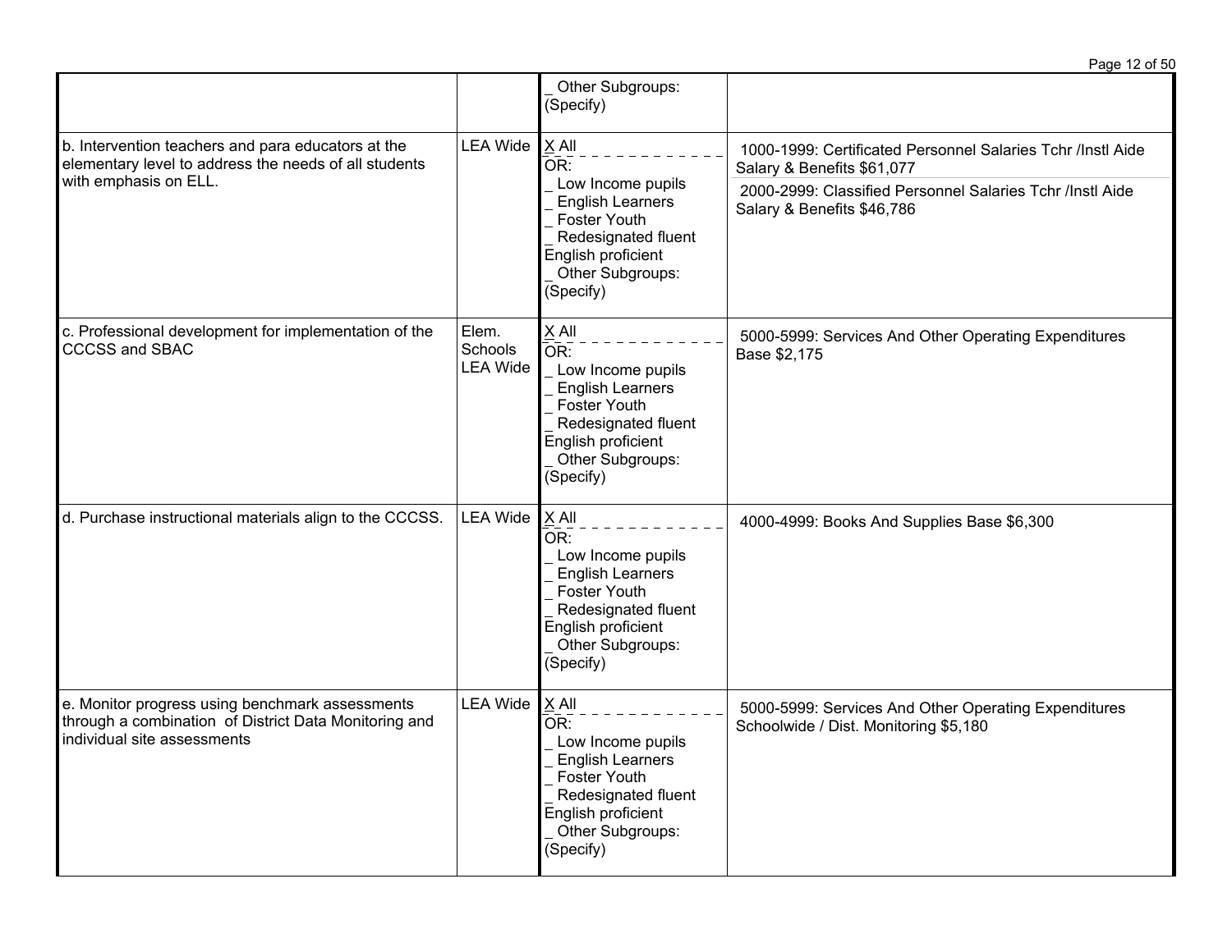| | | | |
|---|---|---|---|
| | | _ Other Subgroups: (Specify) | |
| b. Intervention teachers and para educators at the elementary level to address the needs of all students with emphasis on ELL. | LEA Wide | X All<br>OR:<br>_ Low Income pupils<br>_ English Learners<br>_ Foster Youth<br>_ Redesignated fluent English proficient<br>_ Other Subgroups: (Specify) | 1000-1999: Certificated Personnel Salaries Tchr /Instl Aide Salary & Benefits $61,077<br>2000-2999: Classified Personnel Salaries Tchr /Instl Aide Salary & Benefits $46,786 |
| c. Professional development for implementation of the CCCSS and SBAC | Elem. Schools LEA Wide | X All<br>OR:<br>_ Low Income pupils<br>_ English Learners<br>_ Foster Youth<br>_ Redesignated fluent English proficient<br>_ Other Subgroups: (Specify) | 5000-5999: Services And Other Operating Expenditures Base $2,175 |
| d. Purchase instructional materials align to the CCCSS. | LEA Wide | X All<br>OR:<br>_ Low Income pupils<br>_ English Learners<br>_ Foster Youth<br>_ Redesignated fluent English proficient<br>_ Other Subgroups: (Specify) | 4000-4999: Books And Supplies Base $6,300 |
| e. Monitor progress using benchmark assessments through a combination of District Data Monitoring and individual site assessments | LEA Wide | X All<br>OR:<br>_ Low Income pupils<br>_ English Learners<br>_ Foster Youth<br>_ Redesignated fluent English proficient<br>_ Other Subgroups: (Specify) | 5000-5999: Services And Other Operating Expenditures Schoolwide / Dist. Monitoring $5,180 |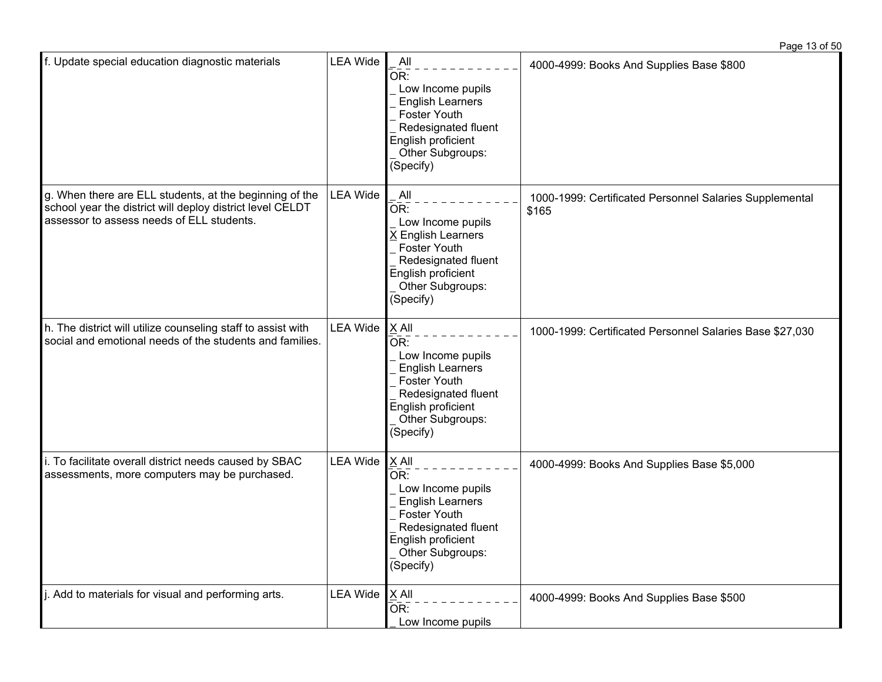| | | | |
|---|---|---|---|
| f. Update special education diagnostic materials | LEA Wide | _ All<br>OR:<br>_ Low Income pupils<br>_ English Learners<br>_ Foster Youth<br>_ Redesignated fluent English proficient<br>_ Other Subgroups: (Specify) | 4000-4999: Books And Supplies Base $800 |
| g. When there are ELL students, at the beginning of the school year the district will deploy district level CELDT assessor to assess needs of ELL students. | LEA Wide | _ All<br>OR:<br>_ Low Income pupils<br>X English Learners<br>_ Foster Youth<br>_ Redesignated fluent English proficient<br>_ Other Subgroups: (Specify) | 1000-1999: Certificated Personnel Salaries Supplemental $165 |
| h. The district will utilize counseling staff to assist with social and emotional needs of the students and families. | LEA Wide | X All<br>OR:<br>_ Low Income pupils<br>_ English Learners<br>_ Foster Youth<br>_ Redesignated fluent English proficient<br>_ Other Subgroups: (Specify) | 1000-1999: Certificated Personnel Salaries Base $27,030 |
| i. To facilitate overall district needs caused by SBAC assessments, more computers may be purchased. | LEA Wide | X All<br>OR:<br>_ Low Income pupils<br>_ English Learners<br>_ Foster Youth<br>_ Redesignated fluent English proficient<br>_ Other Subgroups: (Specify) | 4000-4999: Books And Supplies Base $5,000 |
| j. Add to materials for visual and performing arts. | LEA Wide | X All<br>OR:<br>_ Low Income pupils | 4000-4999: Books And Supplies Base $500 |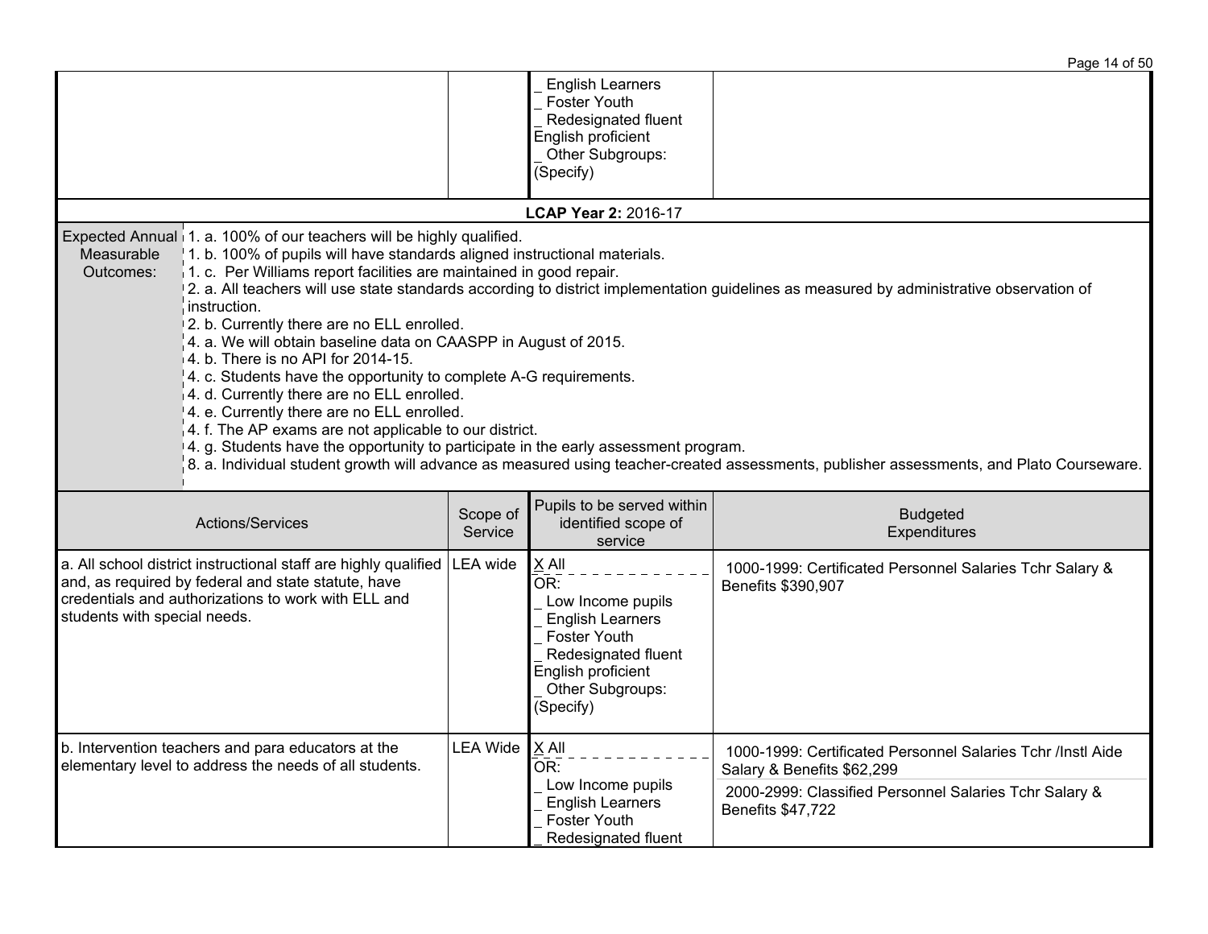| | | | |
|---|---|---|---|
| | | _ English Learners<br>_ Foster Youth<br>_ Redesignated fluent English proficient<br>_ Other Subgroups: (Specify) | |

**LCAP Year 2:** 2016-17

| Expected Annual Measurable Outcomes: | 1. a. 100% of our teachers will be highly qualified.<br>1. b. 100% of pupils will have standards aligned instructional materials.<br>1. c. Per Williams report facilities are maintained in good repair.<br>2. a. All teachers will use state standards according to district implementation guidelines as measured by administrative observation of instruction.<br>2. b. Currently there are no ELL enrolled.<br>4. a. We will obtain baseline data on CAASPP in August of 2015.<br>4. b. There is no API for 2014-15.<br>4. c. Students have the opportunity to complete A-G requirements.<br>4. d. Currently there are no ELL enrolled.<br>4. e. Currently there are no ELL enrolled.<br>4. f. The AP exams are not applicable to our district.<br>4. g. Students have the opportunity to participate in the early assessment program.<br>8. a. Individual student growth will advance as measured using teacher-created assessments, publisher assessments, and Plato Courseware. |
|---|---|

| Actions/Services | Scope of Service | Pupils to be served within identified scope of service | Budgeted Expenditures |
|---|---|---|---|
| a. All school district instructional staff are highly qualified and, as required by federal and state statute, have credentials and authorizations to work with ELL and students with special needs. | LEA wide | X All<br>OR:<br>_ Low Income pupils<br>_ English Learners<br>_ Foster Youth<br>_ Redesignated fluent English proficient<br>_ Other Subgroups: (Specify) | 1000-1999: Certificated Personnel Salaries Tchr Salary & Benefits $390,907 |
| b. Intervention teachers and para educators at the elementary level to address the needs of all students. | LEA Wide | X All<br>OR:<br>_ Low Income pupils<br>_ English Learners<br>_ Foster Youth<br>_ Redesignated fluent | 1000-1999: Certificated Personnel Salaries Tchr /Instl Aide Salary & Benefits $62,299<br>2000-2999: Classified Personnel Salaries Tchr Salary & Benefits $47,722 |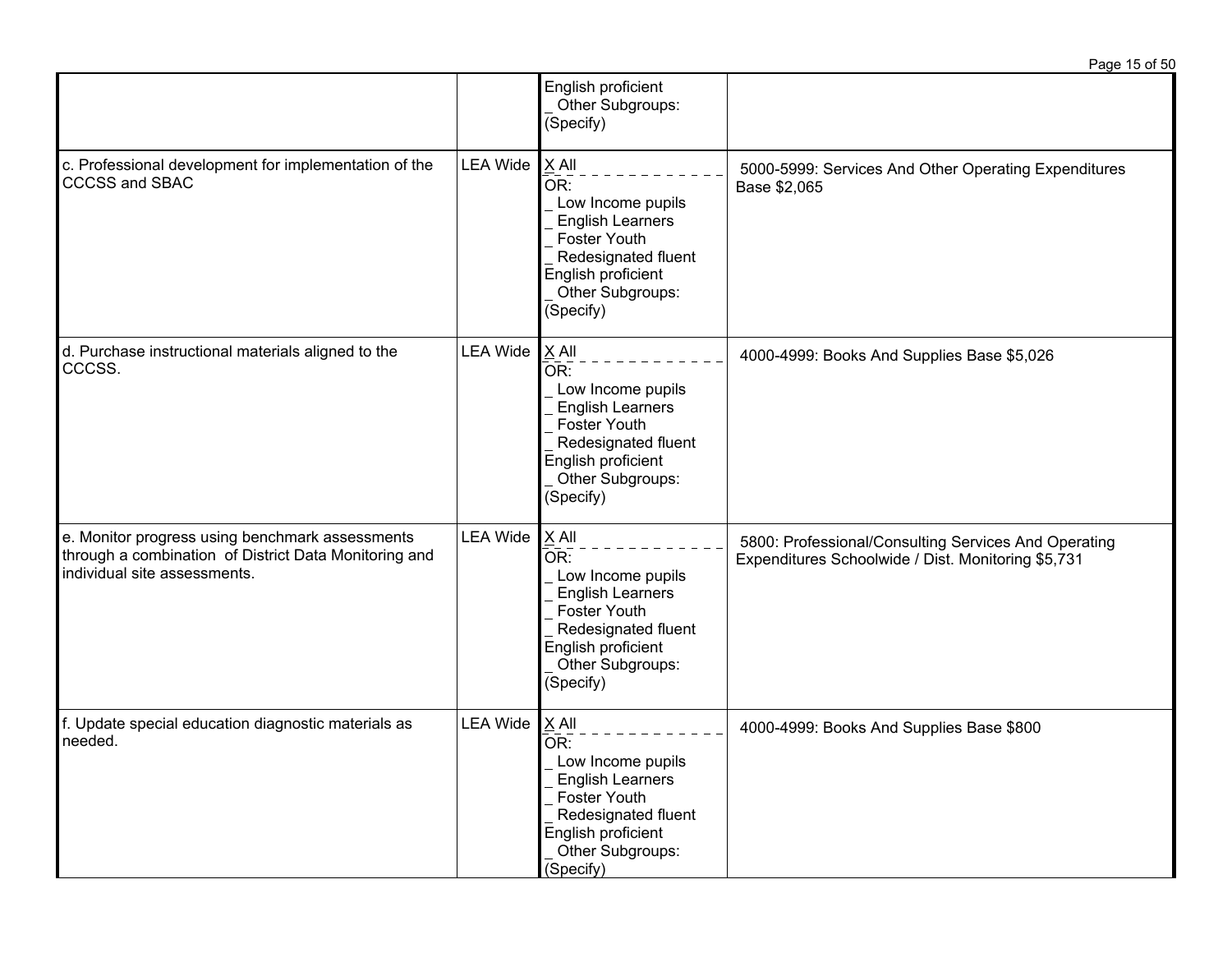| | | | |
|---|---|---|---|
| | | English proficient<br>_ Other Subgroups: (Specify) | |
| c. Professional development for implementation of the CCCSS and SBAC | LEA Wide | X All<br>OR:<br>_ Low Income pupils<br>_ English Learners<br>_ Foster Youth<br>_ Redesignated fluent English proficient<br>_ Other Subgroups: (Specify) | 5000-5999: Services And Other Operating Expenditures Base $2,065 |
| d. Purchase instructional materials aligned to the CCCSS. | LEA Wide | X All<br>OR:<br>_ Low Income pupils<br>_ English Learners<br>_ Foster Youth<br>_ Redesignated fluent English proficient<br>_ Other Subgroups: (Specify) | 4000-4999: Books And Supplies Base $5,026 |
| e. Monitor progress using benchmark assessments through a combination of District Data Monitoring and individual site assessments. | LEA Wide | X All<br>OR:<br>_ Low Income pupils<br>_ English Learners<br>_ Foster Youth<br>_ Redesignated fluent English proficient<br>_ Other Subgroups: (Specify) | 5800: Professional/Consulting Services And Operating Expenditures Schoolwide / Dist. Monitoring $5,731 |
| f. Update special education diagnostic materials as needed. | LEA Wide | X All<br>OR:<br>_ Low Income pupils<br>_ English Learners<br>_ Foster Youth<br>_ Redesignated fluent English proficient<br>_ Other Subgroups: (Specify) | 4000-4999: Books And Supplies Base $800 |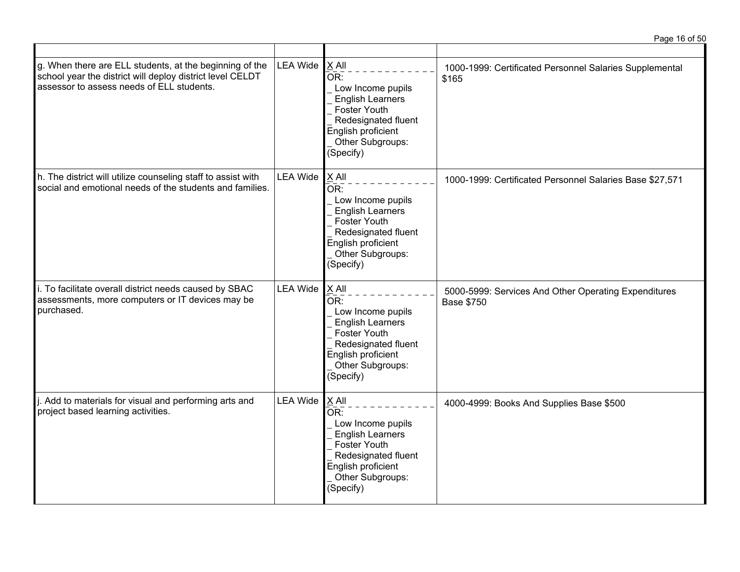| | | | |
|---|---|---|---|
| g. When there are ELL students, at the beginning of the school year the district will deploy district level CELDT assessor to assess needs of ELL students. | LEA Wide | X All<br>OR:<br>_ Low Income pupils<br>_ English Learners<br>_ Foster Youth<br>_ Redesignated fluent English proficient<br>_ Other Subgroups: (Specify) | 1000-1999: Certificated Personnel Salaries Supplemental $165 |
| h. The district will utilize counseling staff to assist with social and emotional needs of the students and families. | LEA Wide | X All<br>OR:<br>_ Low Income pupils<br>_ English Learners<br>_ Foster Youth<br>_ Redesignated fluent English proficient<br>_ Other Subgroups: (Specify) | 1000-1999: Certificated Personnel Salaries Base $27,571 |
| i. To facilitate overall district needs caused by SBAC assessments, more computers or IT devices may be purchased. | LEA Wide | X All<br>OR:<br>_ Low Income pupils<br>_ English Learners<br>_ Foster Youth<br>_ Redesignated fluent English proficient<br>_ Other Subgroups: (Specify) | 5000-5999: Services And Other Operating Expenditures Base $750 |
| j. Add to materials for visual and performing arts and project based learning activities. | LEA Wide | X All<br>OR:<br>_ Low Income pupils<br>_ English Learners<br>_ Foster Youth<br>_ Redesignated fluent English proficient<br>_ Other Subgroups: (Specify) | 4000-4999: Books And Supplies Base $500 |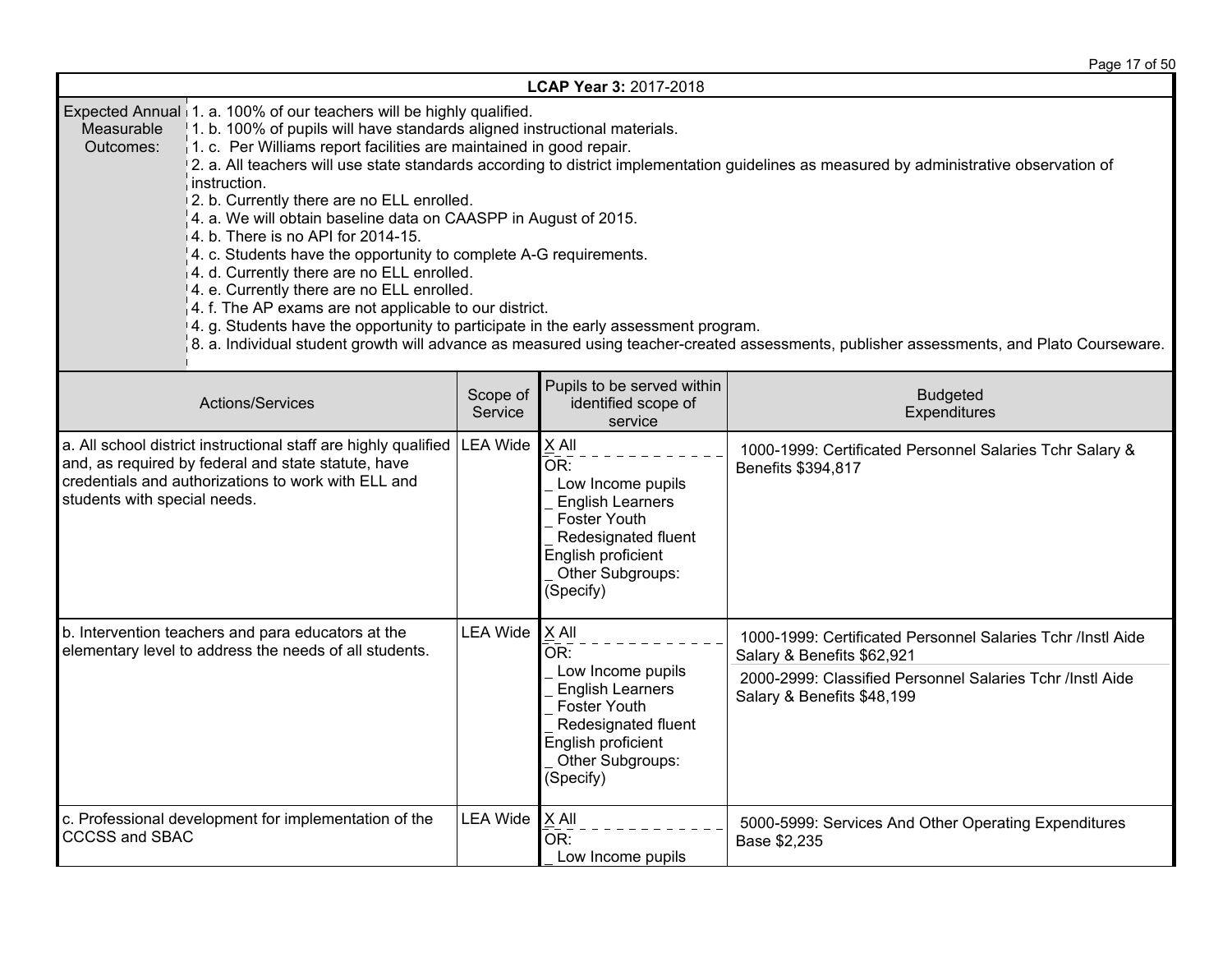**LCAP Year 3:** 2017-2018

| Expected Annual Measurable Outcomes: | |
|---|---|
| | 1. a. 100% of our teachers will be highly qualified.<br>1. b. 100% of pupils will have standards aligned instructional materials.<br>1. c. Per Williams report facilities are maintained in good repair.<br>2. a. All teachers will use state standards according to district implementation guidelines as measured by administrative observation of instruction.<br>2. b. Currently there are no ELL enrolled.<br>4. a. We will obtain baseline data on CAASPP in August of 2015.<br>4. b. There is no API for 2014-15.<br>4. c. Students have the opportunity to complete A-G requirements.<br>4. d. Currently there are no ELL enrolled.<br>4. e. Currently there are no ELL enrolled.<br>4. f. The AP exams are not applicable to our district.<br>4. g. Students have the opportunity to participate in the early assessment program.<br>8. a. Individual student growth will advance as measured using teacher-created assessments, publisher assessments, and Plato Courseware. |

| Actions/Services | Scope of Service | Pupils to be served within identified scope of service | Budgeted Expenditures |
|---|---|---|---|
| a. All school district instructional staff are highly qualified and, as required by federal and state statute, have credentials and authorizations to work with ELL and students with special needs. | LEA Wide | X All<br>OR:<br>_ Low Income pupils<br>_ English Learners<br>_ Foster Youth<br>_ Redesignated fluent English proficient<br>_ Other Subgroups: (Specify) | 1000-1999: Certificated Personnel Salaries Tchr Salary & Benefits $394,817 |
| b. Intervention teachers and para educators at the elementary level to address the needs of all students. | LEA Wide | X All<br>OR:<br>_ Low Income pupils<br>_ English Learners<br>_ Foster Youth<br>_ Redesignated fluent English proficient<br>_ Other Subgroups: (Specify) | 1000-1999: Certificated Personnel Salaries Tchr /Instl Aide Salary & Benefits $62,921<br>2000-2999: Classified Personnel Salaries Tchr /Instl Aide Salary & Benefits $48,199 |
| c. Professional development for implementation of the CCCSS and SBAC | LEA Wide | X All<br>OR:<br>_ Low Income pupils | 5000-5999: Services And Other Operating Expenditures Base $2,235 |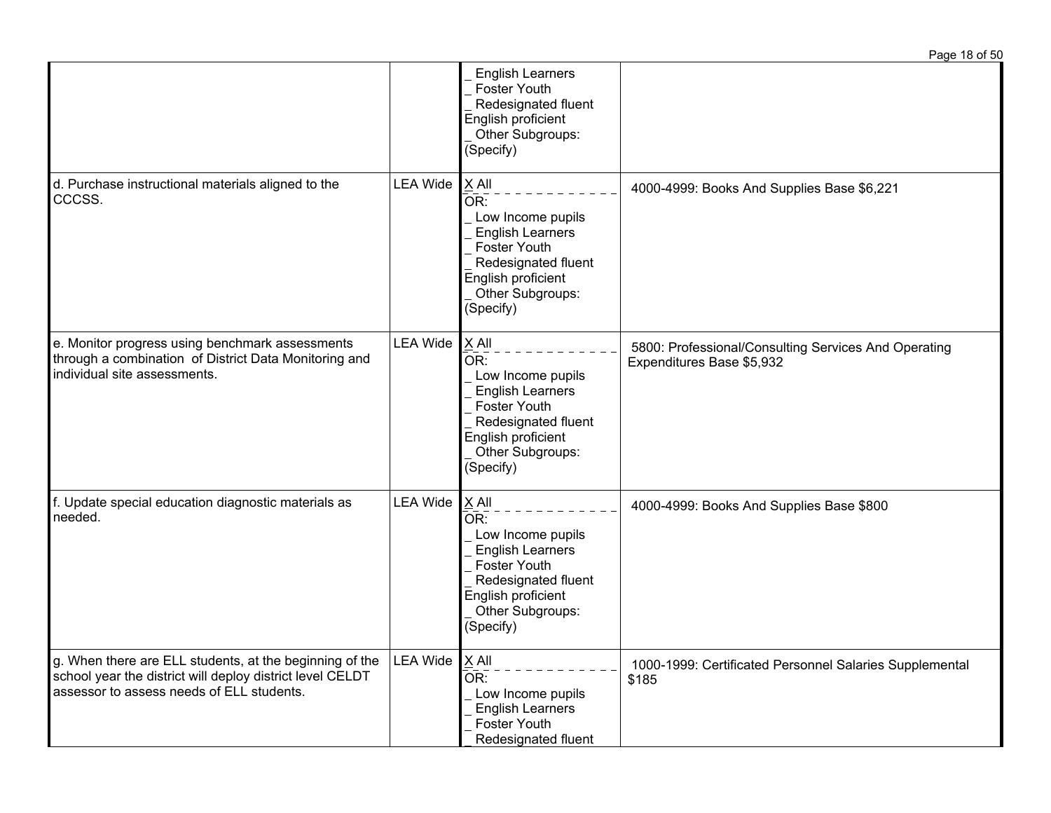| | | | |
|---|---|---|---|
| | | _ English Learners<br>_ Foster Youth<br>_ Redesignated fluent English proficient<br>_ Other Subgroups: (Specify) | |
| d. Purchase instructional materials aligned to the CCCSS. | LEA Wide | X All<br>OR:<br>_ Low Income pupils<br>_ English Learners<br>_ Foster Youth<br>_ Redesignated fluent English proficient<br>_ Other Subgroups: (Specify) | 4000-4999: Books And Supplies Base $6,221 |
| e. Monitor progress using benchmark assessments through a combination of District Data Monitoring and individual site assessments. | LEA Wide | X All<br>OR:<br>_ Low Income pupils<br>_ English Learners<br>_ Foster Youth<br>_ Redesignated fluent English proficient<br>_ Other Subgroups: (Specify) | 5800: Professional/Consulting Services And Operating Expenditures Base $5,932 |
| f. Update special education diagnostic materials as needed. | LEA Wide | X All<br>OR:<br>_ Low Income pupils<br>_ English Learners<br>_ Foster Youth<br>_ Redesignated fluent English proficient<br>_ Other Subgroups: (Specify) | 4000-4999: Books And Supplies Base $800 |
| g. When there are ELL students, at the beginning of the school year the district will deploy district level CELDT assessor to assess needs of ELL students. | LEA Wide | X All<br>OR:<br>_ Low Income pupils<br>_ English Learners<br>_ Foster Youth<br>_ Redesignated fluent | 1000-1999: Certificated Personnel Salaries Supplemental $185 |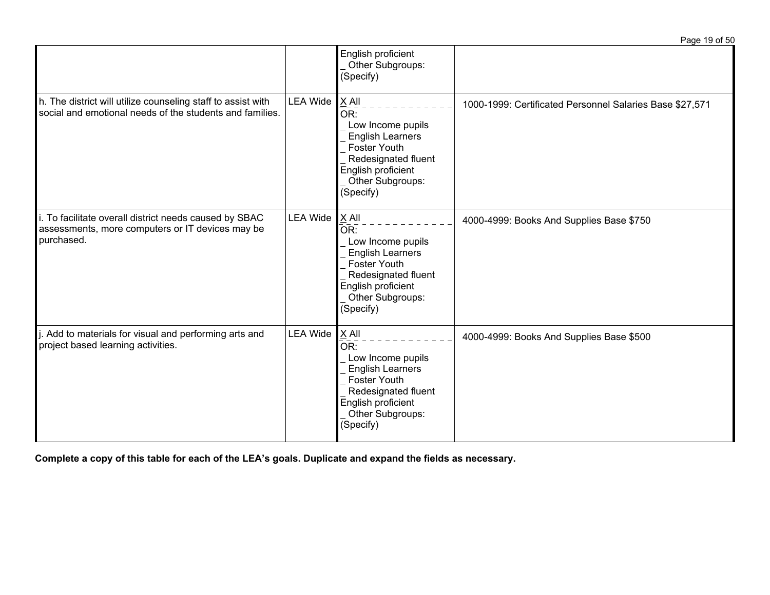| | | | |
|---|---|---|---|
| | | English proficient<br>_ Other Subgroups: (Specify) | |
| h. The district will utilize counseling staff to assist with social and emotional needs of the students and families. | LEA Wide | X All<br>OR:<br>_ Low Income pupils<br>_ English Learners<br>_ Foster Youth<br>_ Redesignated fluent English proficient<br>_ Other Subgroups: (Specify) | 1000-1999: Certificated Personnel Salaries Base $27,571 |
| i. To facilitate overall district needs caused by SBAC assessments, more computers or IT devices may be purchased. | LEA Wide | X All<br>OR:<br>_ Low Income pupils<br>_ English Learners<br>_ Foster Youth<br>_ Redesignated fluent English proficient<br>_ Other Subgroups: (Specify) | 4000-4999: Books And Supplies Base $750 |
| j. Add to materials for visual and performing arts and project based learning activities. | LEA Wide | X All<br>OR:<br>_ Low Income pupils<br>_ English Learners<br>_ Foster Youth<br>_ Redesignated fluent English proficient<br>_ Other Subgroups: (Specify) | 4000-4999: Books And Supplies Base $500 |

**Complete a copy of this table for each of the LEA's goals. Duplicate and expand the fields as necessary.**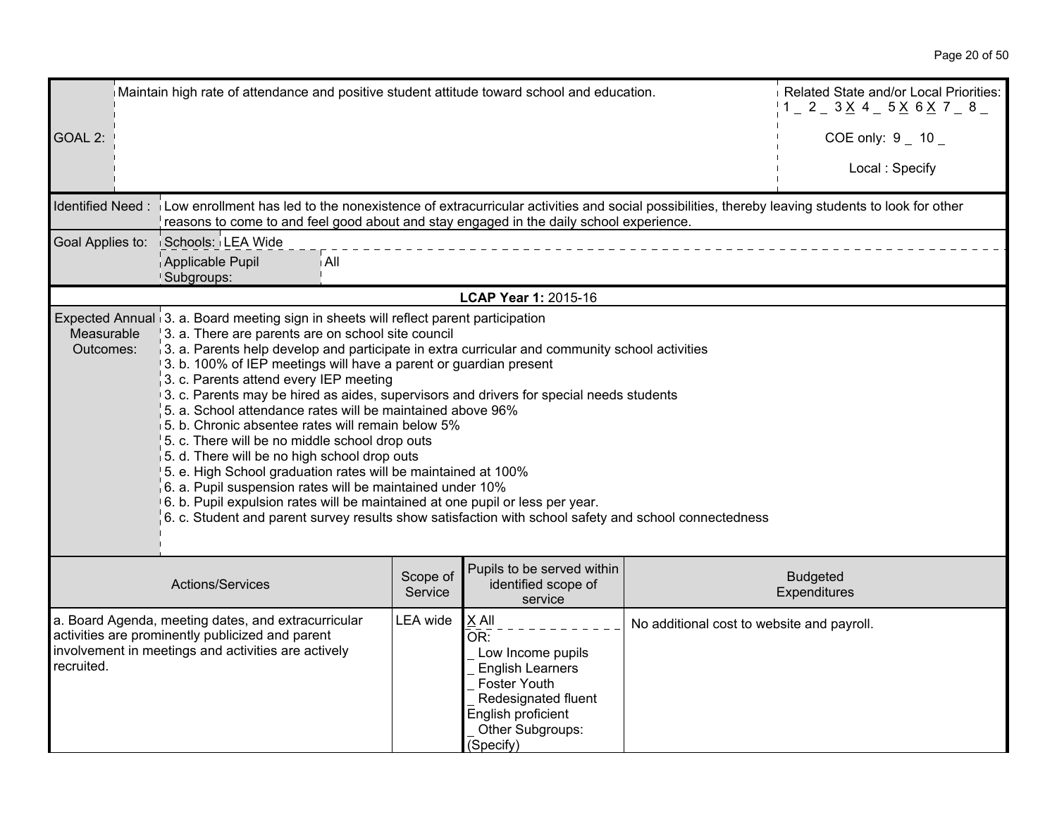| GOAL 2: | Maintain high rate of attendance and positive student attitude toward school and education. | Related State and/or Local Priorities: 1 _ 2 _ 3 X 4 _ 5 X 6 X 7 _ 8 _ <br><br> COE only: 9 _ 10 _ <br><br> Local : Specify |
|---|---|---|

| Identified Need : | Low enrollment has led to the nonexistence of extracurricular activities and social possibilities, thereby leaving students to look for other reasons to come to and feel good about and stay engaged in the daily school experience. | |
|---|---|---|
| Goal Applies to: | Schools: | LEA Wide |
| | Applicable Pupil Subgroups: | All |

**LCAP Year 1:** 2015-16

| Expected Annual Measurable Outcomes: | 3. a. Board meeting sign in sheets will reflect parent participation<br>3. a. There are parents are on school site council<br>3. a. Parents help develop and participate in extra curricular and community school activities<br>3. b. 100% of IEP meetings will have a parent or guardian present<br>3. c. Parents attend every IEP meeting<br>3. c. Parents may be hired as aides, supervisors and drivers for special needs students<br>5. a. School attendance rates will be maintained above 96%<br>5. b. Chronic absentee rates will remain below 5%<br>5. c. There will be no middle school drop outs<br>5. d. There will be no high school drop outs<br>5. e. High School graduation rates will be maintained at 100%<br>6. a. Pupil suspension rates will be maintained under 10%<br>6. b. Pupil expulsion rates will be maintained at one pupil or less per year.<br>6. c. Student and parent survey results show satisfaction with school safety and school connectedness |
|---|---|

| Actions/Services | Scope of Service | Pupils to be served within identified scope of service | Budgeted Expenditures |
|---|---|---|---|
| a. Board Agenda, meeting dates, and extracurricular activities are prominently publicized and parent involvement in meetings and activities are actively recruited. | LEA wide | X All<br>OR:<br>_ Low Income pupils<br>_ English Learners<br>_ Foster Youth<br>_ Redesignated fluent English proficient<br>_ Other Subgroups: (Specify) | No additional cost to website and payroll. |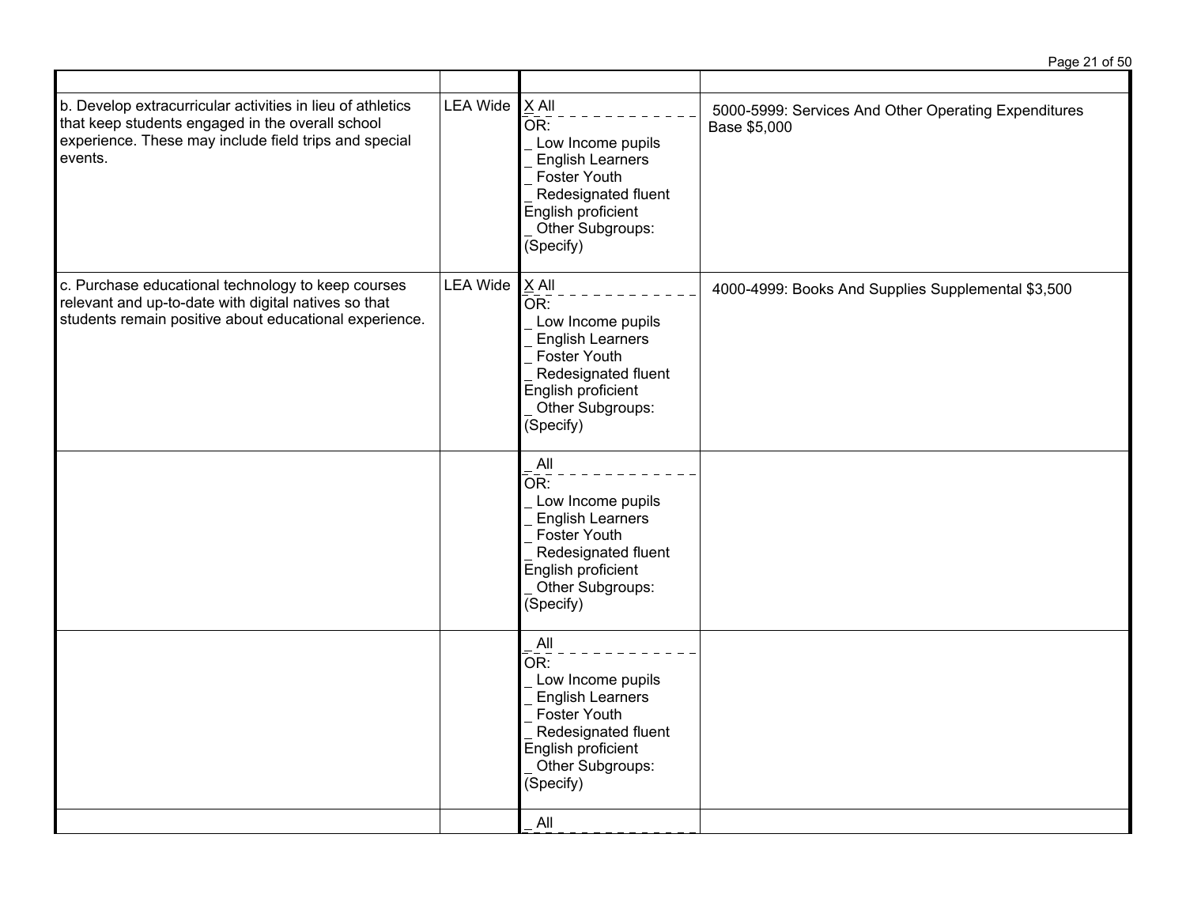| | | | |
|---|---|---|---|
| b. Develop extracurricular activities in lieu of athletics that keep students engaged in the overall school experience. These may include field trips and special events. | LEA Wide | X All<br>OR:<br>_ Low Income pupils<br>_ English Learners<br>_ Foster Youth<br>_ Redesignated fluent English proficient<br>_ Other Subgroups: (Specify) | 5000-5999: Services And Other Operating Expenditures Base $5,000 |
| c. Purchase educational technology to keep courses relevant and up-to-date with digital natives so that students remain positive about educational experience. | LEA Wide | X All<br>OR:<br>_ Low Income pupils<br>_ English Learners<br>_ Foster Youth<br>_ Redesignated fluent English proficient<br>_ Other Subgroups: (Specify) | 4000-4999: Books And Supplies Supplemental $3,500 |
| | | _ All<br>OR:<br>_ Low Income pupils<br>_ English Learners<br>_ Foster Youth<br>_ Redesignated fluent English proficient<br>_ Other Subgroups: (Specify) | |
| | | _ All<br>OR:<br>_ Low Income pupils<br>_ English Learners<br>_ Foster Youth<br>_ Redesignated fluent English proficient<br>_ Other Subgroups: (Specify) | |
| | | _ All | |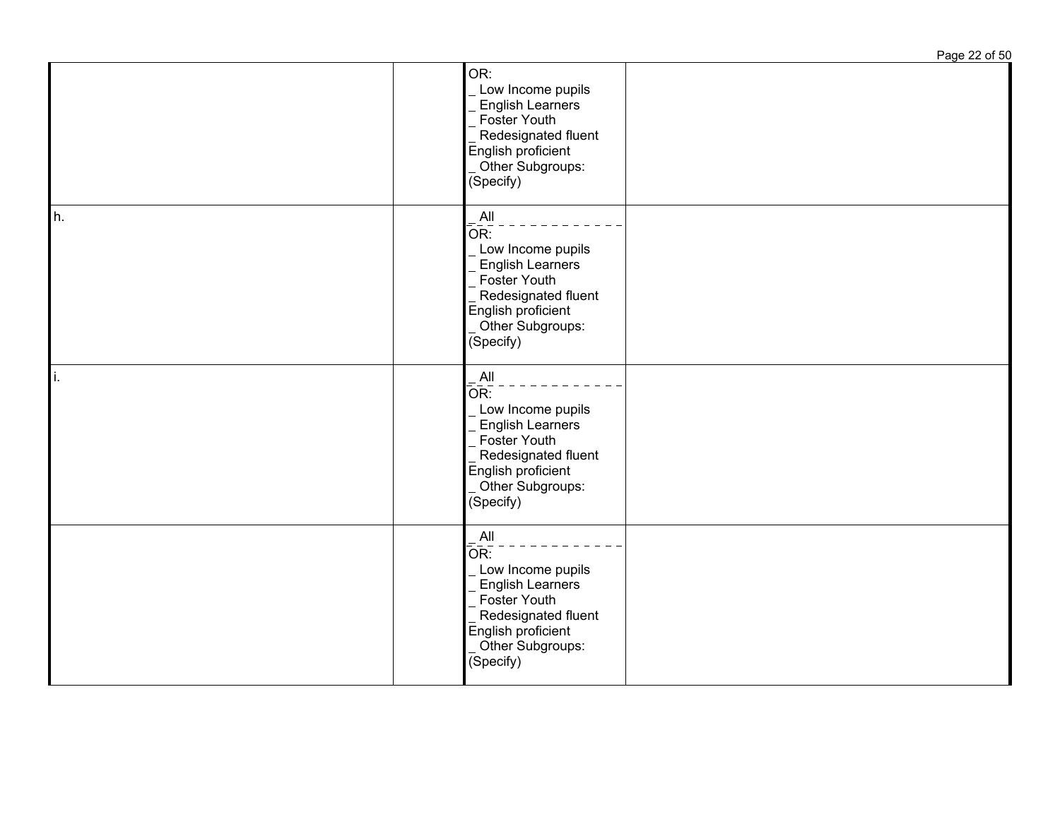| | | | |
|---|---|---|---|
| | | OR:<br>_ Low Income pupils<br>_ English Learners<br>_ Foster Youth<br>_ Redesignated fluent English proficient<br>_ Other Subgroups: (Specify) | |
| h. | | _ All<br>OR:<br>_ Low Income pupils<br>_ English Learners<br>_ Foster Youth<br>_ Redesignated fluent English proficient<br>_ Other Subgroups: (Specify) | |
| i. | | _ All<br>OR:<br>_ Low Income pupils<br>_ English Learners<br>_ Foster Youth<br>_ Redesignated fluent English proficient<br>_ Other Subgroups: (Specify) | |
| | | _ All<br>OR:<br>_ Low Income pupils<br>_ English Learners<br>_ Foster Youth<br>_ Redesignated fluent English proficient<br>_ Other Subgroups: (Specify) | |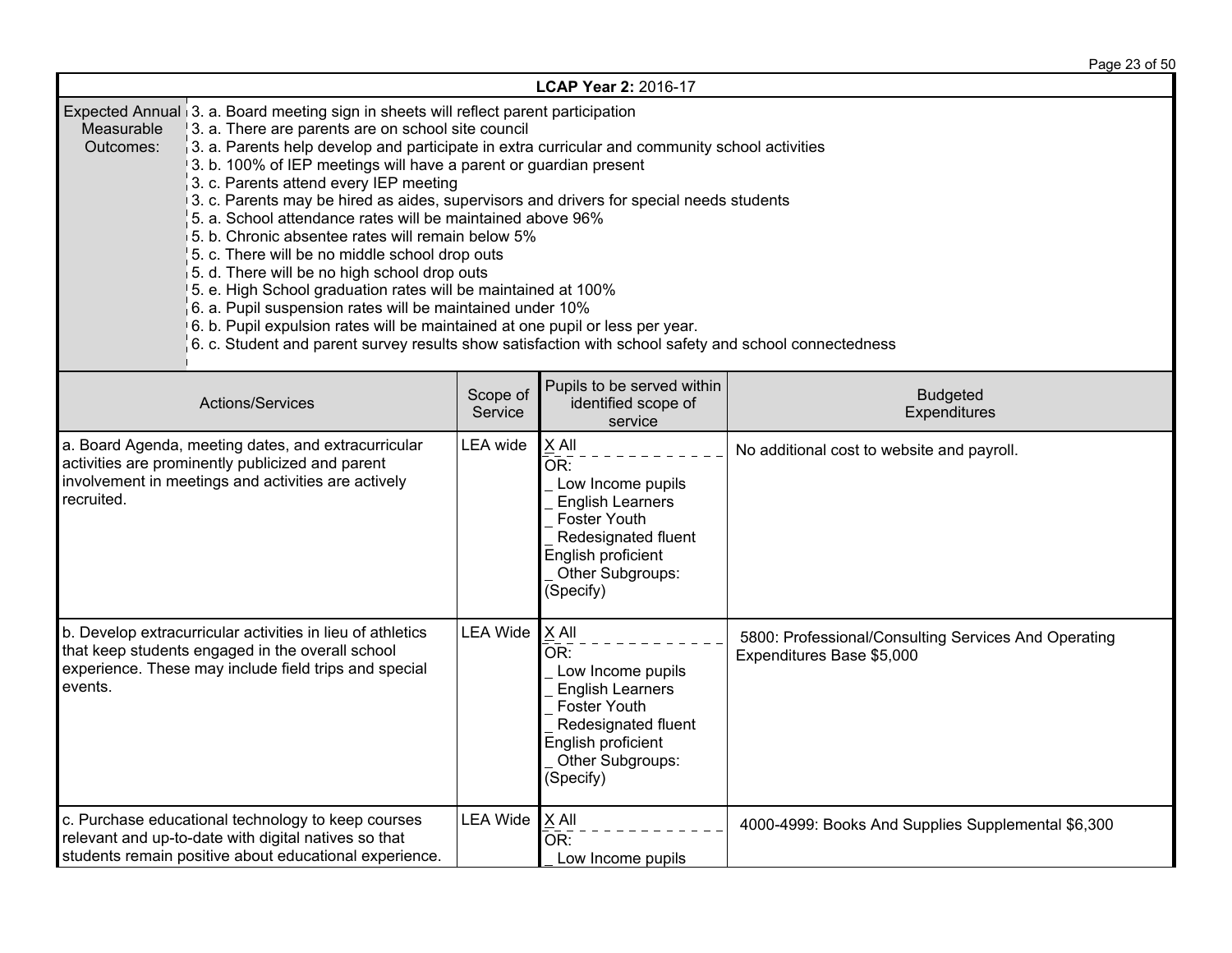**LCAP Year 2:** 2016-17

| Expected Annual Measurable Outcomes: | 3. a. Board meeting sign in sheets will reflect parent participation<br>3. a. There are parents are on school site council<br>3. a. Parents help develop and participate in extra curricular and community school activities<br>3. b. 100% of IEP meetings will have a parent or guardian present<br>3. c. Parents attend every IEP meeting<br>3. c. Parents may be hired as aides, supervisors and drivers for special needs students<br>5. a. School attendance rates will be maintained above 96%<br>5. b. Chronic absentee rates will remain below 5%<br>5. c. There will be no middle school drop outs<br>5. d. There will be no high school drop outs<br>5. e. High School graduation rates will be maintained at 100%<br>6. a. Pupil suspension rates will be maintained under 10%<br>6. b. Pupil expulsion rates will be maintained at one pupil or less per year.<br>6. c. Student and parent survey results show satisfaction with school safety and school connectedness |
|---|---|

| Actions/Services | Scope of Service | Pupils to be served within identified scope of service | Budgeted Expenditures |
|---|---|---|---|
| a. Board Agenda, meeting dates, and extracurricular activities are prominently publicized and parent involvement in meetings and activities are actively recruited. | LEA wide | X All<br>OR:<br>_ Low Income pupils<br>_ English Learners<br>_ Foster Youth<br>_ Redesignated fluent English proficient<br>_ Other Subgroups: (Specify) | No additional cost to website and payroll. |
| b. Develop extracurricular activities in lieu of athletics that keep students engaged in the overall school experience. These may include field trips and special events. | LEA Wide | X All<br>OR:<br>_ Low Income pupils<br>_ English Learners<br>_ Foster Youth<br>_ Redesignated fluent English proficient<br>_ Other Subgroups: (Specify) | 5800: Professional/Consulting Services And Operating Expenditures Base $5,000 |
| c. Purchase educational technology to keep courses relevant and up-to-date with digital natives so that students remain positive about educational experience. | LEA Wide | X All<br>OR:<br>_ Low Income pupils | 4000-4999: Books And Supplies Supplemental $6,300 |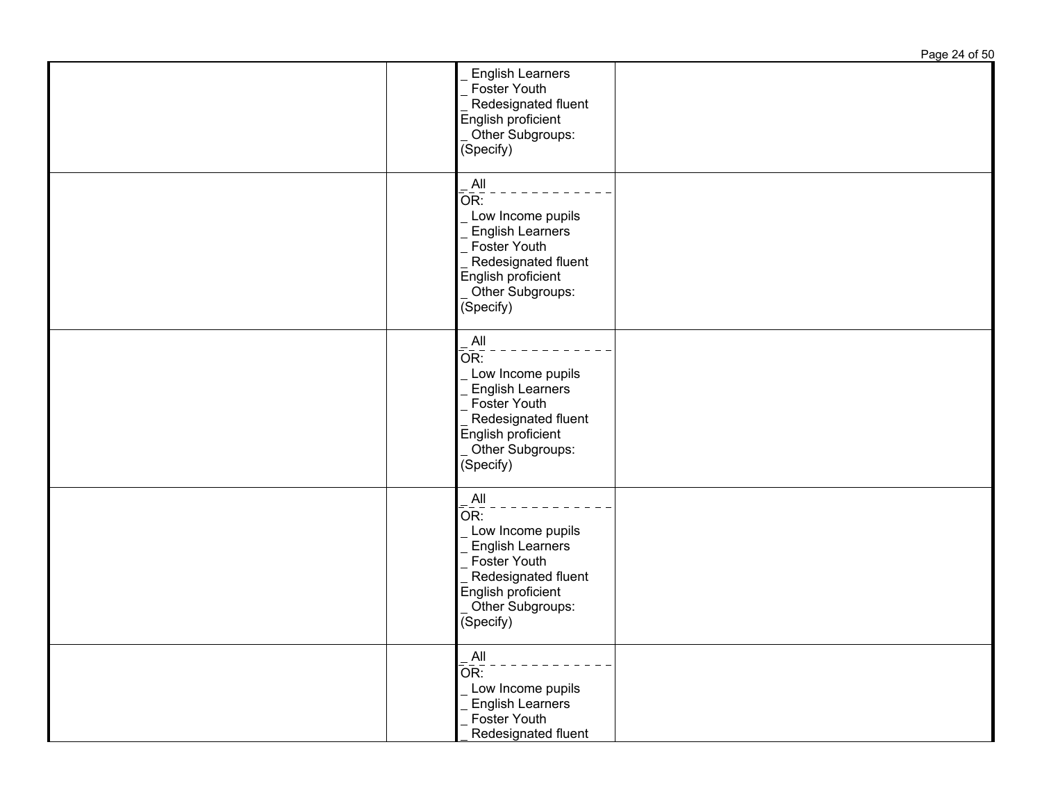| | | | |
|---|---|---|---|
| | | _ English Learners<br>_ Foster Youth<br>_ Redesignated fluent English proficient<br>_ Other Subgroups: (Specify) | |
| | | _ All<br>OR:<br>_ Low Income pupils<br>_ English Learners<br>_ Foster Youth<br>_ Redesignated fluent English proficient<br>_ Other Subgroups: (Specify) | |
| | | _ All<br>OR:<br>_ Low Income pupils<br>_ English Learners<br>_ Foster Youth<br>_ Redesignated fluent English proficient<br>_ Other Subgroups: (Specify) | |
| | | _ All<br>OR:<br>_ Low Income pupils<br>_ English Learners<br>_ Foster Youth<br>_ Redesignated fluent English proficient<br>_ Other Subgroups: (Specify) | |
| | | _ All<br>OR:<br>_ Low Income pupils<br>_ English Learners<br>_ Foster Youth<br>_ Redesignated fluent | |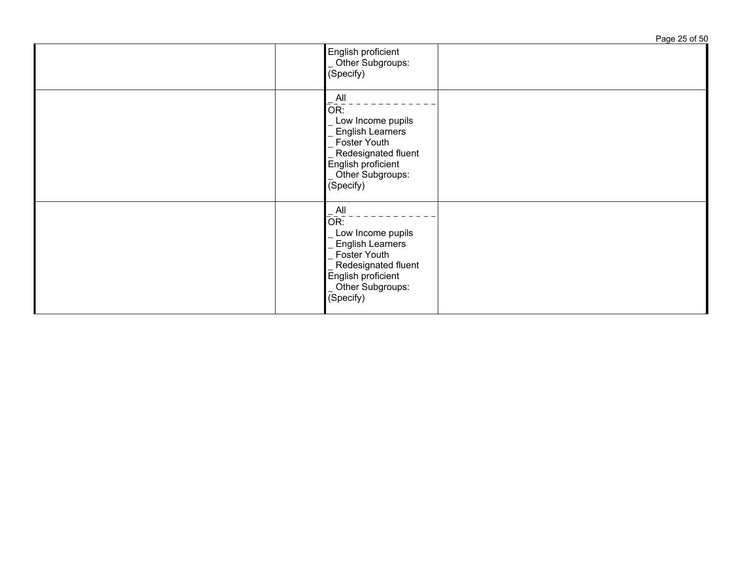| | | | |
|---|---|---|---|
| | | English proficient<br>_ Other Subgroups: (Specify) | |
| | | _ All<br>OR:<br>_ Low Income pupils<br>_ English Learners<br>_ Foster Youth<br>_ Redesignated fluent English proficient<br>_ Other Subgroups: (Specify) | |
| | | _ All<br>OR:<br>_ Low Income pupils<br>_ English Learners<br>_ Foster Youth<br>_ Redesignated fluent English proficient<br>_ Other Subgroups: (Specify) | |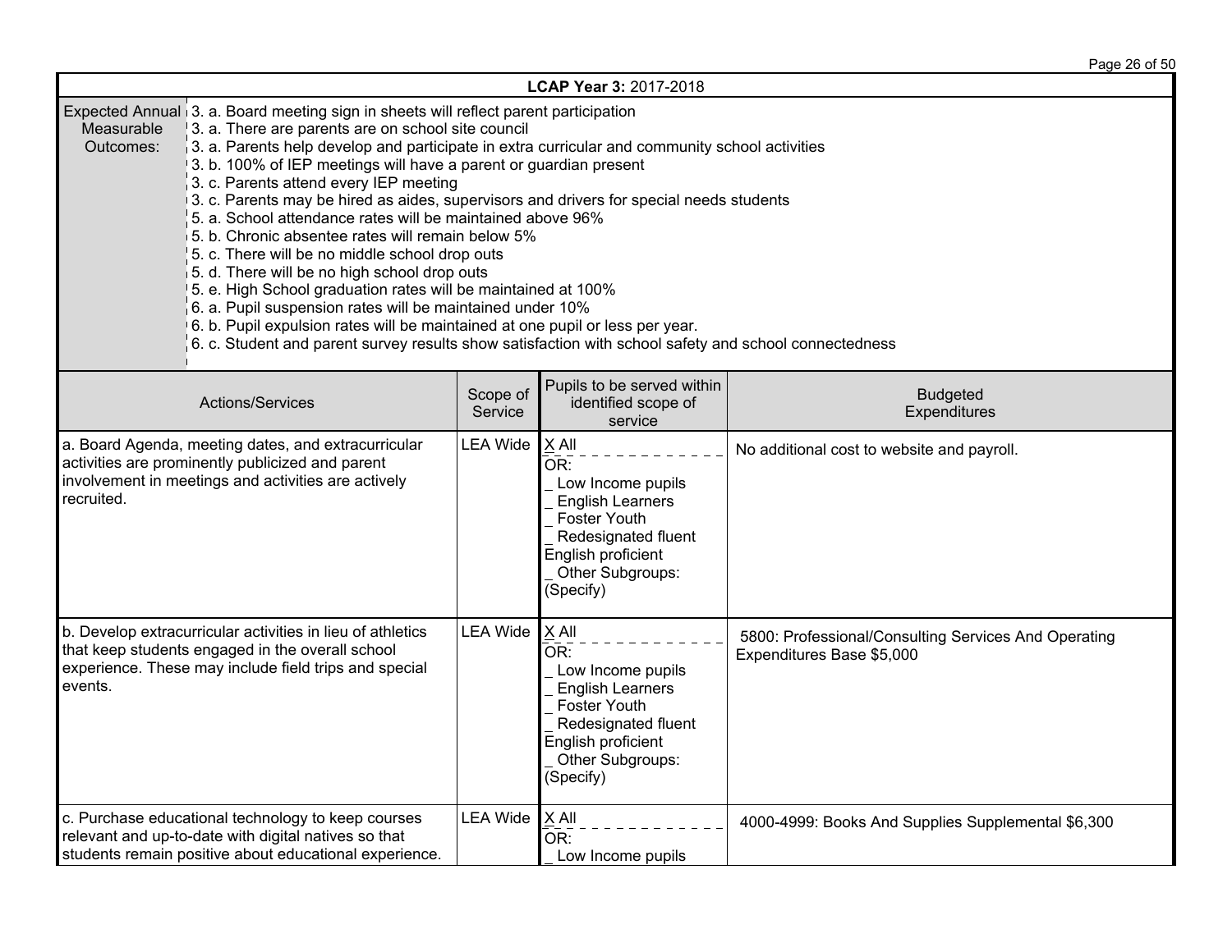**LCAP Year 3:** 2017-2018

| Expected Annual Measurable Outcomes: | |
|---|---|
| | 3. a. Board meeting sign in sheets will reflect parent participation<br>3. a. There are parents are on school site council<br>3. a. Parents help develop and participate in extra curricular and community school activities<br>3. b. 100% of IEP meetings will have a parent or guardian present<br>3. c. Parents attend every IEP meeting<br>3. c. Parents may be hired as aides, supervisors and drivers for special needs students<br>5. a. School attendance rates will be maintained above 96%<br>5. b. Chronic absentee rates will remain below 5%<br>5. c. There will be no middle school drop outs<br>5. d. There will be no high school drop outs<br>5. e. High School graduation rates will be maintained at 100%<br>6. a. Pupil suspension rates will be maintained under 10%<br>6. b. Pupil expulsion rates will be maintained at one pupil or less per year.<br>6. c. Student and parent survey results show satisfaction with school safety and school connectedness |

| Actions/Services | Scope of Service | Pupils to be served within identified scope of service | Budgeted Expenditures |
|---|---|---|---|
| a. Board Agenda, meeting dates, and extracurricular activities are prominently publicized and parent involvement in meetings and activities are actively recruited. | LEA Wide | X All<br>OR:<br>_ Low Income pupils<br>_ English Learners<br>_ Foster Youth<br>_ Redesignated fluent English proficient<br>_ Other Subgroups: (Specify) | No additional cost to website and payroll. |
| b. Develop extracurricular activities in lieu of athletics that keep students engaged in the overall school experience. These may include field trips and special events. | LEA Wide | X All<br>OR:<br>_ Low Income pupils<br>_ English Learners<br>_ Foster Youth<br>_ Redesignated fluent English proficient<br>_ Other Subgroups: (Specify) | 5800: Professional/Consulting Services And Operating Expenditures Base $5,000 |
| c. Purchase educational technology to keep courses relevant and up-to-date with digital natives so that students remain positive about educational experience. | LEA Wide | X All<br>OR:<br>_ Low Income pupils | 4000-4999: Books And Supplies Supplemental $6,300 |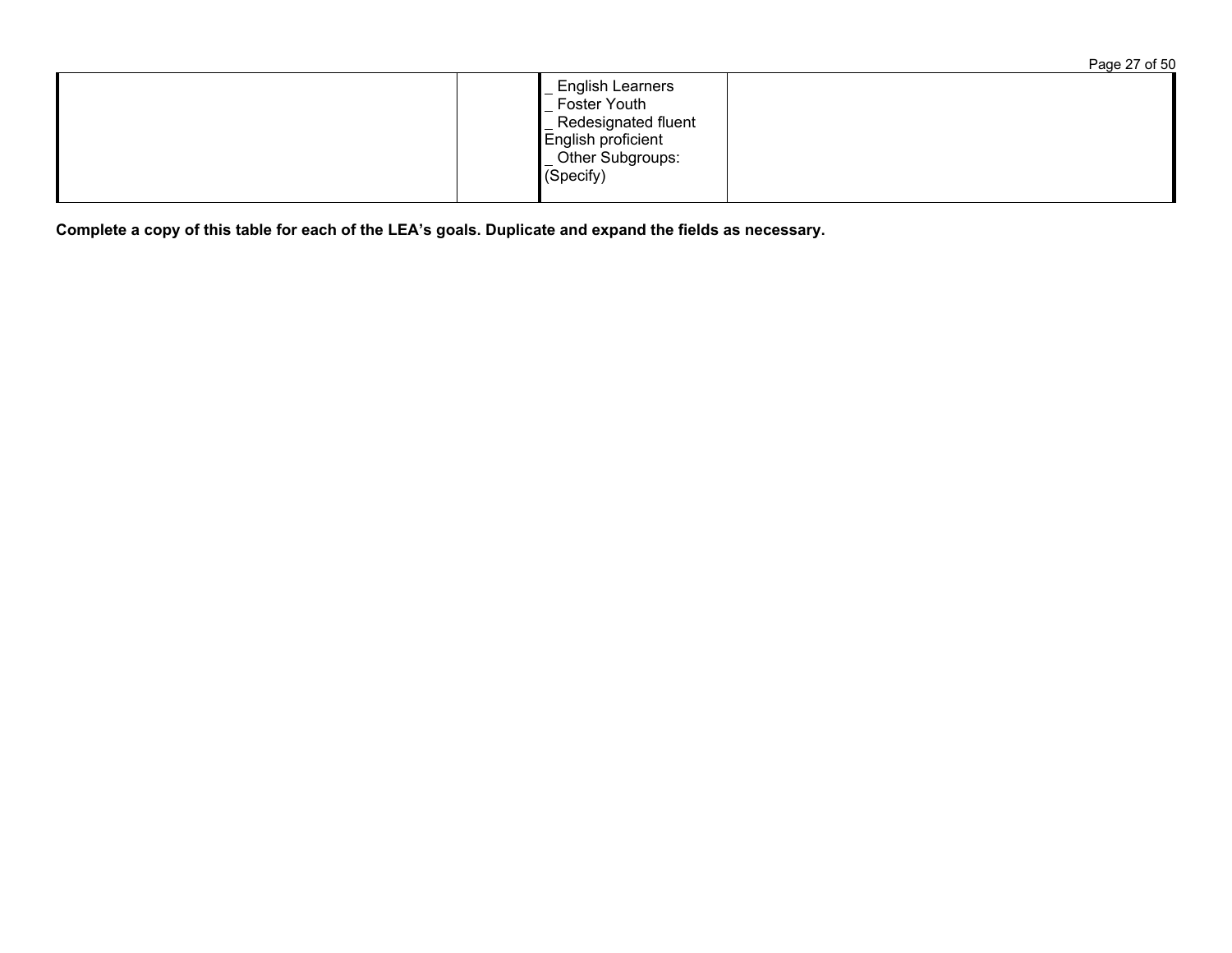| | | | |
|---|---|---|---|
| | | _ English Learners<br>_ Foster Youth<br>_ Redesignated fluent English proficient<br>_ Other Subgroups: (Specify) | |

**Complete a copy of this table for each of the LEA's goals. Duplicate and expand the fields as necessary.**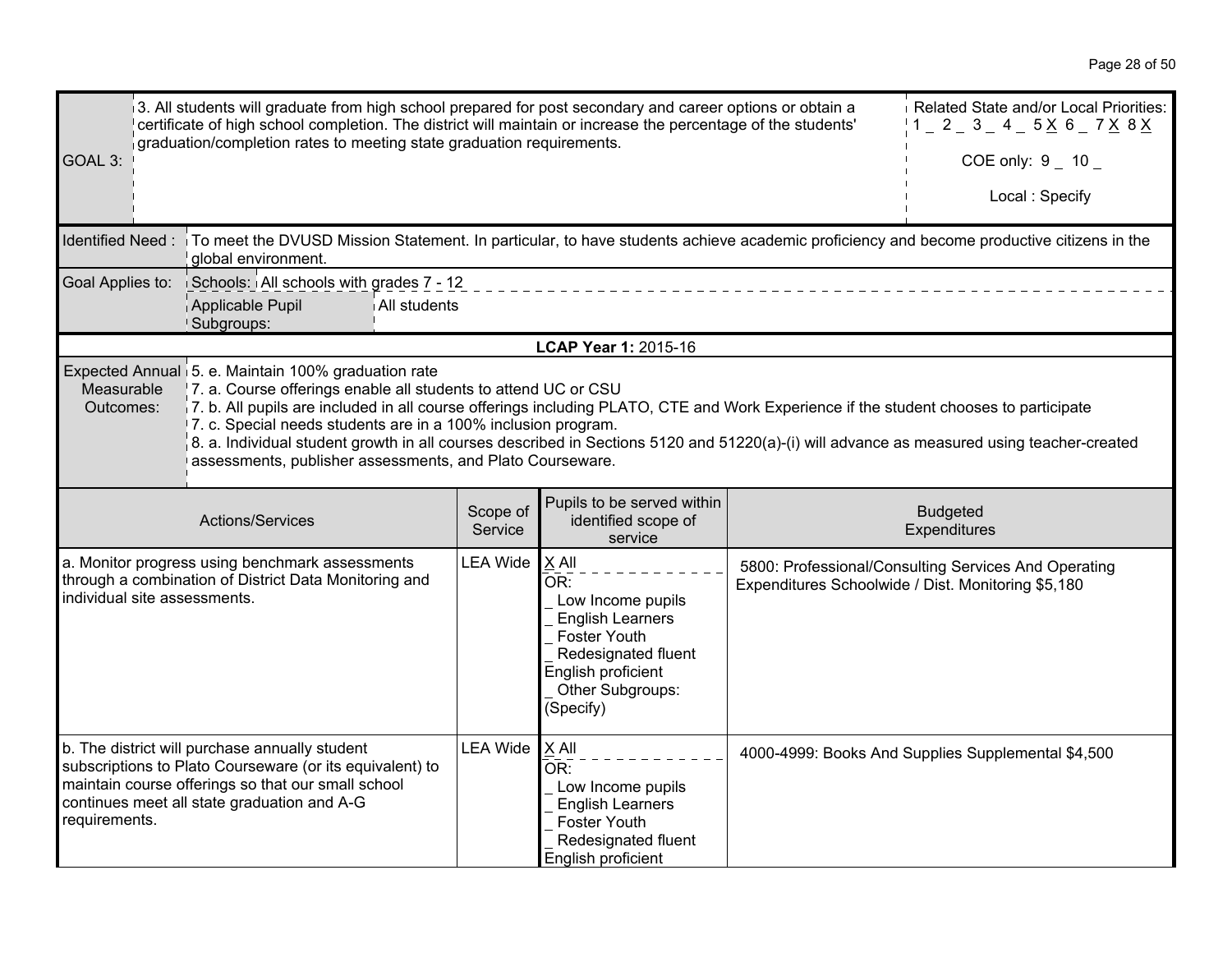| GOAL 3: | 3. All students will graduate from high school prepared for post secondary and career options or obtain a certificate of high school completion. The district will maintain or increase the percentage of the students' graduation/completion rates to meeting state graduation requirements. | Related State and/or Local Priorities: 1 _ 2 _ 3 _ 4 _ 5 X 6 _ 7 X 8 X<br><br>COE only: 9 _ 10 _<br><br>Local : Specify |
|---|---|---|

| Identified Need : | To meet the DVUSD Mission Statement. In particular, to have students achieve academic proficiency and become productive citizens in the global environment. |
|---|---|
| Goal Applies to: | Schools: All schools with grades 7 - 12 |
| | Applicable Pupil Subgroups: All students |

**LCAP Year 1:** 2015-16

| Expected Annual Measurable Outcomes: | 5. e. Maintain 100% graduation rate<br>7. a. Course offerings enable all students to attend UC or CSU<br>7. b. All pupils are included in all course offerings including PLATO, CTE and Work Experience if the student chooses to participate<br>7. c. Special needs students are in a 100% inclusion program.<br>8. a. Individual student growth in all courses described in Sections 5120 and 51220(a)-(i) will advance as measured using teacher-created assessments, publisher assessments, and Plato Courseware. |
|---|---|

| Actions/Services | Scope of Service | Pupils to be served within identified scope of service | Budgeted Expenditures |
|---|---|---|---|
| a. Monitor progress using benchmark assessments through a combination of District Data Monitoring and individual site assessments. | LEA Wide | X All<br>OR:<br>_ Low Income pupils<br>_ English Learners<br>_ Foster Youth<br>_ Redesignated fluent English proficient<br>_ Other Subgroups: (Specify) | 5800: Professional/Consulting Services And Operating Expenditures Schoolwide / Dist. Monitoring $5,180 |
| b. The district will purchase annually student subscriptions to Plato Courseware (or its equivalent) to maintain course offerings so that our small school continues meet all state graduation and A-G requirements. | LEA Wide | X All<br>OR:<br>_ Low Income pupils<br>_ English Learners<br>_ Foster Youth<br>_ Redesignated fluent English proficient | 4000-4999: Books And Supplies Supplemental $4,500 |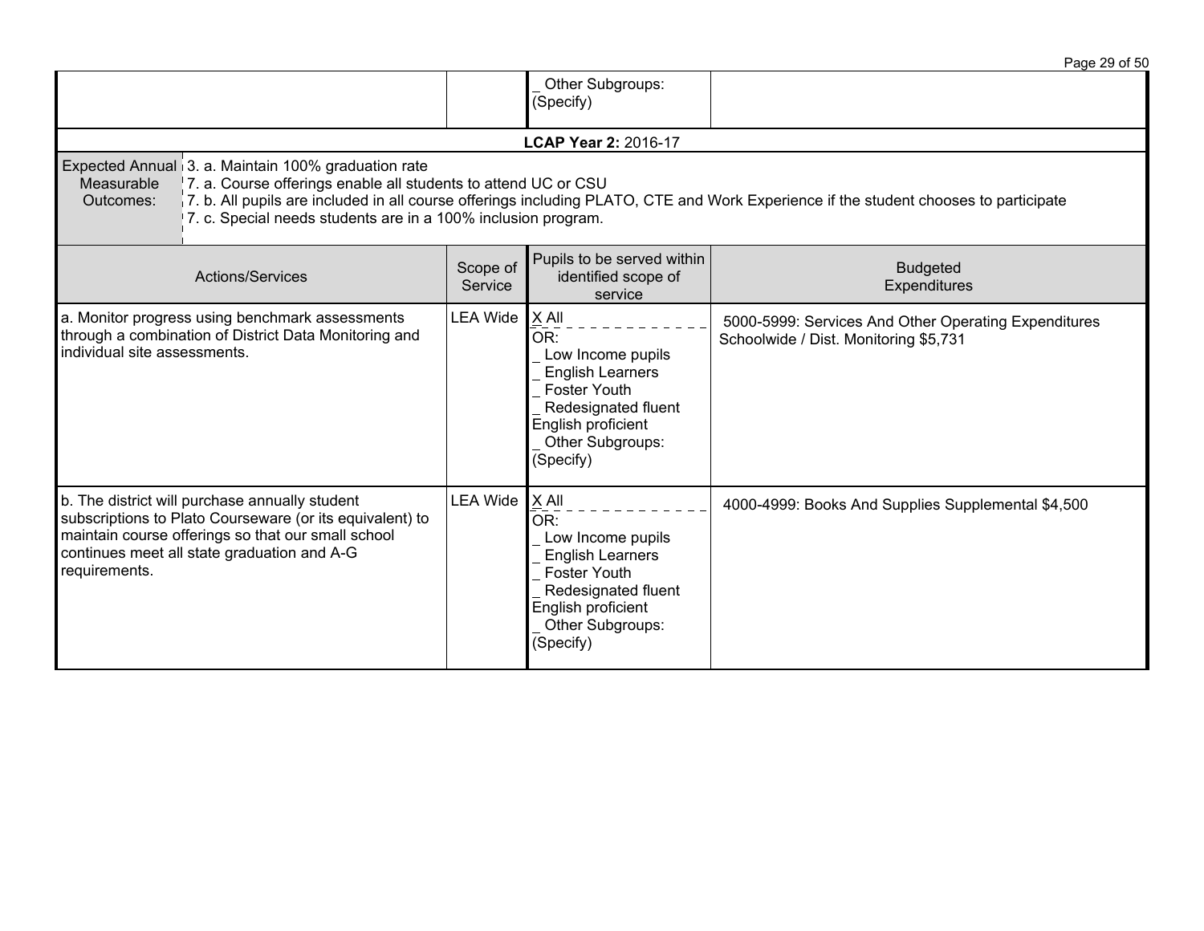| | | _ Other Subgroups: (Specify) | |
|---|---|---|---|

**LCAP Year 2:** 2016-17

| Expected Annual Measurable Outcomes: | 3. a. Maintain 100% graduation rate<br>7. a. Course offerings enable all students to attend UC or CSU<br>7. b. All pupils are included in all course offerings including PLATO, CTE and Work Experience if the student chooses to participate<br>7. c. Special needs students are in a 100% inclusion program. |
|---|---|

| Actions/Services | Scope of Service | Pupils to be served within identified scope of service | Budgeted Expenditures |
|---|---|---|---|
| a. Monitor progress using benchmark assessments through a combination of District Data Monitoring and individual site assessments. | LEA Wide | X All<br>OR:<br>_ Low Income pupils<br>_ English Learners<br>_ Foster Youth<br>_ Redesignated fluent English proficient<br>_ Other Subgroups: (Specify) | 5000-5999: Services And Other Operating Expenditures Schoolwide / Dist. Monitoring $5,731 |
| b. The district will purchase annually student subscriptions to Plato Courseware (or its equivalent) to maintain course offerings so that our small school continues meet all state graduation and A-G requirements. | LEA Wide | X All<br>OR:<br>_ Low Income pupils<br>_ English Learners<br>_ Foster Youth<br>_ Redesignated fluent English proficient<br>_ Other Subgroups: (Specify) | 4000-4999: Books And Supplies Supplemental $4,500 |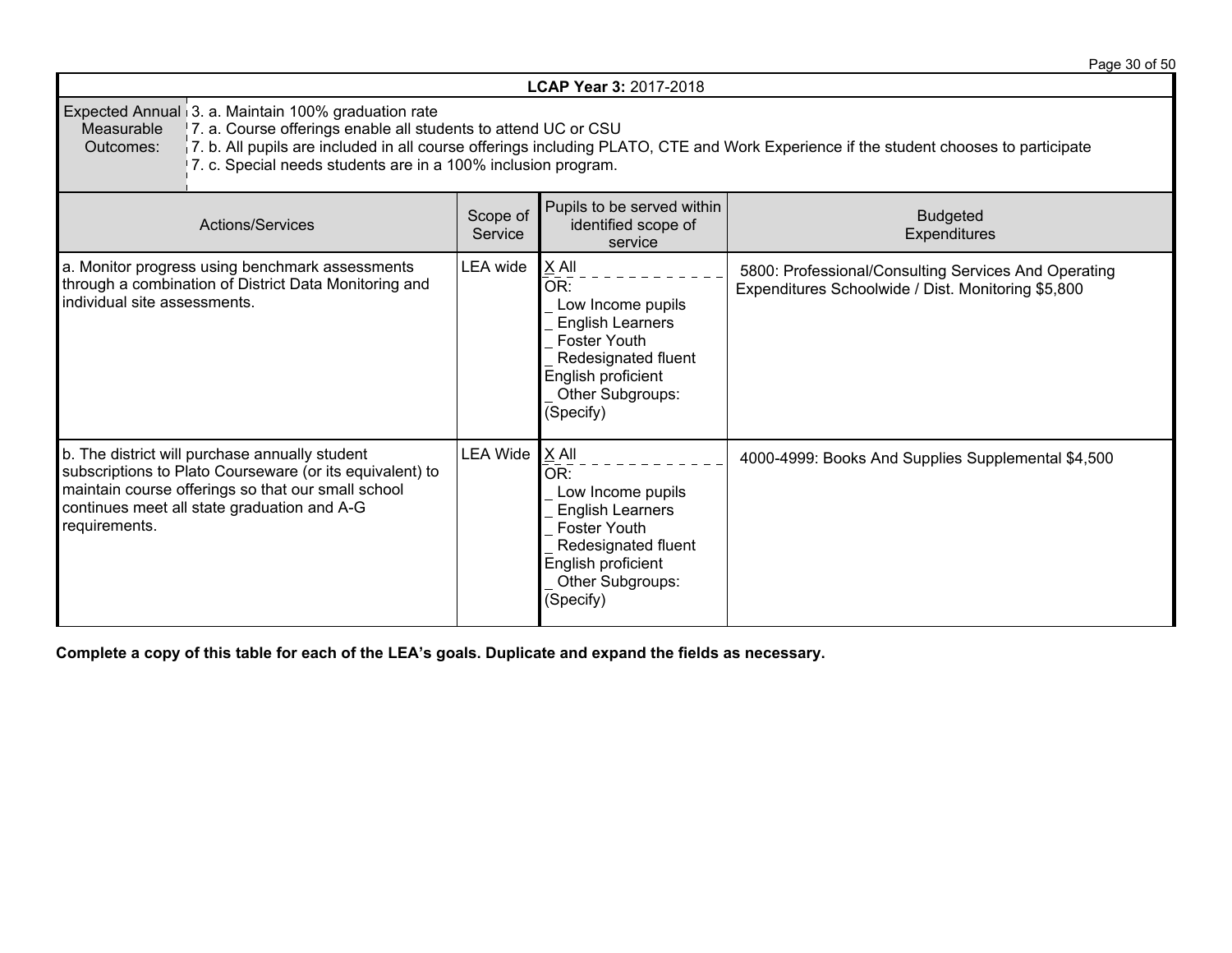| LCAP Year 3: 2017-2018 | | | |
|---|---|---|---|
| Expected Annual Measurable Outcomes: | 3. a. Maintain 100% graduation rate<br>7. a. Course offerings enable all students to attend UC or CSU<br>7. b. All pupils are included in all course offerings including PLATO, CTE and Work Experience if the student chooses to participate<br>7. c. Special needs students are in a 100% inclusion program. | | |
| **Actions/Services** | **Scope of Service** | **Pupils to be served within identified scope of service** | **Budgeted Expenditures** |
| a. Monitor progress using benchmark assessments through a combination of District Data Monitoring and individual site assessments. | LEA wide | X All<br>OR:<br>_ Low Income pupils<br>_ English Learners<br>_ Foster Youth<br>_ Redesignated fluent English proficient<br>_ Other Subgroups: (Specify) | 5800: Professional/Consulting Services And Operating Expenditures Schoolwide / Dist. Monitoring $5,800 |
| b. The district will purchase annually student subscriptions to Plato Courseware (or its equivalent) to maintain course offerings so that our small school continues meet all state graduation and A-G requirements. | LEA Wide | X All<br>OR:<br>_ Low Income pupils<br>_ English Learners<br>_ Foster Youth<br>_ Redesignated fluent English proficient<br>_ Other Subgroups: (Specify) | 4000-4999: Books And Supplies Supplemental $4,500 |

**Complete a copy of this table for each of the LEA's goals. Duplicate and expand the fields as necessary.**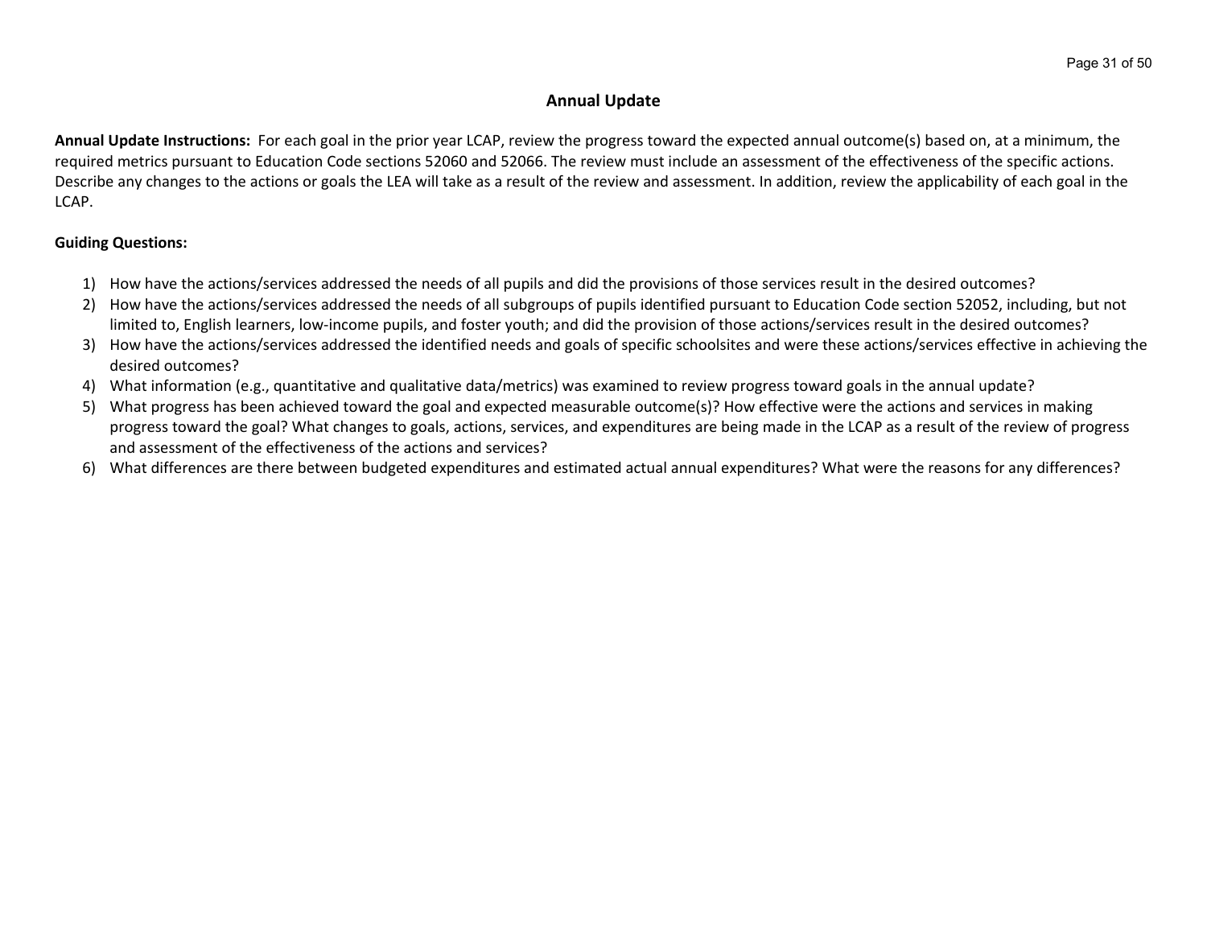## Annual Update

**Annual Update Instructions:** For each goal in the prior year LCAP, review the progress toward the expected annual outcome(s) based on, at a minimum, the required metrics pursuant to Education Code sections 52060 and 52066. The review must include an assessment of the effectiveness of the specific actions. Describe any changes to the actions or goals the LEA will take as a result of the review and assessment. In addition, review the applicability of each goal in the LCAP.

**Guiding Questions:**

1) How have the actions/services addressed the needs of all pupils and did the provisions of those services result in the desired outcomes?
2) How have the actions/services addressed the needs of all subgroups of pupils identified pursuant to Education Code section 52052, including, but not limited to, English learners, low-income pupils, and foster youth; and did the provision of those actions/services result in the desired outcomes?
3) How have the actions/services addressed the identified needs and goals of specific schoolsites and were these actions/services effective in achieving the desired outcomes?
4) What information (e.g., quantitative and qualitative data/metrics) was examined to review progress toward goals in the annual update?
5) What progress has been achieved toward the goal and expected measurable outcome(s)? How effective were the actions and services in making progress toward the goal? What changes to goals, actions, services, and expenditures are being made in the LCAP as a result of the review of progress and assessment of the effectiveness of the actions and services?
6) What differences are there between budgeted expenditures and estimated actual annual expenditures? What were the reasons for any differences?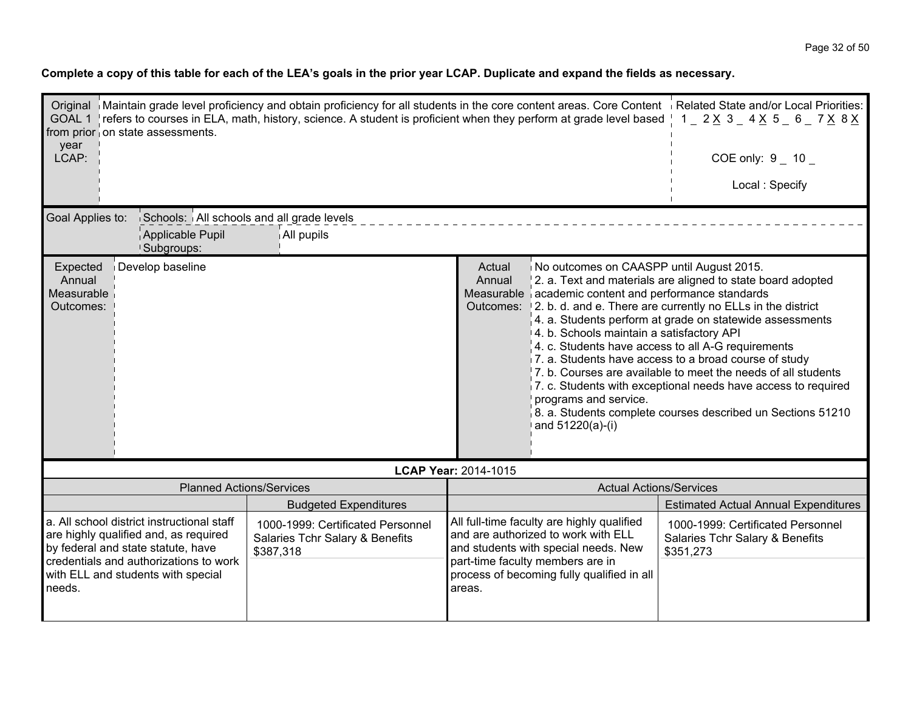**Complete a copy of this table for each of the LEA's goals in the prior year LCAP. Duplicate and expand the fields as necessary.**

| Original GOAL 1 from prior year LCAP: | Maintain grade level proficiency and obtain proficiency for all students in the core content areas. Core Content refers to courses in ELA, math, history, science. A student is proficient when they perform at grade level based on state assessments. | Related State and/or Local Priorities: 1 _ 2 X 3 _ 4 X 5 _ 6 _ 7 X 8 X<br><br>COE only: 9 _ 10 _<br><br>Local : Specify |
|---|---|---|

| Goal Applies to: | Schools: | All schools and all grade levels |
|---|---|---|
| | Applicable Pupil Subgroups: | All pupils |

| Expected Annual Measurable Outcomes: | Develop baseline | Actual Annual Measurable Outcomes: | No outcomes on CAASPP until August 2015.<br>2. a. Text and materials are aligned to state board adopted academic content and performance standards<br>2. b. d. and e. There are currently no ELLs in the district<br>4. a. Students perform at grade on statewide assessments<br>4. b. Schools maintain a satisfactory API<br>4. c. Students have access to all A-G requirements<br>7. a. Students have access to a broad course of study<br>7. b. Courses are available to meet the needs of all students<br>7. c. Students with exceptional needs have access to required programs and service.<br>8. a. Students complete courses described un Sections 51210 and 51220(a)-(i) |
|---|---|---|---|

| **LCAP Year:** 2014-1015 | | | |
|---|---|---|---|
| Planned Actions/Services | | Actual Actions/Services | |
| | Budgeted Expenditures | | Estimated Actual Annual Expenditures |
| a. All school district instructional staff are highly qualified and, as required by federal and state statute, have credentials and authorizations to work with ELL and students with special needs. | 1000-1999: Certificated Personnel Salaries Tchr Salary & Benefits $387,318 | All full-time faculty are highly qualified and are authorized to work with ELL and students with special needs. New part-time faculty members are in process of becoming fully qualified in all areas. | 1000-1999: Certificated Personnel Salaries Tchr Salary & Benefits $351,273 |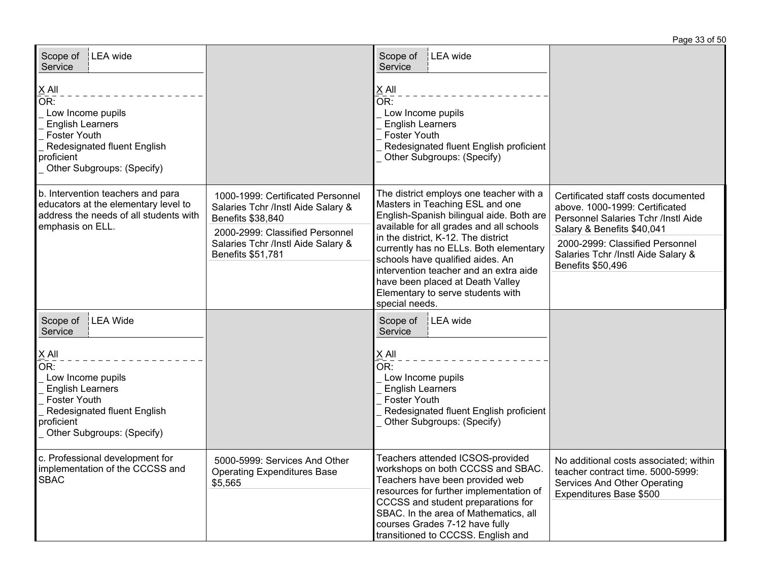| | | | |
|---|---|---|---|
| Scope of Service: LEA wide<br><br>X All<br>OR:<br>_ Low Income pupils<br>_ English Learners<br>_ Foster Youth<br>_ Redesignated fluent English proficient<br>_ Other Subgroups: (Specify) | | Scope of Service: LEA wide<br><br>X All<br>OR:<br>_ Low Income pupils<br>_ English Learners<br>_ Foster Youth<br>_ Redesignated fluent English proficient<br>_ Other Subgroups: (Specify) | |
| b. Intervention teachers and para educators at the elementary level to address the needs of all students with emphasis on ELL. | 1000-1999: Certificated Personnel Salaries Tchr /Instl Aide Salary & Benefits $38,840<br><br>2000-2999: Classified Personnel Salaries Tchr /Instl Aide Salary & Benefits $51,781 | The district employs one teacher with a Masters in Teaching ESL and one English-Spanish bilingual aide. Both are available for all grades and all schools in the district, K-12. The district currently has no ELLs. Both elementary schools have qualified aides. An intervention teacher and an extra aide have been placed at Death Valley Elementary to serve students with special needs. | Certificated staff costs documented above. 1000-1999: Certificated Personnel Salaries Tchr /Instl Aide Salary & Benefits $40,041<br><br>2000-2999: Classified Personnel Salaries Tchr /Instl Aide Salary & Benefits $50,496 |
| Scope of Service: LEA Wide<br><br>X All<br>OR:<br>_ Low Income pupils<br>_ English Learners<br>_ Foster Youth<br>_ Redesignated fluent English proficient<br>_ Other Subgroups: (Specify) | | Scope of Service: LEA wide<br><br>X All<br>OR:<br>_ Low Income pupils<br>_ English Learners<br>_ Foster Youth<br>_ Redesignated fluent English proficient<br>_ Other Subgroups: (Specify) | |
| c. Professional development for implementation of the CCCSS and SBAC | 5000-5999: Services And Other Operating Expenditures Base $5,565 | Teachers attended ICSOS-provided workshops on both CCCSS and SBAC. Teachers have been provided web resources for further implementation of CCCSS and student preparations for SBAC. In the area of Mathematics, all courses Grades 7-12 have fully transitioned to CCCSS. English and | No additional costs associated; within teacher contract time. 5000-5999: Services And Other Operating Expenditures Base $500 |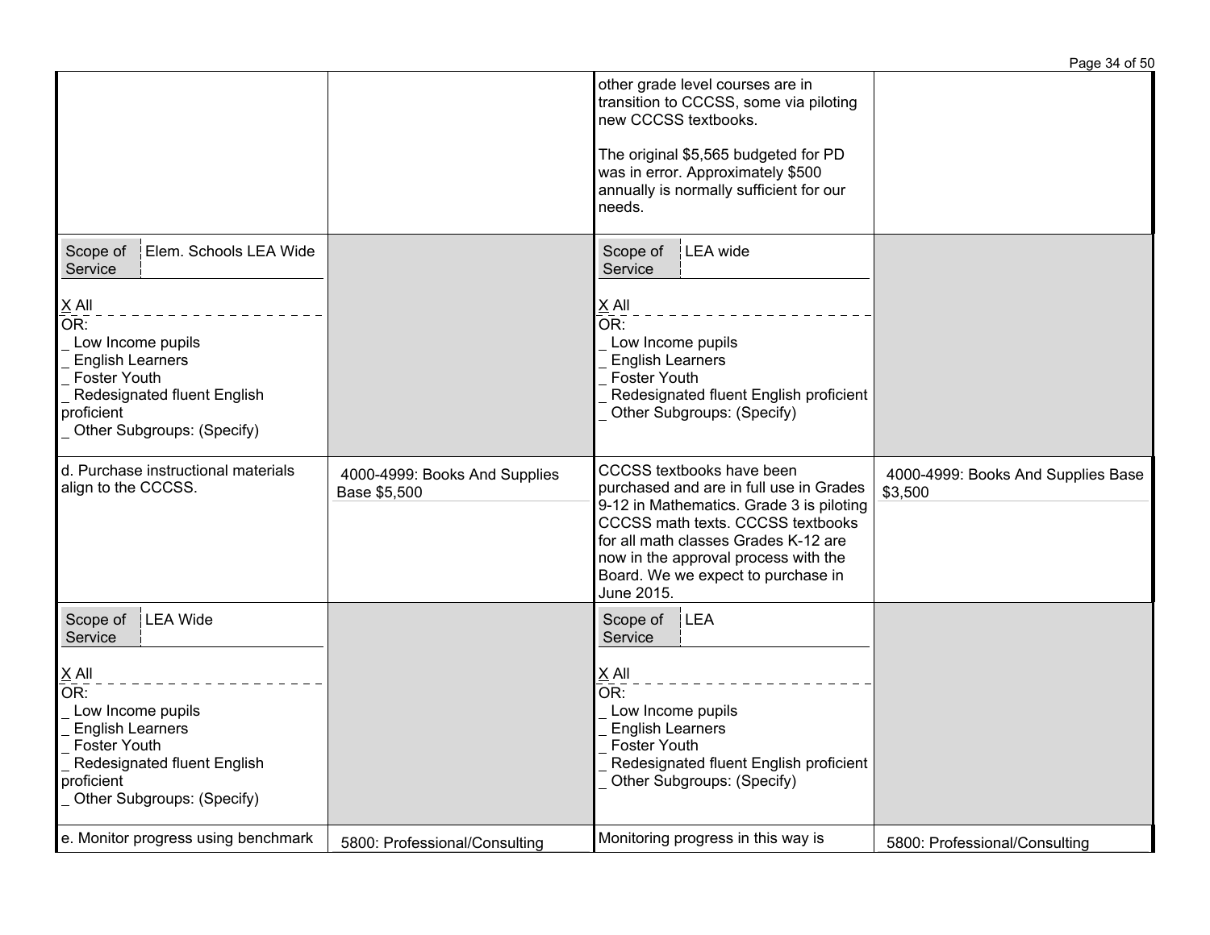| | | | |
|---|---|---|---|
| | | other grade level courses are in transition to CCCSS, some via piloting new CCCSS textbooks.<br><br>The original $5,565 budgeted for PD was in error. Approximately $500 annually is normally sufficient for our needs. | |
| Scope of Service: Elem. Schools LEA Wide<br><br>X All<br>OR:<br>_ Low Income pupils<br>_ English Learners<br>_ Foster Youth<br>_ Redesignated fluent English proficient<br>_ Other Subgroups: (Specify) | | Scope of Service: LEA wide<br><br>X All<br>OR:<br>_ Low Income pupils<br>_ English Learners<br>_ Foster Youth<br>_ Redesignated fluent English proficient<br>_ Other Subgroups: (Specify) | |
| d. Purchase instructional materials align to the CCCSS. | 4000-4999: Books And Supplies Base $5,500 | CCCSS textbooks have been purchased and are in full use in Grades 9-12 in Mathematics. Grade 3 is piloting CCCSS math texts. CCCSS textbooks for all math classes Grades K-12 are now in the approval process with the Board. We we expect to purchase in June 2015. | 4000-4999: Books And Supplies Base $3,500 |
| Scope of Service: LEA Wide<br><br>X All<br>OR:<br>_ Low Income pupils<br>_ English Learners<br>_ Foster Youth<br>_ Redesignated fluent English proficient<br>_ Other Subgroups: (Specify) | | Scope of Service: LEA<br><br>X All<br>OR:<br>_ Low Income pupils<br>_ English Learners<br>_ Foster Youth<br>_ Redesignated fluent English proficient<br>_ Other Subgroups: (Specify) | |
| e. Monitor progress using benchmark | 5800: Professional/Consulting | Monitoring progress in this way is | 5800: Professional/Consulting |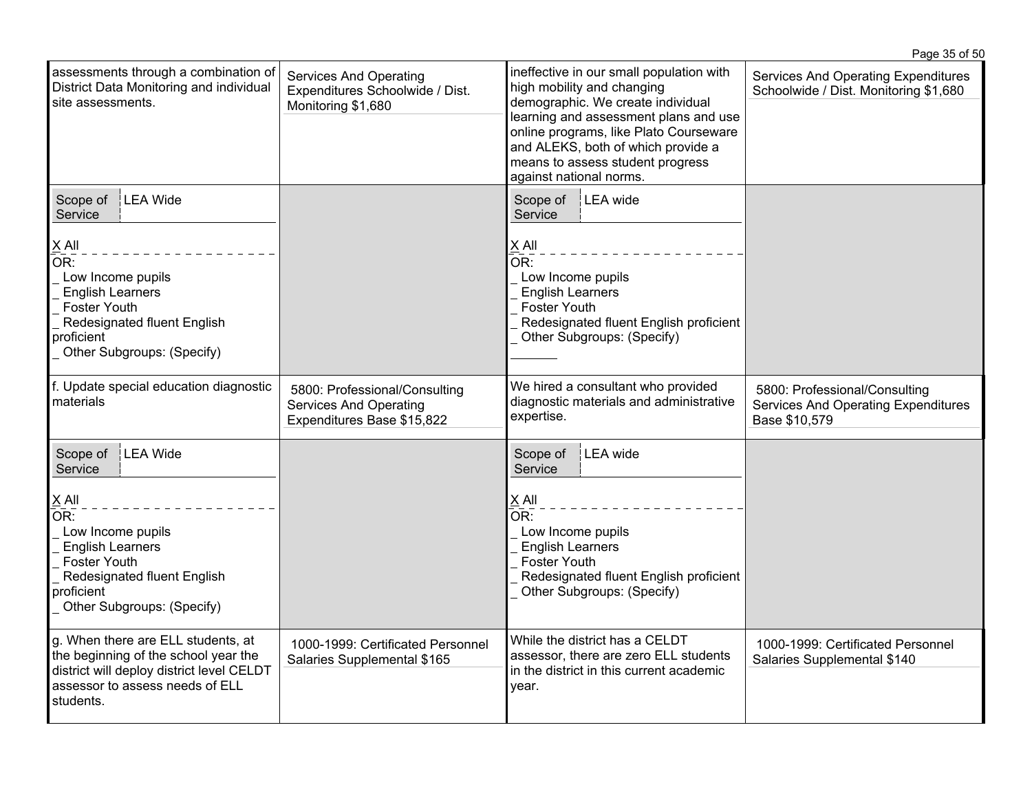| | | | |
|---|---|---|---|
| assessments through a combination of District Data Monitoring and individual site assessments. | Services And Operating Expenditures Schoolwide / Dist. Monitoring $1,680 | ineffective in our small population with high mobility and changing demographic. We create individual learning and assessment plans and use online programs, like Plato Courseware and ALEKS, both of which provide a means to assess student progress against national norms. | Services And Operating Expenditures Schoolwide / Dist. Monitoring $1,680 |
| Scope of Service: LEA Wide<br><br>X All<br>OR:<br>_ Low Income pupils<br>_ English Learners<br>_ Foster Youth<br>_ Redesignated fluent English proficient<br>_ Other Subgroups: (Specify) | | Scope of Service: LEA wide<br><br>X All<br>OR:<br>_ Low Income pupils<br>_ English Learners<br>_ Foster Youth<br>_ Redesignated fluent English proficient<br>_ Other Subgroups: (Specify)<br>_______ | |
| f. Update special education diagnostic materials | 5800: Professional/Consulting Services And Operating Expenditures Base $15,822 | We hired a consultant who provided diagnostic materials and administrative expertise. | 5800: Professional/Consulting Services And Operating Expenditures Base $10,579 |
| Scope of Service: LEA Wide<br><br>X All<br>OR:<br>_ Low Income pupils<br>_ English Learners<br>_ Foster Youth<br>_ Redesignated fluent English proficient<br>_ Other Subgroups: (Specify) | | Scope of Service: LEA wide<br><br>X All<br>OR:<br>_ Low Income pupils<br>_ English Learners<br>_ Foster Youth<br>_ Redesignated fluent English proficient<br>_ Other Subgroups: (Specify) | |
| g. When there are ELL students, at the beginning of the school year the district will deploy district level CELDT assessor to assess needs of ELL students. | 1000-1999: Certificated Personnel Salaries Supplemental $165 | While the district has a CELDT assessor, there are zero ELL students in the district in this current academic year. | 1000-1999: Certificated Personnel Salaries Supplemental $140 |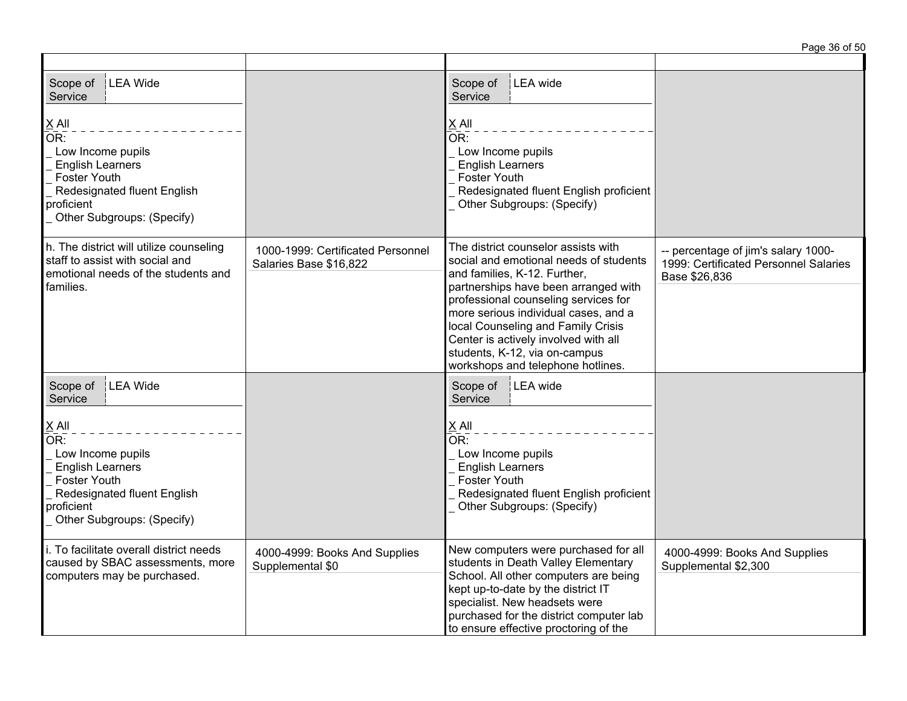| | | | |
|---|---|---|---|
| Scope of Service: LEA Wide<br><br>X All<br>OR:<br>_ Low Income pupils<br>_ English Learners<br>_ Foster Youth<br>_ Redesignated fluent English proficient<br>_ Other Subgroups: (Specify) | | Scope of Service: LEA wide<br><br>X All<br>OR:<br>_ Low Income pupils<br>_ English Learners<br>_ Foster Youth<br>_ Redesignated fluent English proficient<br>_ Other Subgroups: (Specify) | |
| h. The district will utilize counseling staff to assist with social and emotional needs of the students and families. | 1000-1999: Certificated Personnel Salaries Base $16,822 | The district counselor assists with social and emotional needs of students and families, K-12. Further, partnerships have been arranged with professional counseling services for more serious individual cases, and a local Counseling and Family Crisis Center is actively involved with all students, K-12, via on-campus workshops and telephone hotlines. | -- percentage of jim's salary 1000-1999: Certificated Personnel Salaries Base $26,836 |
| Scope of Service: LEA Wide<br><br>X All<br>OR:<br>_ Low Income pupils<br>_ English Learners<br>_ Foster Youth<br>_ Redesignated fluent English proficient<br>_ Other Subgroups: (Specify) | | Scope of Service: LEA wide<br><br>X All<br>OR:<br>_ Low Income pupils<br>_ English Learners<br>_ Foster Youth<br>_ Redesignated fluent English proficient<br>_ Other Subgroups: (Specify) | |
| i. To facilitate overall district needs caused by SBAC assessments, more computers may be purchased. | 4000-4999: Books And Supplies Supplemental $0 | New computers were purchased for all students in Death Valley Elementary School. All other computers are being kept up-to-date by the district IT specialist. New headsets were purchased for the district computer lab to ensure effective proctoring of the | 4000-4999: Books And Supplies Supplemental $2,300 |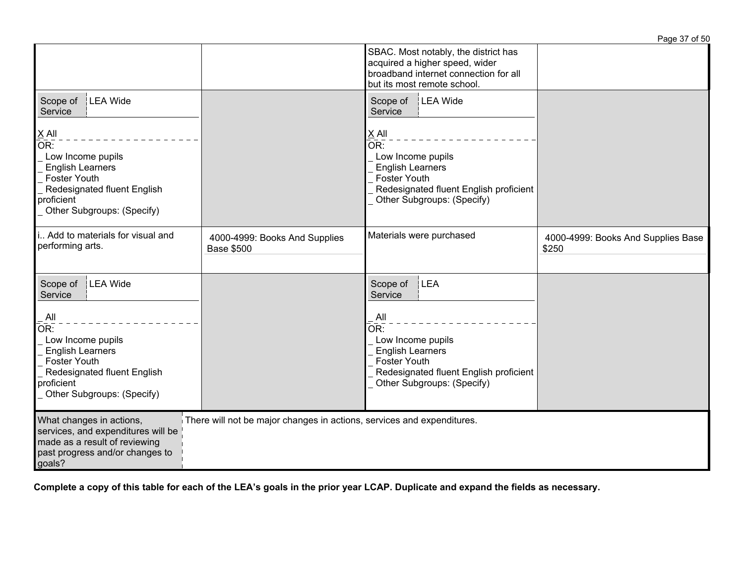| | | | |
|---|---|---|---|
| | | SBAC. Most notably, the district has acquired a higher speed, wider broadband internet connection for all but its most remote school. | |
| Scope of Service: LEA Wide<br><br>X All<br>OR:<br>_ Low Income pupils<br>_ English Learners<br>_ Foster Youth<br>_ Redesignated fluent English proficient<br>_ Other Subgroups: (Specify) | | Scope of Service: LEA Wide<br><br>X All<br>OR:<br>_ Low Income pupils<br>_ English Learners<br>_ Foster Youth<br>_ Redesignated fluent English proficient<br>_ Other Subgroups: (Specify) | |
| i.. Add to materials for visual and performing arts. | 4000-4999: Books And Supplies Base $500 | Materials were purchased | 4000-4999: Books And Supplies Base $250 |
| Scope of Service: LEA Wide<br><br>_ All<br>OR:<br>_ Low Income pupils<br>_ English Learners<br>_ Foster Youth<br>_ Redesignated fluent English proficient<br>_ Other Subgroups: (Specify) | | Scope of Service: LEA<br><br>_ All<br>OR:<br>_ Low Income pupils<br>_ English Learners<br>_ Foster Youth<br>_ Redesignated fluent English proficient<br>_ Other Subgroups: (Specify) | |

| What changes in actions, services, and expenditures will be made as a result of reviewing past progress and/or changes to goals? | There will not be major changes in actions, services and expenditures. |
|---|---|

**Complete a copy of this table for each of the LEA's goals in the prior year LCAP. Duplicate and expand the fields as necessary.**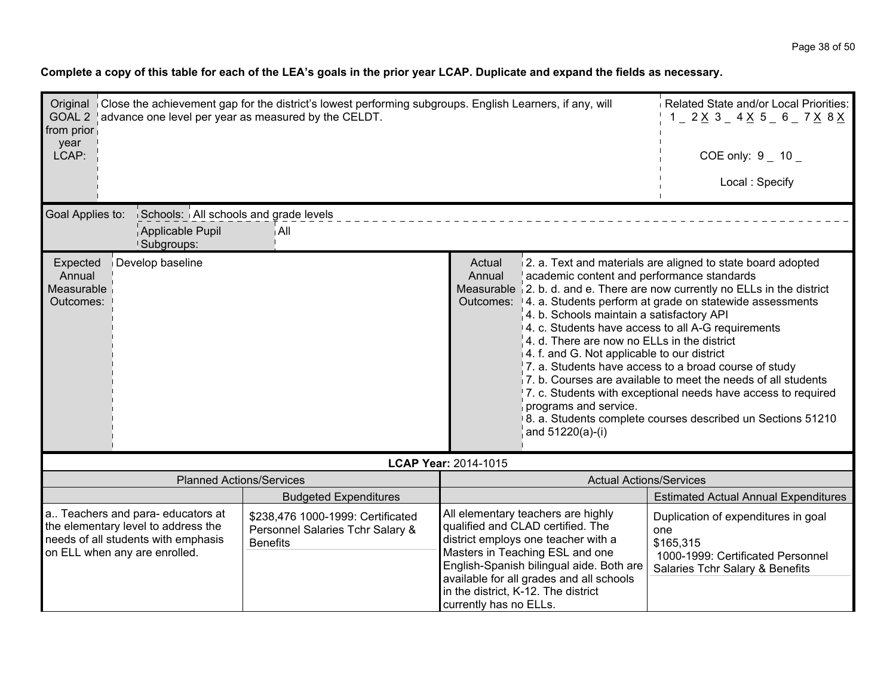**Complete a copy of this table for each of the LEA's goals in the prior year LCAP. Duplicate and expand the fields as necessary.**

| Original GOAL 2 from prior year LCAP: | Close the achievement gap for the district's lowest performing subgroups. English Learners, if any, will advance one level per year as measured by the CELDT. | Related State and/or Local Priorities: 1 _ 2 X 3 _ 4 X 5 _ 6 _ 7 X 8 X<br><br>COE only: 9 _ 10 _<br><br>Local : Specify |
|---|---|---|

| Goal Applies to: | Schools: | All schools and grade levels |
|---|---|---|
| | Applicable Pupil Subgroups: | All |

| Expected Annual Measurable Outcomes: | Develop baseline | Actual Annual Measurable Outcomes: | 2. a. Text and materials are aligned to state board adopted academic content and performance standards<br>2. b. d. and e. There are now currently no ELLs in the district<br>4. a. Students perform at grade on statewide assessments<br>4. b. Schools maintain a satisfactory API<br>4. c. Students have access to all A-G requirements<br>4. d. There are now no ELLs in the district<br>4. f. and G. Not applicable to our district<br>7. a. Students have access to a broad course of study<br>7. b. Courses are available to meet the needs of all students<br>7. c. Students with exceptional needs have access to required programs and service.<br>8. a. Students complete courses described un Sections 51210 and 51220(a)-(i) |
|---|---|---|---|

**LCAP Year:** 2014-1015

| Planned Actions/Services | | Actual Actions/Services | |
|---|---|---|---|
| | Budgeted Expenditures | | Estimated Actual Annual Expenditures |
| a.. Teachers and para- educators at the elementary level to address the needs of all students with emphasis on ELL when any are enrolled. | $238,476 1000-1999: Certificated Personnel Salaries Tchr Salary & Benefits | All elementary teachers are highly qualified and CLAD certified. The district employs one teacher with a Masters in Teaching ESL and one English-Spanish bilingual aide. Both are available for all grades and all schools in the district, K-12. The district currently has no ELLs. | Duplication of expenditures in goal one<br>$165,315<br>1000-1999: Certificated Personnel Salaries Tchr Salary & Benefits |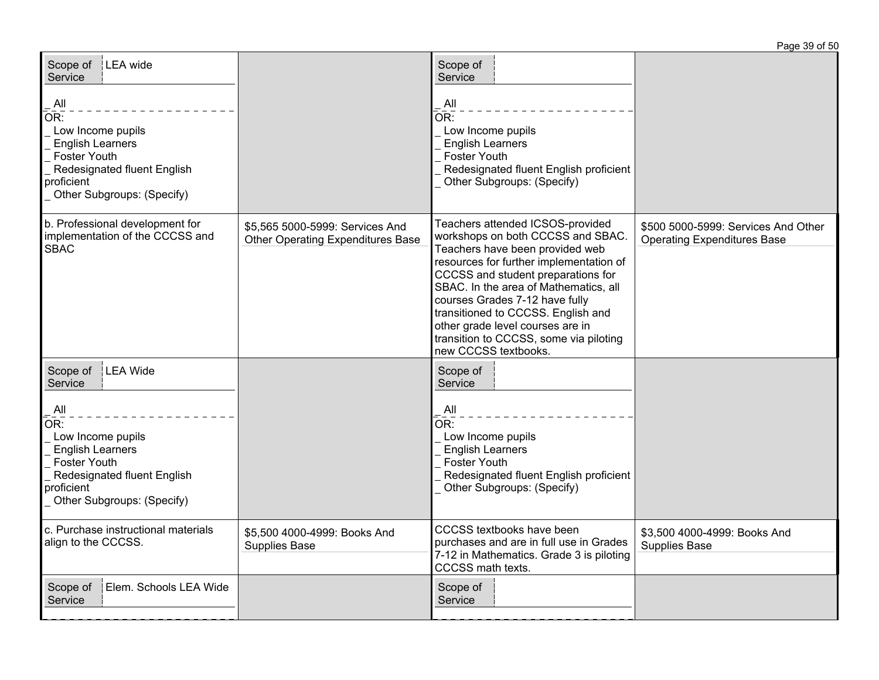| Planned Actions/Services | Budgeted Expenditures | Actual Actions/Services | Estimated Actual Annual Expenditures |
|---|---|---|---|
| Scope of Service: LEA wide<br><br>_ All<br>OR:<br>_ Low Income pupils<br>_ English Learners<br>_ Foster Youth<br>_ Redesignated fluent English proficient<br>_ Other Subgroups: (Specify) | | Scope of Service:<br><br>_ All<br>OR:<br>_ Low Income pupils<br>_ English Learners<br>_ Foster Youth<br>_ Redesignated fluent English proficient<br>_ Other Subgroups: (Specify) | |
| b. Professional development for implementation of the CCCSS and SBAC | $5,565 5000-5999: Services And Other Operating Expenditures Base | Teachers attended ICSOS-provided workshops on both CCCSS and SBAC. Teachers have been provided web resources for further implementation of CCCSS and student preparations for SBAC. In the area of Mathematics, all courses Grades 7-12 have fully transitioned to CCCSS. English and other grade level courses are in transition to CCCSS, some via piloting new CCCSS textbooks. | $500 5000-5999: Services And Other Operating Expenditures Base |
| Scope of Service: LEA Wide<br><br>_ All<br>OR:<br>_ Low Income pupils<br>_ English Learners<br>_ Foster Youth<br>_ Redesignated fluent English proficient<br>_ Other Subgroups: (Specify) | | Scope of Service:<br><br>_ All<br>OR:<br>_ Low Income pupils<br>_ English Learners<br>_ Foster Youth<br>_ Redesignated fluent English proficient<br>_ Other Subgroups: (Specify) | |
| c. Purchase instructional materials align to the CCCSS. | $5,500 4000-4999: Books And Supplies Base | CCCSS textbooks have been purchases and are in full use in Grades 7-12 in Mathematics. Grade 3 is piloting CCCSS math texts. | $3,500 4000-4999: Books And Supplies Base |
| Scope of Service: Elem. Schools LEA Wide | | Scope of Service: | |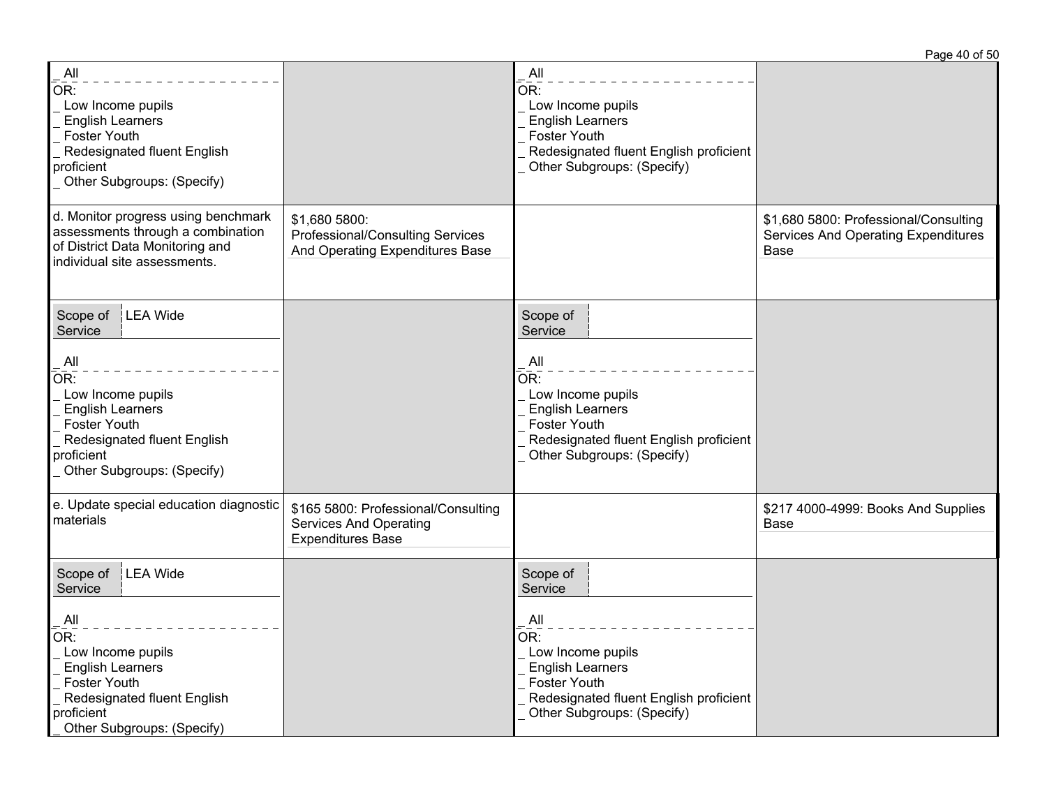| | | | |
|---|---|---|---|
| _ All<br>OR:<br>_ Low Income pupils<br>_ English Learners<br>_ Foster Youth<br>_ Redesignated fluent English proficient<br>_ Other Subgroups: (Specify) | | _ All<br>OR:<br>_ Low Income pupils<br>_ English Learners<br>_ Foster Youth<br>_ Redesignated fluent English proficient<br>_ Other Subgroups: (Specify) | |
| d. Monitor progress using benchmark assessments through a combination of District Data Monitoring and individual site assessments. | $1,680 5800: Professional/Consulting Services And Operating Expenditures Base | | $1,680 5800: Professional/Consulting Services And Operating Expenditures Base |
| Scope of Service: LEA Wide<br>_ All<br>OR:<br>_ Low Income pupils<br>_ English Learners<br>_ Foster Youth<br>_ Redesignated fluent English proficient<br>_ Other Subgroups: (Specify) | | Scope of Service:<br>_ All<br>OR:<br>_ Low Income pupils<br>_ English Learners<br>_ Foster Youth<br>_ Redesignated fluent English proficient<br>_ Other Subgroups: (Specify) | |
| e. Update special education diagnostic materials | $165 5800: Professional/Consulting Services And Operating Expenditures Base | | $217 4000-4999: Books And Supplies Base |
| Scope of Service: LEA Wide<br>_ All<br>OR:<br>_ Low Income pupils<br>_ English Learners<br>_ Foster Youth<br>_ Redesignated fluent English proficient<br>_ Other Subgroups: (Specify) | | Scope of Service:<br>_ All<br>OR:<br>_ Low Income pupils<br>_ English Learners<br>_ Foster Youth<br>_ Redesignated fluent English proficient<br>_ Other Subgroups: (Specify) | |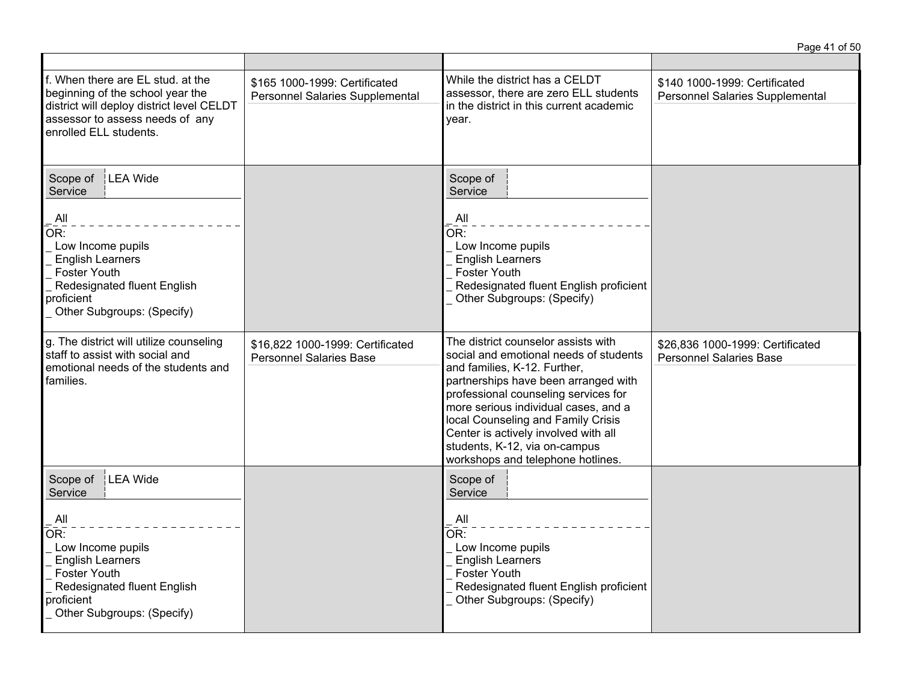| | | | |
|---|---|---|---|
| f. When there are EL stud. at the beginning of the school year the district will deploy district level CELDT assessor to assess needs of any enrolled ELL students. | $165 1000-1999: Certificated Personnel Salaries Supplemental | While the district has a CELDT assessor, there are zero ELL students in the district in this current academic year. | $140 1000-1999: Certificated Personnel Salaries Supplemental |
| Scope of Service: LEA Wide<br>_ All<br>OR:<br>_ Low Income pupils<br>_ English Learners<br>_ Foster Youth<br>_ Redesignated fluent English proficient<br>_ Other Subgroups: (Specify) | | Scope of Service:<br>_ All<br>OR:<br>_ Low Income pupils<br>_ English Learners<br>_ Foster Youth<br>_ Redesignated fluent English proficient<br>_ Other Subgroups: (Specify) | |
| g. The district will utilize counseling staff to assist with social and emotional needs of the students and families. | $16,822 1000-1999: Certificated Personnel Salaries Base | The district counselor assists with social and emotional needs of students and families, K-12. Further, partnerships have been arranged with professional counseling services for more serious individual cases, and a local Counseling and Family Crisis Center is actively involved with all students, K-12, via on-campus workshops and telephone hotlines. | $26,836 1000-1999: Certificated Personnel Salaries Base |
| Scope of Service: LEA Wide<br>_ All<br>OR:<br>_ Low Income pupils<br>_ English Learners<br>_ Foster Youth<br>_ Redesignated fluent English proficient<br>_ Other Subgroups: (Specify) | | Scope of Service:<br>_ All<br>OR:<br>_ Low Income pupils<br>_ English Learners<br>_ Foster Youth<br>_ Redesignated fluent English proficient<br>_ Other Subgroups: (Specify) | |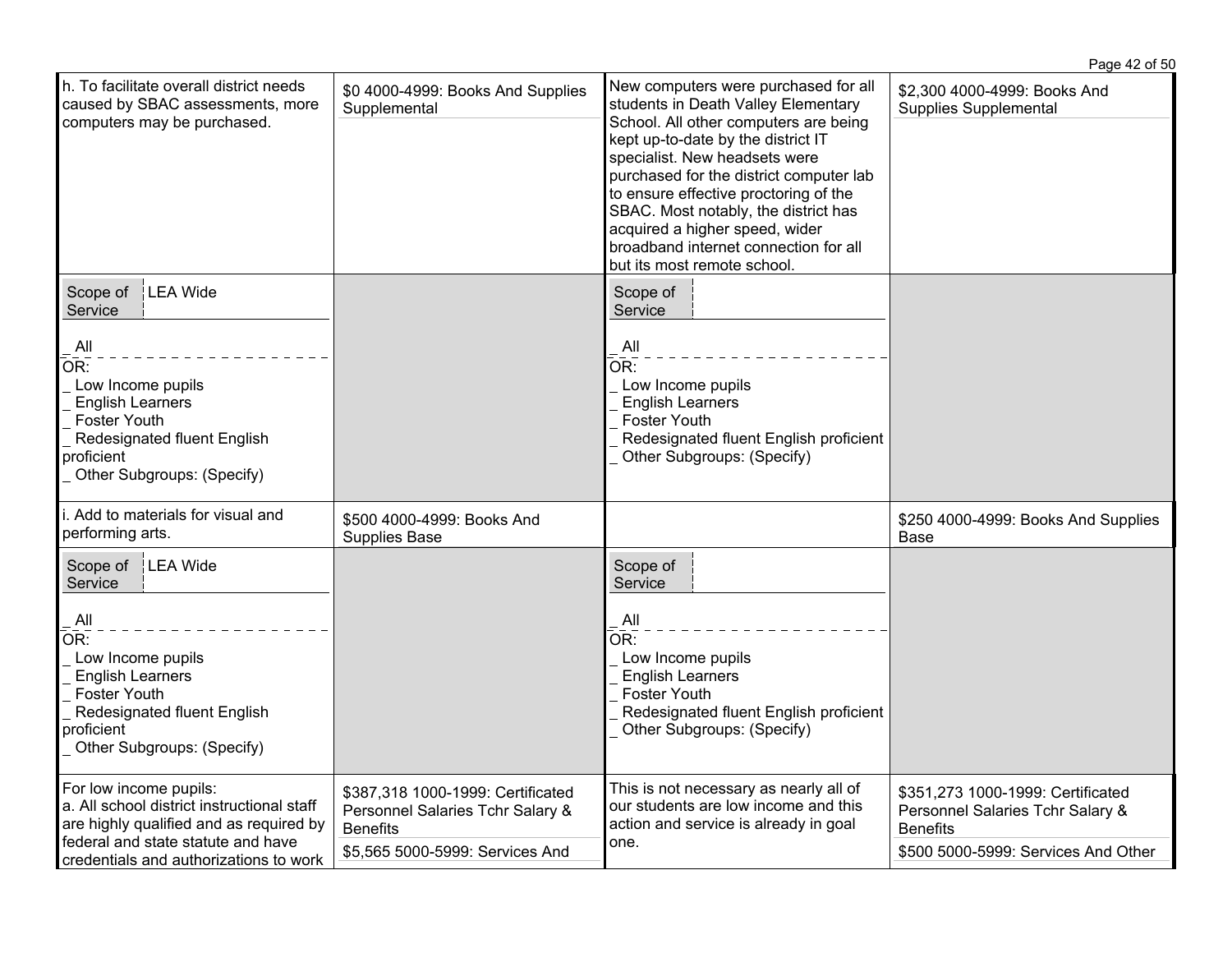| | | | |
|---|---|---|---|
| h. To facilitate overall district needs caused by SBAC assessments, more computers may be purchased. | $0 4000-4999: Books And Supplies Supplemental | New computers were purchased for all students in Death Valley Elementary School. All other computers are being kept up-to-date by the district IT specialist. New headsets were purchased for the district computer lab to ensure effective proctoring of the SBAC. Most notably, the district has acquired a higher speed, wider broadband internet connection for all but its most remote school. | $2,300 4000-4999: Books And Supplies Supplemental |
| Scope of Service: LEA Wide<br>_ All<br>OR:<br>_ Low Income pupils<br>_ English Learners<br>_ Foster Youth<br>_ Redesignated fluent English proficient<br>_ Other Subgroups: (Specify) | | Scope of Service:<br>_ All<br>OR:<br>_ Low Income pupils<br>_ English Learners<br>_ Foster Youth<br>_ Redesignated fluent English proficient<br>_ Other Subgroups: (Specify) | |
| i. Add to materials for visual and performing arts. | $500 4000-4999: Books And Supplies Base | | $250 4000-4999: Books And Supplies Base |
| Scope of Service: LEA Wide<br>_ All<br>OR:<br>_ Low Income pupils<br>_ English Learners<br>_ Foster Youth<br>_ Redesignated fluent English proficient<br>_ Other Subgroups: (Specify) | | Scope of Service:<br>_ All<br>OR:<br>_ Low Income pupils<br>_ English Learners<br>_ Foster Youth<br>_ Redesignated fluent English proficient<br>_ Other Subgroups: (Specify) | |
| For low income pupils:<br>a. All school district instructional staff are highly qualified and as required by federal and state statute and have credentials and authorizations to work | $387,318 1000-1999: Certificated Personnel Salaries Tchr Salary & Benefits<br>$5,565 5000-5999: Services And | This is not necessary as nearly all of our students are low income and this action and service is already in goal one. | $351,273 1000-1999: Certificated Personnel Salaries Tchr Salary & Benefits<br>$500 5000-5999: Services And Other |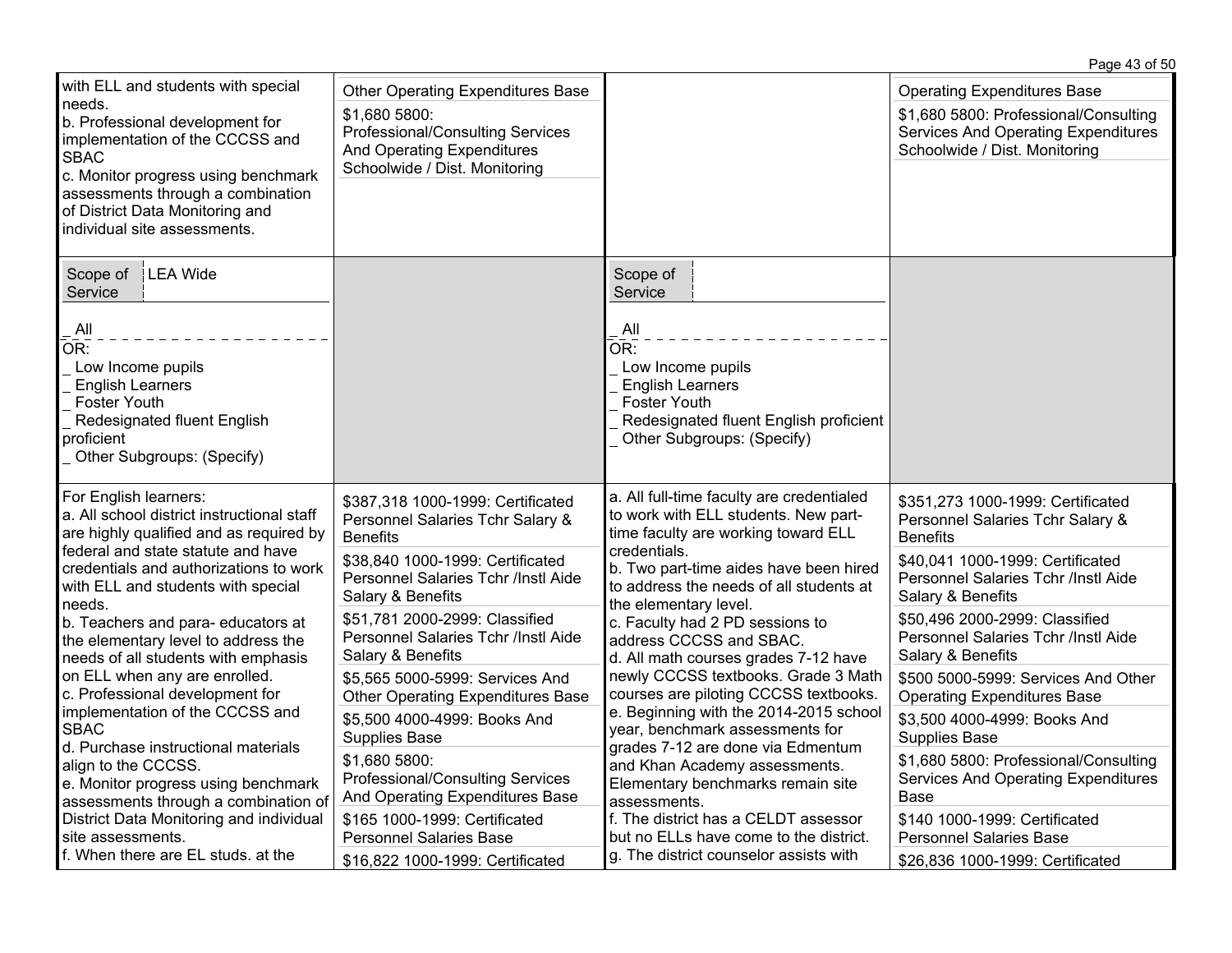| | | | |
|---|---|---|---|
| with ELL and students with special needs.<br>b. Professional development for implementation of the CCCSS and SBAC<br>c. Monitor progress using benchmark assessments through a combination of District Data Monitoring and individual site assessments. | Other Operating Expenditures Base<br>$1,680 5800: Professional/Consulting Services And Operating Expenditures Schoolwide / Dist. Monitoring | | Operating Expenditures Base<br>$1,680 5800: Professional/Consulting Services And Operating Expenditures Schoolwide / Dist. Monitoring |
| Scope of Service: LEA Wide<br>_ All<br>OR:<br>_ Low Income pupils<br>_ English Learners<br>_ Foster Youth<br>_ Redesignated fluent English proficient<br>_ Other Subgroups: (Specify) | | Scope of Service:<br>_ All<br>OR:<br>_ Low Income pupils<br>_ English Learners<br>_ Foster Youth<br>_ Redesignated fluent English proficient<br>_ Other Subgroups: (Specify) | |
| For English learners:<br>a. All school district instructional staff are highly qualified and as required by federal and state statute and have credentials and authorizations to work with ELL and students with special needs.<br>b. Teachers and para- educators at the elementary level to address the needs of all students with emphasis on ELL when any are enrolled.<br>c. Professional development for implementation of the CCCSS and SBAC<br>d. Purchase instructional materials align to the CCCSS.<br>e. Monitor progress using benchmark assessments through a combination of District Data Monitoring and individual site assessments.<br>f. When there are EL studs. at the | $387,318 1000-1999: Certificated Personnel Salaries Tchr Salary & Benefits<br>$38,840 1000-1999: Certificated Personnel Salaries Tchr /Instl Aide Salary & Benefits<br>$51,781 2000-2999: Classified Personnel Salaries Tchr /Instl Aide Salary & Benefits<br>$5,565 5000-5999: Services And Other Operating Expenditures Base<br>$5,500 4000-4999: Books And Supplies Base<br>$1,680 5800: Professional/Consulting Services And Operating Expenditures Base<br>$165 1000-1999: Certificated Personnel Salaries Base<br>$16,822 1000-1999: Certificated | a. All full-time faculty are credentialed to work with ELL students. New part-time faculty are working toward ELL credentials.<br>b. Two part-time aides have been hired to address the needs of all students at the elementary level.<br>c. Faculty had 2 PD sessions to address CCCSS and SBAC.<br>d. All math courses grades 7-12 have newly CCCSS textbooks. Grade 3 Math courses are piloting CCCSS textbooks.<br>e. Beginning with the 2014-2015 school year, benchmark assessments for grades 7-12 are done via Edmentum and Khan Academy assessments. Elementary benchmarks remain site assessments.<br>f. The district has a CELDT assessor but no ELLs have come to the district.<br>g. The district counselor assists with | $351,273 1000-1999: Certificated Personnel Salaries Tchr Salary & Benefits<br>$40,041 1000-1999: Certificated Personnel Salaries Tchr /Instl Aide Salary & Benefits<br>$50,496 2000-2999: Classified Personnel Salaries Tchr /Instl Aide Salary & Benefits<br>$500 5000-5999: Services And Other Operating Expenditures Base<br>$3,500 4000-4999: Books And Supplies Base<br>$1,680 5800: Professional/Consulting Services And Operating Expenditures Base<br>$140 1000-1999: Certificated Personnel Salaries Base<br>$26,836 1000-1999: Certificated |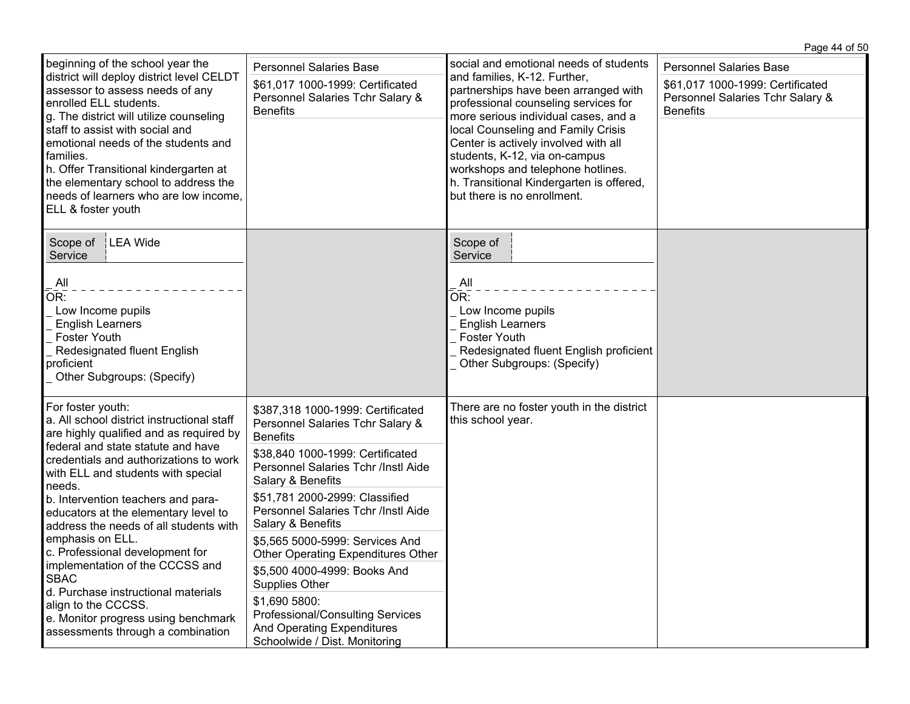| | | | |
|---|---|---|---|
| beginning of the school year the district will deploy district level CELDT assessor to assess needs of any enrolled ELL students.<br>g. The district will utilize counseling staff to assist with social and emotional needs of the students and families.<br>h. Offer Transitional kindergarten at the elementary school to address the needs of learners who are low income, ELL & foster youth | Personnel Salaries Base<br>$61,017 1000-1999: Certificated Personnel Salaries Tchr Salary & Benefits | social and emotional needs of students and families, K-12. Further, partnerships have been arranged with professional counseling services for more serious individual cases, and a local Counseling and Family Crisis Center is actively involved with all students, K-12, via on-campus workshops and telephone hotlines.<br>h. Transitional Kindergarten is offered, but there is no enrollment. | Personnel Salaries Base<br>$61,017 1000-1999: Certificated Personnel Salaries Tchr Salary & Benefits |
| Scope of Service: LEA Wide<br>_ All<br>OR:<br>_ Low Income pupils<br>_ English Learners<br>_ Foster Youth<br>_ Redesignated fluent English proficient<br>_ Other Subgroups: (Specify) | | Scope of Service:<br>_ All<br>OR:<br>_ Low Income pupils<br>_ English Learners<br>_ Foster Youth<br>_ Redesignated fluent English proficient<br>_ Other Subgroups: (Specify) | |
| For foster youth:<br>a. All school district instructional staff are highly qualified and as required by federal and state statute and have credentials and authorizations to work with ELL and students with special needs.<br>b. Intervention teachers and para-educators at the elementary level to address the needs of all students with emphasis on ELL.<br>c. Professional development for implementation of the CCCSS and SBAC<br>d. Purchase instructional materials align to the CCCSS.<br>e. Monitor progress using benchmark assessments through a combination | $387,318 1000-1999: Certificated Personnel Salaries Tchr Salary & Benefits<br>$38,840 1000-1999: Certificated Personnel Salaries Tchr /Instl Aide Salary & Benefits<br>$51,781 2000-2999: Classified Personnel Salaries Tchr /Instl Aide Salary & Benefits<br>$5,565 5000-5999: Services And Other Operating Expenditures Other<br>$5,500 4000-4999: Books And Supplies Other<br>$1,690 5800: Professional/Consulting Services And Operating Expenditures Schoolwide / Dist. Monitoring | There are no foster youth in the district this school year. | |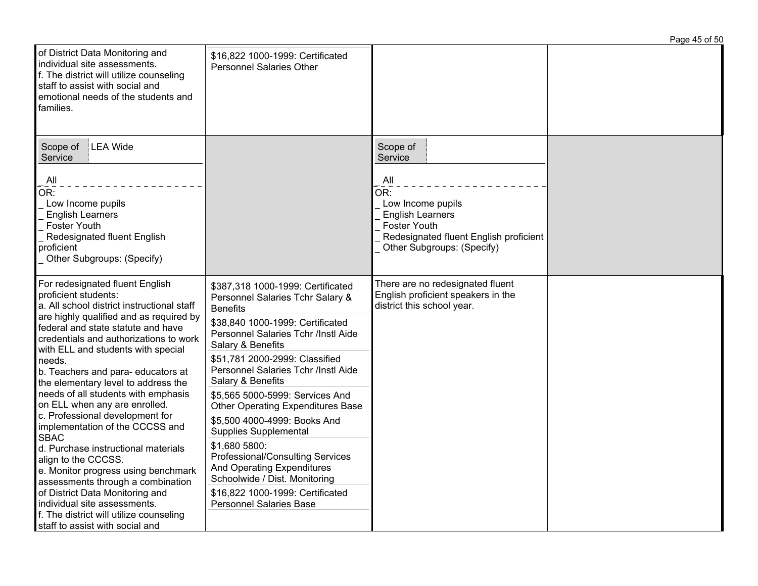| | | | |
|---|---|---|---|
| of District Data Monitoring and individual site assessments.<br>f. The district will utilize counseling staff to assist with social and emotional needs of the students and families. | $16,822 1000-1999: Certificated Personnel Salaries Other | | |
| Scope of Service: LEA Wide<br><br>_ All<br>OR:<br>_ Low Income pupils<br>_ English Learners<br>_ Foster Youth<br>_ Redesignated fluent English proficient<br>_ Other Subgroups: (Specify) | | Scope of Service:<br><br>_ All<br>OR:<br>_ Low Income pupils<br>_ English Learners<br>_ Foster Youth<br>_ Redesignated fluent English proficient<br>_ Other Subgroups: (Specify) | |
| For redesignated fluent English proficient students:<br>a. All school district instructional staff are highly qualified and as required by federal and state statute and have credentials and authorizations to work with ELL and students with special needs.<br>b. Teachers and para- educators at the elementary level to address the needs of all students with emphasis on ELL when any are enrolled.<br>c. Professional development for implementation of the CCCSS and SBAC<br>d. Purchase instructional materials align to the CCCSS.<br>e. Monitor progress using benchmark assessments through a combination of District Data Monitoring and individual site assessments.<br>f. The district will utilize counseling staff to assist with social and | $387,318 1000-1999: Certificated Personnel Salaries Tchr Salary & Benefits<br>$38,840 1000-1999: Certificated Personnel Salaries Tchr /Instl Aide Salary & Benefits<br>$51,781 2000-2999: Classified Personnel Salaries Tchr /Instl Aide Salary & Benefits<br>$5,565 5000-5999: Services And Other Operating Expenditures Base<br>$5,500 4000-4999: Books And Supplies Supplemental<br>$1,680 5800: Professional/Consulting Services And Operating Expenditures Schoolwide / Dist. Monitoring<br>$16,822 1000-1999: Certificated Personnel Salaries Base | There are no redesignated fluent English proficient speakers in the district this school year. | |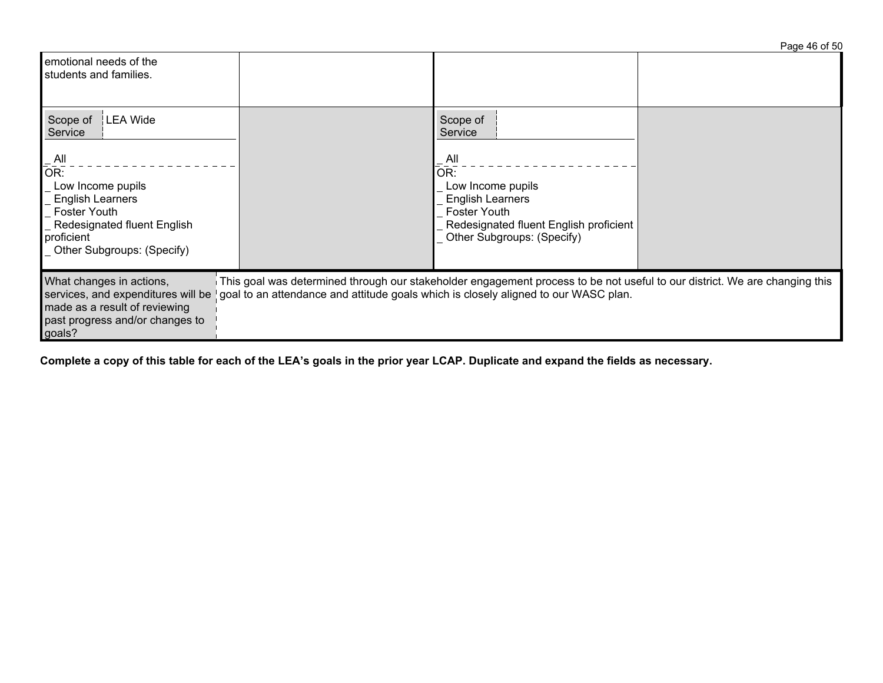| | | | |
|---|---|---|---|
| emotional needs of the students and families. | | | |
| Scope of Service: LEA Wide<br><br>_ All<br>OR:<br>_ Low Income pupils<br>_ English Learners<br>_ Foster Youth<br>_ Redesignated fluent English proficient<br>_ Other Subgroups: (Specify) | | Scope of Service:<br><br>_ All<br>OR:<br>_ Low Income pupils<br>_ English Learners<br>_ Foster Youth<br>_ Redesignated fluent English proficient<br>_ Other Subgroups: (Specify) | |

| What changes in actions, services, and expenditures will be made as a result of reviewing past progress and/or changes to goals? | This goal was determined through our stakeholder engagement process to be not useful to our district. We are changing this goal to an attendance and attitude goals which is closely aligned to our WASC plan. |
|---|---|

**Complete a copy of this table for each of the LEA's goals in the prior year LCAP. Duplicate and expand the fields as necessary.**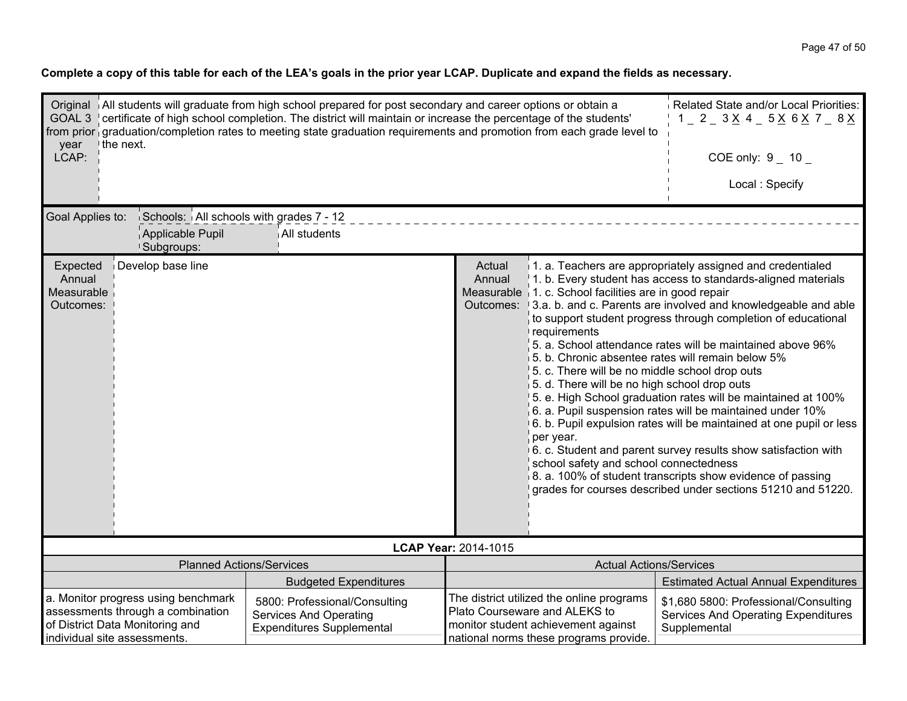**Complete a copy of this table for each of the LEA's goals in the prior year LCAP. Duplicate and expand the fields as necessary.**

| Original GOAL 3 from prior year LCAP: | All students will graduate from high school prepared for post secondary and career options or obtain a certificate of high school completion. The district will maintain or increase the percentage of the students' graduation/completion rates to meeting state graduation requirements and promotion from each grade level to the next. | Related State and/or Local Priorities: 1 _ 2 _ 3 X 4 _ 5 X 6 X 7 _ 8 X<br><br>COE only: 9 _ 10 _<br><br>Local : Specify |
|---|---|---|

| Goal Applies to: | Schools: | All schools with grades 7 - 12 |
|---|---|---|
| | Applicable Pupil Subgroups: | All students |

| Expected Annual Measurable Outcomes: | Develop base line | Actual Annual Measurable Outcomes: | 1. a. Teachers are appropriately assigned and credentialed<br>1. b. Every student has access to standards-aligned materials<br>1. c. School facilities are in good repair<br>3.a. b. and c. Parents are involved and knowledgeable and able to support student progress through completion of educational requirements<br>5. a. School attendance rates will be maintained above 96%<br>5. b. Chronic absentee rates will remain below 5%<br>5. c. There will be no middle school drop outs<br>5. d. There will be no high school drop outs<br>5. e. High School graduation rates will be maintained at 100%<br>6. a. Pupil suspension rates will be maintained under 10%<br>6. b. Pupil expulsion rates will be maintained at one pupil or less per year.<br>6. c. Student and parent survey results show satisfaction with school safety and school connectedness<br>8. a. 100% of student transcripts show evidence of passing grades for courses described under sections 51210 and 51220. |
|---|---|---|---|

**LCAP Year:** 2014-1015

| Planned Actions/Services | Budgeted Expenditures | Actual Actions/Services | Estimated Actual Annual Expenditures |
|---|---|---|---|
| a. Monitor progress using benchmark assessments through a combination of District Data Monitoring and individual site assessments. | 5800: Professional/Consulting Services And Operating Expenditures Supplemental | The district utilized the online programs Plato Courseware and ALEKS to monitor student achievement against national norms these programs provide. | $1,680 5800: Professional/Consulting Services And Operating Expenditures Supplemental |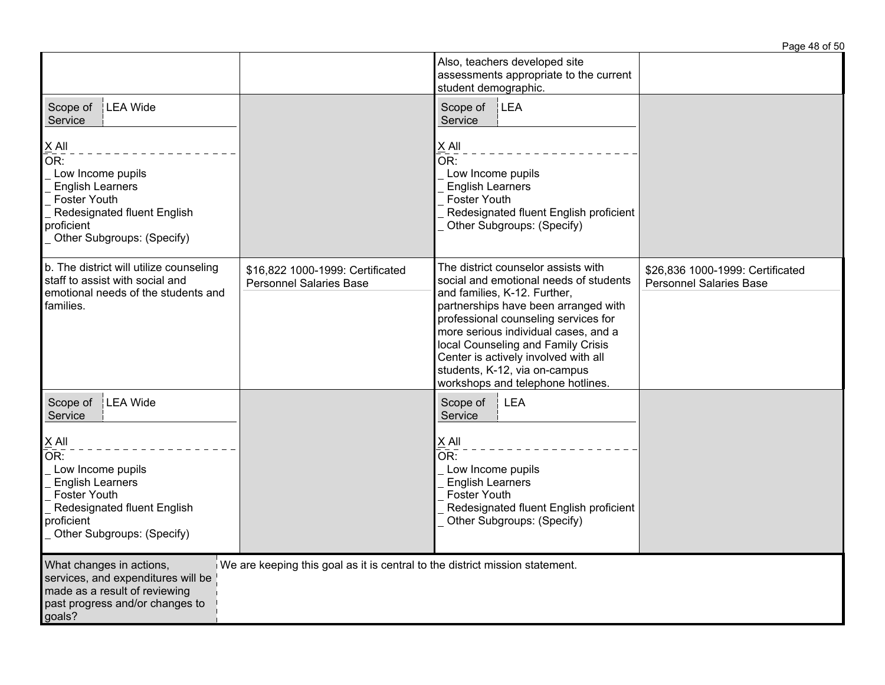| | | | |
|---|---|---|---|
| | | Also, teachers developed site assessments appropriate to the current student demographic. | |
| Scope of Service: LEA Wide<br><br>X All<br>OR:<br>_ Low Income pupils<br>_ English Learners<br>_ Foster Youth<br>_ Redesignated fluent English proficient<br>_ Other Subgroups: (Specify) | | Scope of Service: LEA<br><br>X All<br>OR:<br>_ Low Income pupils<br>_ English Learners<br>_ Foster Youth<br>_ Redesignated fluent English proficient<br>_ Other Subgroups: (Specify) | |
| b. The district will utilize counseling staff to assist with social and emotional needs of the students and families. | $16,822 1000-1999: Certificated Personnel Salaries Base | The district counselor assists with social and emotional needs of students and families, K-12. Further, partnerships have been arranged with professional counseling services for more serious individual cases, and a local Counseling and Family Crisis Center is actively involved with all students, K-12, via on-campus workshops and telephone hotlines. | $26,836 1000-1999: Certificated Personnel Salaries Base |
| Scope of Service: LEA Wide<br><br>X All<br>OR:<br>_ Low Income pupils<br>_ English Learners<br>_ Foster Youth<br>_ Redesignated fluent English proficient<br>_ Other Subgroups: (Specify) | | Scope of Service: LEA<br><br>X All<br>OR:<br>_ Low Income pupils<br>_ English Learners<br>_ Foster Youth<br>_ Redesignated fluent English proficient<br>_ Other Subgroups: (Specify) | |

| What changes in actions, services, and expenditures will be made as a result of reviewing past progress and/or changes to goals? | We are keeping this goal as it is central to the district mission statement. |
|---|---|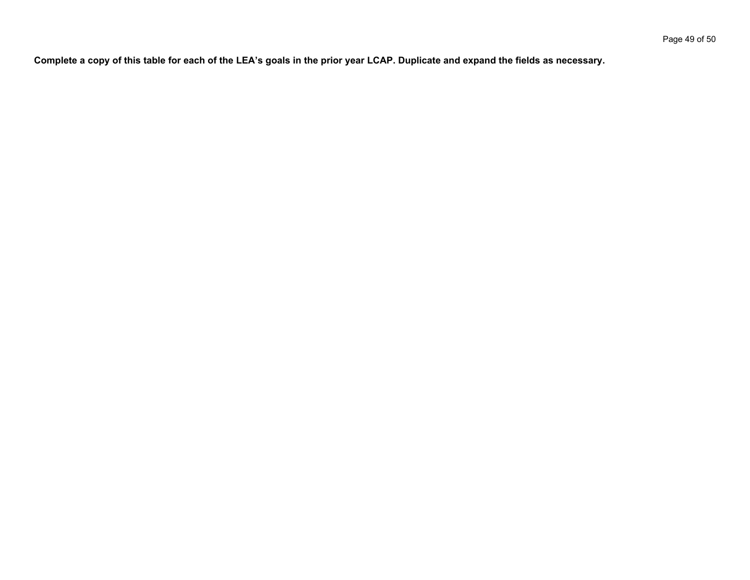**Complete a copy of this table for each of the LEA's goals in the prior year LCAP. Duplicate and expand the fields as necessary.**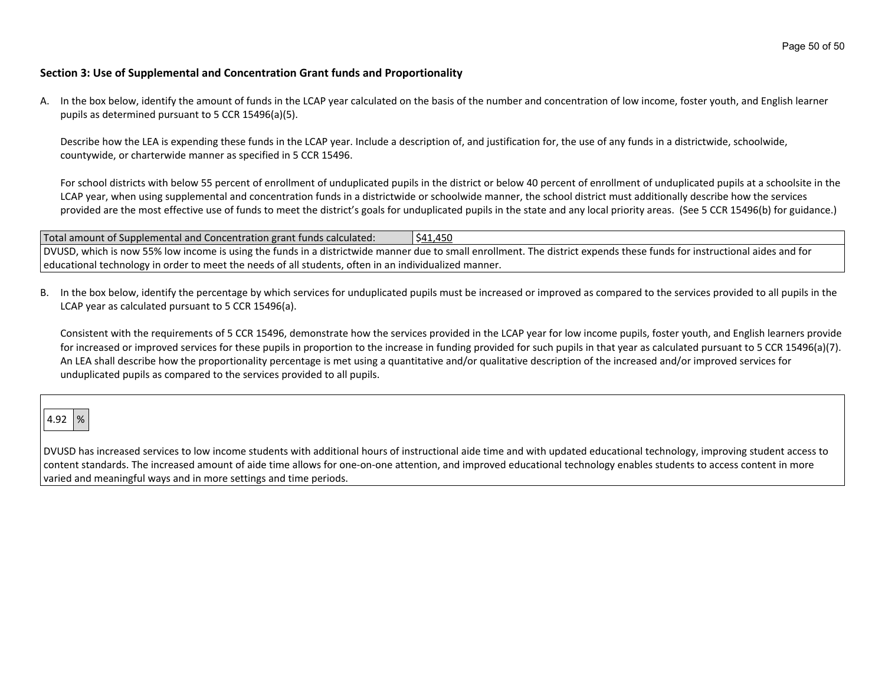### Section 3: Use of Supplemental and Concentration Grant funds and Proportionality

A. In the box below, identify the amount of funds in the LCAP year calculated on the basis of the number and concentration of low income, foster youth, and English learner pupils as determined pursuant to 5 CCR 15496(a)(5).

   Describe how the LEA is expending these funds in the LCAP year. Include a description of, and justification for, the use of any funds in a districtwide, schoolwide, countywide, or charterwide manner as specified in 5 CCR 15496.

   For school districts with below 55 percent of enrollment of unduplicated pupils in the district or below 40 percent of enrollment of unduplicated pupils at a schoolsite in the LCAP year, when using supplemental and concentration funds in a districtwide or schoolwide manner, the school district must additionally describe how the services provided are the most effective use of funds to meet the district's goals for unduplicated pupils in the state and any local priority areas. (See 5 CCR 15496(b) for guidance.)

| | |
|---|---|
| Total amount of Supplemental and Concentration grant funds calculated: | $41,450 |
| DVUSD, which is now 55% low income is using the funds in a districtwide manner due to small enrollment. The district expends these funds for instructional aides and for educational technology in order to meet the needs of all students, often in an individualized manner. | |

B. In the box below, identify the percentage by which services for unduplicated pupils must be increased or improved as compared to the services provided to all pupils in the LCAP year as calculated pursuant to 5 CCR 15496(a).

   Consistent with the requirements of 5 CCR 15496, demonstrate how the services provided in the LCAP year for low income pupils, foster youth, and English learners provide for increased or improved services for these pupils in proportion to the increase in funding provided for such pupils in that year as calculated pursuant to 5 CCR 15496(a)(7). An LEA shall describe how the proportionality percentage is met using a quantitative and/or qualitative description of the increased and/or improved services for unduplicated pupils as compared to the services provided to all pupils.

4.92 %

DVUSD has increased services to low income students with additional hours of instructional aide time and with updated educational technology, improving student access to content standards. The increased amount of aide time allows for one-on-one attention, and improved educational technology enables students to access content in more varied and meaningful ways and in more settings and time periods.